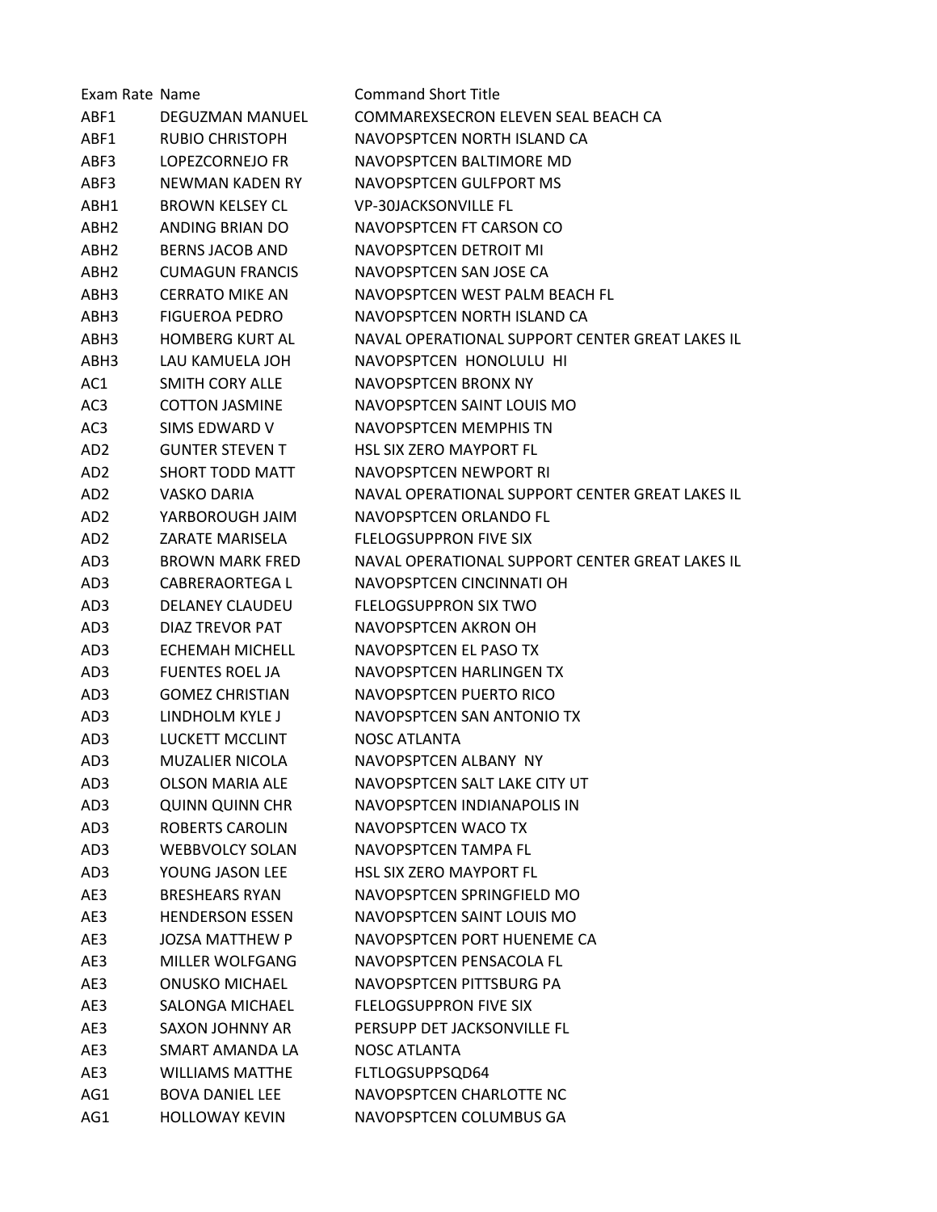| Exam Rate | Name | Command Short Title |
|---|---|---|
| ABF1 | DEGUZMAN MANUEL | COMMAREXSECRON ELEVEN SEAL BEACH CA |
| ABF1 | RUBIO CHRISTOPH | NAVOPSPTCEN NORTH ISLAND CA |
| ABF3 | LOPEZCORNEJO FR | NAVOPSPTCEN BALTIMORE MD |
| ABF3 | NEWMAN KADEN RY | NAVOPSPTCEN GULFPORT MS |
| ABH1 | BROWN KELSEY CL | VP-30JACKSONVILLE FL |
| ABH2 | ANDING BRIAN DO | NAVOPSPTCEN FT CARSON CO |
| ABH2 | BERNS JACOB AND | NAVOPSPTCEN DETROIT MI |
| ABH2 | CUMAGUN FRANCIS | NAVOPSPTCEN SAN JOSE CA |
| ABH3 | CERRATO MIKE AN | NAVOPSPTCEN WEST PALM BEACH FL |
| ABH3 | FIGUEROA PEDRO | NAVOPSPTCEN NORTH ISLAND CA |
| ABH3 | HOMBERG KURT AL | NAVAL OPERATIONAL SUPPORT CENTER GREAT LAKES IL |
| ABH3 | LAU KAMUELA JOH | NAVOPSPTCEN HONOLULU HI |
| AC1 | SMITH CORY ALLE | NAVOPSPTCEN BRONX NY |
| AC3 | COTTON JASMINE | NAVOPSPTCEN SAINT LOUIS MO |
| AC3 | SIMS EDWARD V | NAVOPSPTCEN MEMPHIS TN |
| AD2 | GUNTER STEVEN T | HSL SIX ZERO MAYPORT FL |
| AD2 | SHORT TODD MATT | NAVOPSPTCEN NEWPORT RI |
| AD2 | VASKO DARIA | NAVAL OPERATIONAL SUPPORT CENTER GREAT LAKES IL |
| AD2 | YARBOROUGH JAIM | NAVOPSPTCEN ORLANDO FL |
| AD2 | ZARATE MARISELA | FLELOGSUPPRON FIVE SIX |
| AD3 | BROWN MARK FRED | NAVAL OPERATIONAL SUPPORT CENTER GREAT LAKES IL |
| AD3 | CABRERAORTEGA L | NAVOPSPTCEN CINCINNATI OH |
| AD3 | DELANEY CLAUDEU | FLELOGSUPPRON SIX TWO |
| AD3 | DIAZ TREVOR PAT | NAVOPSPTCEN AKRON OH |
| AD3 | ECHEMAH MICHELL | NAVOPSPTCEN EL PASO TX |
| AD3 | FUENTES ROEL JA | NAVOPSPTCEN HARLINGEN TX |
| AD3 | GOMEZ CHRISTIAN | NAVOPSPTCEN PUERTO RICO |
| AD3 | LINDHOLM KYLE J | NAVOPSPTCEN SAN ANTONIO TX |
| AD3 | LUCKETT MCCLINT | NOSC ATLANTA |
| AD3 | MUZALIER NICOLA | NAVOPSPTCEN ALBANY NY |
| AD3 | OLSON MARIA ALE | NAVOPSPTCEN SALT LAKE CITY UT |
| AD3 | QUINN QUINN CHR | NAVOPSPTCEN INDIANAPOLIS IN |
| AD3 | ROBERTS CAROLIN | NAVOPSPTCEN WACO TX |
| AD3 | WEBBVOLCY SOLAN | NAVOPSPTCEN TAMPA FL |
| AD3 | YOUNG JASON LEE | HSL SIX ZERO MAYPORT FL |
| AE3 | BRESHEARS RYAN | NAVOPSPTCEN SPRINGFIELD MO |
| AE3 | HENDERSON ESSEN | NAVOPSPTCEN SAINT LOUIS MO |
| AE3 | JOZSA MATTHEW P | NAVOPSPTCEN PORT HUENEME CA |
| AE3 | MILLER WOLFGANG | NAVOPSPTCEN PENSACOLA FL |
| AE3 | ONUSKO MICHAEL | NAVOPSPTCEN PITTSBURG PA |
| AE3 | SALONGA MICHAEL | FLELOGSUPPRON FIVE SIX |
| AE3 | SAXON JOHNNY AR | PERSUPP DET JACKSONVILLE FL |
| AE3 | SMART AMANDA LA | NOSC ATLANTA |
| AE3 | WILLIAMS MATTHE | FLTLOGSUPPSQD64 |
| AG1 | BOVA DANIEL LEE | NAVOPSPTCEN CHARLOTTE NC |
| AG1 | HOLLOWAY KEVIN | NAVOPSPTCEN COLUMBUS GA |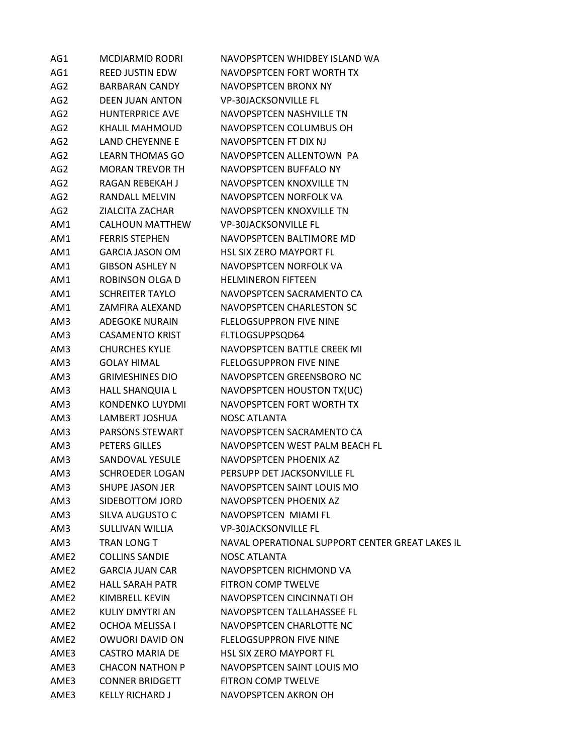| | | |
|---|---|---|
| AG1 | MCDIARMID RODRI | NAVOPSPTCEN WHIDBEY ISLAND WA |
| AG1 | REED JUSTIN EDW | NAVOPSPTCEN FORT WORTH TX |
| AG2 | BARBARAN CANDY | NAVOPSPTCEN BRONX NY |
| AG2 | DEEN JUAN ANTON | VP-30JACKSONVILLE FL |
| AG2 | HUNTERPRICE AVE | NAVOPSPTCEN NASHVILLE TN |
| AG2 | KHALIL MAHMOUD | NAVOPSPTCEN COLUMBUS OH |
| AG2 | LAND CHEYENNE E | NAVOPSPTCEN FT DIX NJ |
| AG2 | LEARN THOMAS GO | NAVOPSPTCEN ALLENTOWN PA |
| AG2 | MORAN TREVOR TH | NAVOPSPTCEN BUFFALO NY |
| AG2 | RAGAN REBEKAH J | NAVOPSPTCEN KNOXVILLE TN |
| AG2 | RANDALL MELVIN | NAVOPSPTCEN NORFOLK VA |
| AG2 | ZIALCITA ZACHAR | NAVOPSPTCEN KNOXVILLE TN |
| AM1 | CALHOUN MATTHEW | VP-30JACKSONVILLE FL |
| AM1 | FERRIS STEPHEN | NAVOPSPTCEN BALTIMORE MD |
| AM1 | GARCIA JASON OM | HSL SIX ZERO MAYPORT FL |
| AM1 | GIBSON ASHLEY N | NAVOPSPTCEN NORFOLK VA |
| AM1 | ROBINSON OLGA D | HELMINERON FIFTEEN |
| AM1 | SCHREITER TAYLO | NAVOPSPTCEN SACRAMENTO CA |
| AM1 | ZAMFIRA ALEXAND | NAVOPSPTCEN CHARLESTON SC |
| AM3 | ADEGOKE NURAIN | FLELOGSUPPRON FIVE NINE |
| AM3 | CASAMENTO KRIST | FLTLOGSUPPSQD64 |
| AM3 | CHURCHES KYLIE | NAVOPSPTCEN BATTLE CREEK MI |
| AM3 | GOLAY HIMAL | FLELOGSUPPRON FIVE NINE |
| AM3 | GRIMESHINES DIO | NAVOPSPTCEN GREENSBORO NC |
| AM3 | HALL SHANQUIA L | NAVOPSPTCEN HOUSTON TX(UC) |
| AM3 | KONDENKO LUYDMI | NAVOPSPTCEN FORT WORTH TX |
| AM3 | LAMBERT JOSHUA | NOSC ATLANTA |
| AM3 | PARSONS STEWART | NAVOPSPTCEN SACRAMENTO CA |
| AM3 | PETERS GILLES | NAVOPSPTCEN WEST PALM BEACH FL |
| AM3 | SANDOVAL YESULE | NAVOPSPTCEN PHOENIX AZ |
| AM3 | SCHROEDER LOGAN | PERSUPP DET JACKSONVILLE FL |
| AM3 | SHUPE JASON JER | NAVOPSPTCEN SAINT LOUIS MO |
| AM3 | SIDEBOTTOM JORD | NAVOPSPTCEN PHOENIX AZ |
| AM3 | SILVA AUGUSTO C | NAVOPSPTCEN MIAMI FL |
| AM3 | SULLIVAN WILLIA | VP-30JACKSONVILLE FL |
| AM3 | TRAN LONG T | NAVAL OPERATIONAL SUPPORT CENTER GREAT LAKES IL |
| AME2 | COLLINS SANDIE | NOSC ATLANTA |
| AME2 | GARCIA JUAN CAR | NAVOPSPTCEN RICHMOND VA |
| AME2 | HALL SARAH PATR | FITRON COMP TWELVE |
| AME2 | KIMBRELL KEVIN | NAVOPSPTCEN CINCINNATI OH |
| AME2 | KULIY DMYTRI AN | NAVOPSPTCEN TALLAHASSEE FL |
| AME2 | OCHOA MELISSA I | NAVOPSPTCEN CHARLOTTE NC |
| AME2 | OWUORI DAVID ON | FLELOGSUPPRON FIVE NINE |
| AME3 | CASTRO MARIA DE | HSL SIX ZERO MAYPORT FL |
| AME3 | CHACON NATHON P | NAVOPSPTCEN SAINT LOUIS MO |
| AME3 | CONNER BRIDGETT | FITRON COMP TWELVE |
| AME3 | KELLY RICHARD J | NAVOPSPTCEN AKRON OH |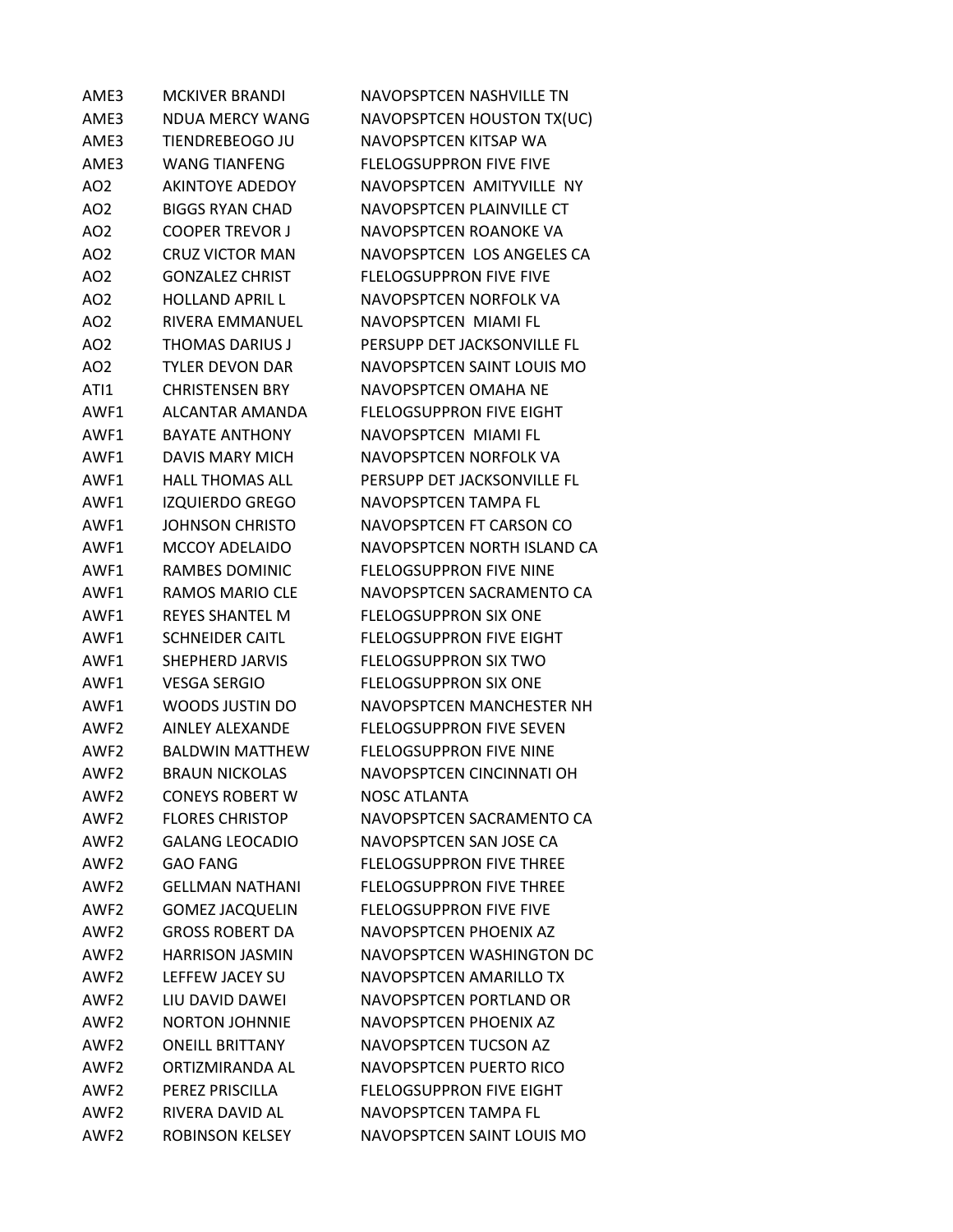| | | |
|---|---|---|
| AME3 | MCKIVER BRANDI | NAVOPSPTCEN NASHVILLE TN |
| AME3 | NDUA MERCY WANG | NAVOPSPTCEN HOUSTON TX(UC) |
| AME3 | TIENDREBEOGO JU | NAVOPSPTCEN KITSAP WA |
| AME3 | WANG TIANFENG | FLELOGSUPPRON FIVE FIVE |
| AO2 | AKINTOYE ADEDOY | NAVOPSPTCEN AMITYVILLE NY |
| AO2 | BIGGS RYAN CHAD | NAVOPSPTCEN PLAINVILLE CT |
| AO2 | COOPER TREVOR J | NAVOPSPTCEN ROANOKE VA |
| AO2 | CRUZ VICTOR MAN | NAVOPSPTCEN LOS ANGELES CA |
| AO2 | GONZALEZ CHRIST | FLELOGSUPPRON FIVE FIVE |
| AO2 | HOLLAND APRIL L | NAVOPSPTCEN NORFOLK VA |
| AO2 | RIVERA EMMANUEL | NAVOPSPTCEN MIAMI FL |
| AO2 | THOMAS DARIUS J | PERSUPP DET JACKSONVILLE FL |
| AO2 | TYLER DEVON DAR | NAVOPSPTCEN SAINT LOUIS MO |
| ATI1 | CHRISTENSEN BRY | NAVOPSPTCEN OMAHA NE |
| AWF1 | ALCANTAR AMANDA | FLELOGSUPPRON FIVE EIGHT |
| AWF1 | BAYATE ANTHONY | NAVOPSPTCEN MIAMI FL |
| AWF1 | DAVIS MARY MICH | NAVOPSPTCEN NORFOLK VA |
| AWF1 | HALL THOMAS ALL | PERSUPP DET JACKSONVILLE FL |
| AWF1 | IZQUIERDO GREGO | NAVOPSPTCEN TAMPA FL |
| AWF1 | JOHNSON CHRISTO | NAVOPSPTCEN FT CARSON CO |
| AWF1 | MCCOY ADELAIDO | NAVOPSPTCEN NORTH ISLAND CA |
| AWF1 | RAMBES DOMINIC | FLELOGSUPPRON FIVE NINE |
| AWF1 | RAMOS MARIO CLE | NAVOPSPTCEN SACRAMENTO CA |
| AWF1 | REYES SHANTEL M | FLELOGSUPPRON SIX ONE |
| AWF1 | SCHNEIDER CAITL | FLELOGSUPPRON FIVE EIGHT |
| AWF1 | SHEPHERD JARVIS | FLELOGSUPPRON SIX TWO |
| AWF1 | VESGA SERGIO | FLELOGSUPPRON SIX ONE |
| AWF1 | WOODS JUSTIN DO | NAVOPSPTCEN MANCHESTER NH |
| AWF2 | AINLEY ALEXANDE | FLELOGSUPPRON FIVE SEVEN |
| AWF2 | BALDWIN MATTHEW | FLELOGSUPPRON FIVE NINE |
| AWF2 | BRAUN NICKOLAS | NAVOPSPTCEN CINCINNATI OH |
| AWF2 | CONEYS ROBERT W | NOSC ATLANTA |
| AWF2 | FLORES CHRISTOP | NAVOPSPTCEN SACRAMENTO CA |
| AWF2 | GALANG LEOCADIO | NAVOPSPTCEN SAN JOSE CA |
| AWF2 | GAO FANG | FLELOGSUPPRON FIVE THREE |
| AWF2 | GELLMAN NATHANI | FLELOGSUPPRON FIVE THREE |
| AWF2 | GOMEZ JACQUELIN | FLELOGSUPPRON FIVE FIVE |
| AWF2 | GROSS ROBERT DA | NAVOPSPTCEN PHOENIX AZ |
| AWF2 | HARRISON JASMIN | NAVOPSPTCEN WASHINGTON DC |
| AWF2 | LEFFEW JACEY SU | NAVOPSPTCEN AMARILLO TX |
| AWF2 | LIU DAVID DAWEI | NAVOPSPTCEN PORTLAND OR |
| AWF2 | NORTON JOHNNIE | NAVOPSPTCEN PHOENIX AZ |
| AWF2 | ONEILL BRITTANY | NAVOPSPTCEN TUCSON AZ |
| AWF2 | ORTIZMIRANDA AL | NAVOPSPTCEN PUERTO RICO |
| AWF2 | PEREZ PRISCILLA | FLELOGSUPPRON FIVE EIGHT |
| AWF2 | RIVERA DAVID AL | NAVOPSPTCEN TAMPA FL |
| AWF2 | ROBINSON KELSEY | NAVOPSPTCEN SAINT LOUIS MO |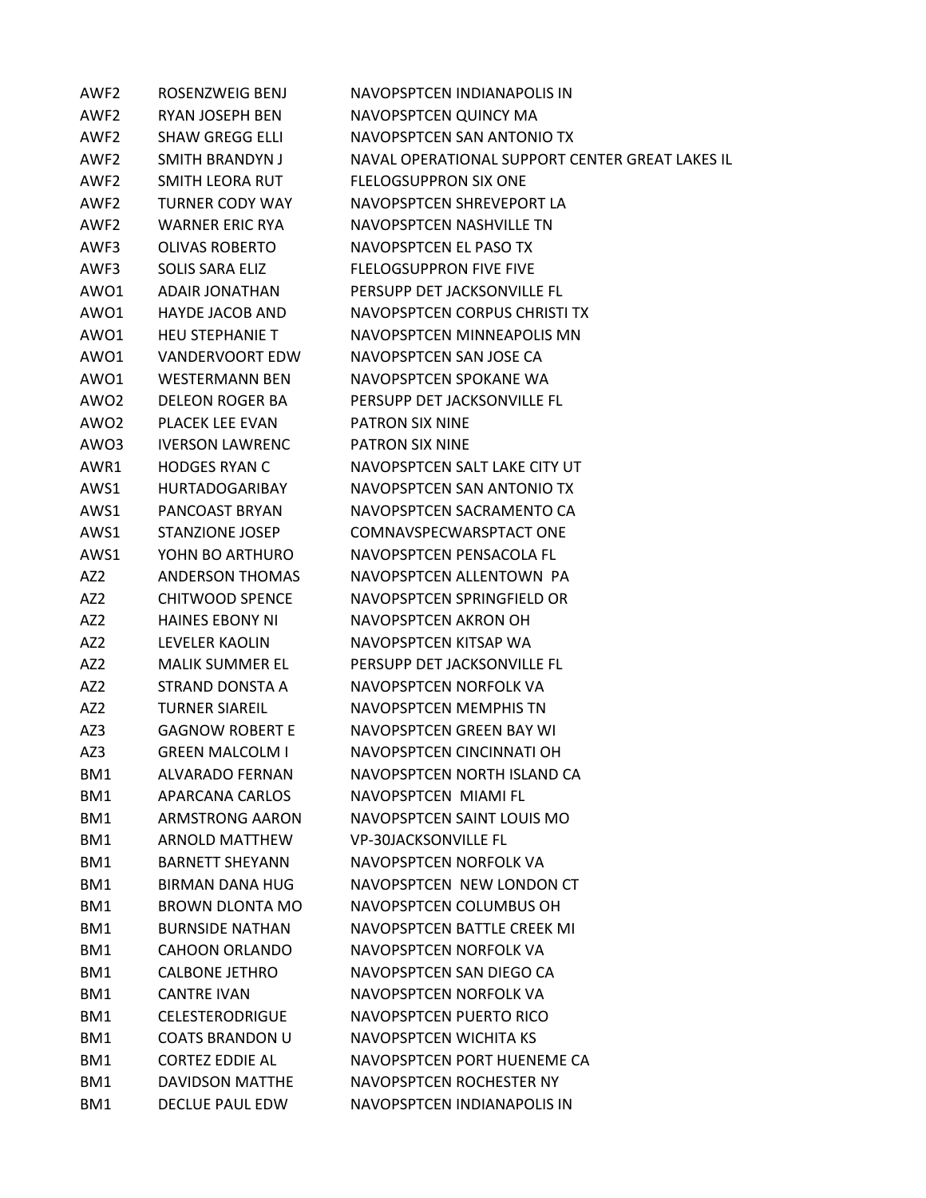| | | |
|---|---|---|
| AWF2 | ROSENZWEIG BENJ | NAVOPSPTCEN INDIANAPOLIS IN |
| AWF2 | RYAN JOSEPH BEN | NAVOPSPTCEN QUINCY MA |
| AWF2 | SHAW GREGG ELLI | NAVOPSPTCEN SAN ANTONIO TX |
| AWF2 | SMITH BRANDYN J | NAVAL OPERATIONAL SUPPORT CENTER GREAT LAKES IL |
| AWF2 | SMITH LEORA RUT | FLELOGSUPPRON SIX ONE |
| AWF2 | TURNER CODY WAY | NAVOPSPTCEN SHREVEPORT LA |
| AWF2 | WARNER ERIC RYA | NAVOPSPTCEN NASHVILLE TN |
| AWF3 | OLIVAS ROBERTO | NAVOPSPTCEN EL PASO TX |
| AWF3 | SOLIS SARA ELIZ | FLELOGSUPPRON FIVE FIVE |
| AWO1 | ADAIR JONATHAN | PERSUPP DET JACKSONVILLE FL |
| AWO1 | HAYDE JACOB AND | NAVOPSPTCEN CORPUS CHRISTI TX |
| AWO1 | HEU STEPHANIE T | NAVOPSPTCEN MINNEAPOLIS MN |
| AWO1 | VANDERVOORT EDW | NAVOPSPTCEN SAN JOSE CA |
| AWO1 | WESTERMANN BEN | NAVOPSPTCEN SPOKANE WA |
| AWO2 | DELEON ROGER BA | PERSUPP DET JACKSONVILLE FL |
| AWO2 | PLACEK LEE EVAN | PATRON SIX NINE |
| AWO3 | IVERSON LAWRENC | PATRON SIX NINE |
| AWR1 | HODGES RYAN C | NAVOPSPTCEN SALT LAKE CITY UT |
| AWS1 | HURTADOGARIBAY | NAVOPSPTCEN SAN ANTONIO TX |
| AWS1 | PANCOAST BRYAN | NAVOPSPTCEN SACRAMENTO CA |
| AWS1 | STANZIONE JOSEP | COMNAVSPECWARSPTACT ONE |
| AWS1 | YOHN BO ARTHURO | NAVOPSPTCEN PENSACOLA FL |
| AZ2 | ANDERSON THOMAS | NAVOPSPTCEN ALLENTOWN PA |
| AZ2 | CHITWOOD SPENCE | NAVOPSPTCEN SPRINGFIELD OR |
| AZ2 | HAINES EBONY NI | NAVOPSPTCEN AKRON OH |
| AZ2 | LEVELER KAOLIN | NAVOPSPTCEN KITSAP WA |
| AZ2 | MALIK SUMMER EL | PERSUPP DET JACKSONVILLE FL |
| AZ2 | STRAND DONSTA A | NAVOPSPTCEN NORFOLK VA |
| AZ2 | TURNER SIAREIL | NAVOPSPTCEN MEMPHIS TN |
| AZ3 | GAGNOW ROBERT E | NAVOPSPTCEN GREEN BAY WI |
| AZ3 | GREEN MALCOLM I | NAVOPSPTCEN CINCINNATI OH |
| BM1 | ALVARADO FERNAN | NAVOPSPTCEN NORTH ISLAND CA |
| BM1 | APARCANA CARLOS | NAVOPSPTCEN MIAMI FL |
| BM1 | ARMSTRONG AARON | NAVOPSPTCEN SAINT LOUIS MO |
| BM1 | ARNOLD MATTHEW | VP-30JACKSONVILLE FL |
| BM1 | BARNETT SHEYANN | NAVOPSPTCEN NORFOLK VA |
| BM1 | BIRMAN DANA HUG | NAVOPSPTCEN NEW LONDON CT |
| BM1 | BROWN DLONTA MO | NAVOPSPTCEN COLUMBUS OH |
| BM1 | BURNSIDE NATHAN | NAVOPSPTCEN BATTLE CREEK MI |
| BM1 | CAHOON ORLANDO | NAVOPSPTCEN NORFOLK VA |
| BM1 | CALBONE JETHRO | NAVOPSPTCEN SAN DIEGO CA |
| BM1 | CANTRE IVAN | NAVOPSPTCEN NORFOLK VA |
| BM1 | CELESTERODRIGUE | NAVOPSPTCEN PUERTO RICO |
| BM1 | COATS BRANDON U | NAVOPSPTCEN WICHITA KS |
| BM1 | CORTEZ EDDIE AL | NAVOPSPTCEN PORT HUENEME CA |
| BM1 | DAVIDSON MATTHE | NAVOPSPTCEN ROCHESTER NY |
| BM1 | DECLUE PAUL EDW | NAVOPSPTCEN INDIANAPOLIS IN |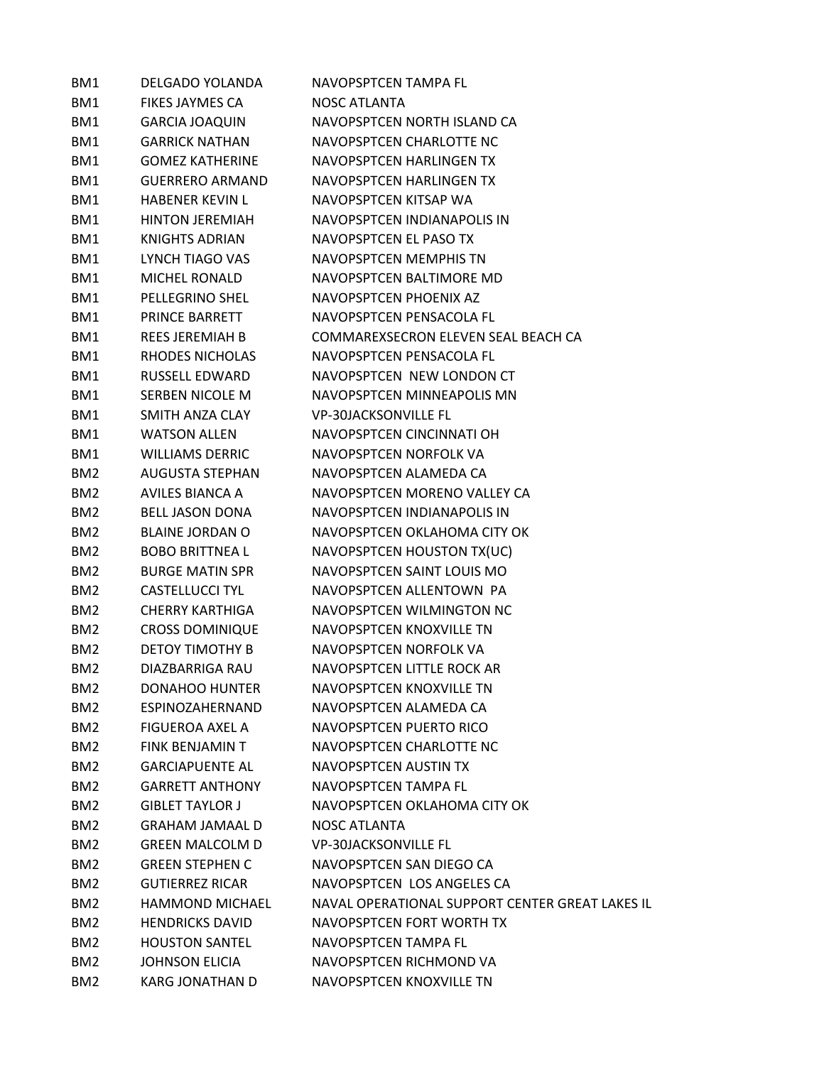| | | |
|---|---|---|
| BM1 | DELGADO YOLANDA | NAVOPSPTCEN TAMPA FL |
| BM1 | FIKES JAYMES CA | NOSC ATLANTA |
| BM1 | GARCIA JOAQUIN | NAVOPSPTCEN NORTH ISLAND CA |
| BM1 | GARRICK NATHAN | NAVOPSPTCEN CHARLOTTE NC |
| BM1 | GOMEZ KATHERINE | NAVOPSPTCEN HARLINGEN TX |
| BM1 | GUERRERO ARMAND | NAVOPSPTCEN HARLINGEN TX |
| BM1 | HABENER KEVIN L | NAVOPSPTCEN KITSAP WA |
| BM1 | HINTON JEREMIAH | NAVOPSPTCEN INDIANAPOLIS IN |
| BM1 | KNIGHTS ADRIAN | NAVOPSPTCEN EL PASO TX |
| BM1 | LYNCH TIAGO VAS | NAVOPSPTCEN MEMPHIS TN |
| BM1 | MICHEL RONALD | NAVOPSPTCEN BALTIMORE MD |
| BM1 | PELLEGRINO SHEL | NAVOPSPTCEN PHOENIX AZ |
| BM1 | PRINCE BARRETT | NAVOPSPTCEN PENSACOLA FL |
| BM1 | REES JEREMIAH B | COMMAREXSECRON ELEVEN SEAL BEACH CA |
| BM1 | RHODES NICHOLAS | NAVOPSPTCEN PENSACOLA FL |
| BM1 | RUSSELL EDWARD | NAVOPSPTCEN NEW LONDON CT |
| BM1 | SERBEN NICOLE M | NAVOPSPTCEN MINNEAPOLIS MN |
| BM1 | SMITH ANZA CLAY | VP-30JACKSONVILLE FL |
| BM1 | WATSON ALLEN | NAVOPSPTCEN CINCINNATI OH |
| BM1 | WILLIAMS DERRIC | NAVOPSPTCEN NORFOLK VA |
| BM2 | AUGUSTA STEPHAN | NAVOPSPTCEN ALAMEDA CA |
| BM2 | AVILES BIANCA A | NAVOPSPTCEN MORENO VALLEY CA |
| BM2 | BELL JASON DONA | NAVOPSPTCEN INDIANAPOLIS IN |
| BM2 | BLAINE JORDAN O | NAVOPSPTCEN OKLAHOMA CITY OK |
| BM2 | BOBO BRITTNEA L | NAVOPSPTCEN HOUSTON TX(UC) |
| BM2 | BURGE MATIN SPR | NAVOPSPTCEN SAINT LOUIS MO |
| BM2 | CASTELLUCCI TYL | NAVOPSPTCEN ALLENTOWN PA |
| BM2 | CHERRY KARTHIGA | NAVOPSPTCEN WILMINGTON NC |
| BM2 | CROSS DOMINIQUE | NAVOPSPTCEN KNOXVILLE TN |
| BM2 | DETOY TIMOTHY B | NAVOPSPTCEN NORFOLK VA |
| BM2 | DIAZBARRIGA RAU | NAVOPSPTCEN LITTLE ROCK AR |
| BM2 | DONAHOO HUNTER | NAVOPSPTCEN KNOXVILLE TN |
| BM2 | ESPINOZAHERNAND | NAVOPSPTCEN ALAMEDA CA |
| BM2 | FIGUEROA AXEL A | NAVOPSPTCEN PUERTO RICO |
| BM2 | FINK BENJAMIN T | NAVOPSPTCEN CHARLOTTE NC |
| BM2 | GARCIAPUENTE AL | NAVOPSPTCEN AUSTIN TX |
| BM2 | GARRETT ANTHONY | NAVOPSPTCEN TAMPA FL |
| BM2 | GIBLET TAYLOR J | NAVOPSPTCEN OKLAHOMA CITY OK |
| BM2 | GRAHAM JAMAAL D | NOSC ATLANTA |
| BM2 | GREEN MALCOLM D | VP-30JACKSONVILLE FL |
| BM2 | GREEN STEPHEN C | NAVOPSPTCEN SAN DIEGO CA |
| BM2 | GUTIERREZ RICAR | NAVOPSPTCEN LOS ANGELES CA |
| BM2 | HAMMOND MICHAEL | NAVAL OPERATIONAL SUPPORT CENTER GREAT LAKES IL |
| BM2 | HENDRICKS DAVID | NAVOPSPTCEN FORT WORTH TX |
| BM2 | HOUSTON SANTEL | NAVOPSPTCEN TAMPA FL |
| BM2 | JOHNSON ELICIA | NAVOPSPTCEN RICHMOND VA |
| BM2 | KARG JONATHAN D | NAVOPSPTCEN KNOXVILLE TN |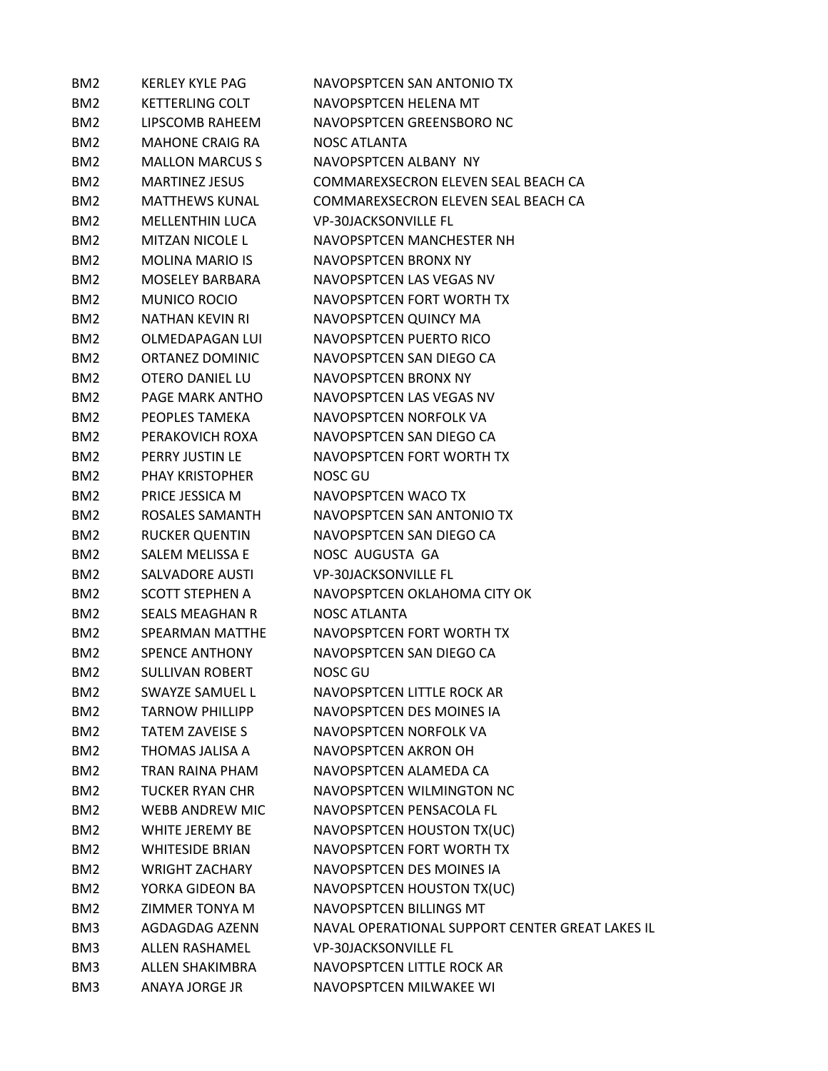| | | |
|---|---|---|
| BM2 | KERLEY KYLE PAG | NAVOPSPTCEN SAN ANTONIO TX |
| BM2 | KETTERLING COLT | NAVOPSPTCEN HELENA MT |
| BM2 | LIPSCOMB RAHEEM | NAVOPSPTCEN GREENSBORO NC |
| BM2 | MAHONE CRAIG RA | NOSC ATLANTA |
| BM2 | MALLON MARCUS S | NAVOPSPTCEN ALBANY NY |
| BM2 | MARTINEZ JESUS | COMMAREXSECRON ELEVEN SEAL BEACH CA |
| BM2 | MATTHEWS KUNAL | COMMAREXSECRON ELEVEN SEAL BEACH CA |
| BM2 | MELLENTHIN LUCA | VP-30JACKSONVILLE FL |
| BM2 | MITZAN NICOLE L | NAVOPSPTCEN MANCHESTER NH |
| BM2 | MOLINA MARIO IS | NAVOPSPTCEN BRONX NY |
| BM2 | MOSELEY BARBARA | NAVOPSPTCEN LAS VEGAS NV |
| BM2 | MUNICO ROCIO | NAVOPSPTCEN FORT WORTH TX |
| BM2 | NATHAN KEVIN RI | NAVOPSPTCEN QUINCY MA |
| BM2 | OLMEDAPAGAN LUI | NAVOPSPTCEN PUERTO RICO |
| BM2 | ORTANEZ DOMINIC | NAVOPSPTCEN SAN DIEGO CA |
| BM2 | OTERO DANIEL LU | NAVOPSPTCEN BRONX NY |
| BM2 | PAGE MARK ANTHO | NAVOPSPTCEN LAS VEGAS NV |
| BM2 | PEOPLES TAMEKA | NAVOPSPTCEN NORFOLK VA |
| BM2 | PERAKOVICH ROXA | NAVOPSPTCEN SAN DIEGO CA |
| BM2 | PERRY JUSTIN LE | NAVOPSPTCEN FORT WORTH TX |
| BM2 | PHAY KRISTOPHER | NOSC GU |
| BM2 | PRICE JESSICA M | NAVOPSPTCEN WACO TX |
| BM2 | ROSALES SAMANTH | NAVOPSPTCEN SAN ANTONIO TX |
| BM2 | RUCKER QUENTIN | NAVOPSPTCEN SAN DIEGO CA |
| BM2 | SALEM MELISSA E | NOSC AUGUSTA GA |
| BM2 | SALVADORE AUSTI | VP-30JACKSONVILLE FL |
| BM2 | SCOTT STEPHEN A | NAVOPSPTCEN OKLAHOMA CITY OK |
| BM2 | SEALS MEAGHAN R | NOSC ATLANTA |
| BM2 | SPEARMAN MATTHE | NAVOPSPTCEN FORT WORTH TX |
| BM2 | SPENCE ANTHONY | NAVOPSPTCEN SAN DIEGO CA |
| BM2 | SULLIVAN ROBERT | NOSC GU |
| BM2 | SWAYZE SAMUEL L | NAVOPSPTCEN LITTLE ROCK AR |
| BM2 | TARNOW PHILLIPP | NAVOPSPTCEN DES MOINES IA |
| BM2 | TATEM ZAVEISE S | NAVOPSPTCEN NORFOLK VA |
| BM2 | THOMAS JALISA A | NAVOPSPTCEN AKRON OH |
| BM2 | TRAN RAINA PHAM | NAVOPSPTCEN ALAMEDA CA |
| BM2 | TUCKER RYAN CHR | NAVOPSPTCEN WILMINGTON NC |
| BM2 | WEBB ANDREW MIC | NAVOPSPTCEN PENSACOLA FL |
| BM2 | WHITE JEREMY BE | NAVOPSPTCEN HOUSTON TX(UC) |
| BM2 | WHITESIDE BRIAN | NAVOPSPTCEN FORT WORTH TX |
| BM2 | WRIGHT ZACHARY | NAVOPSPTCEN DES MOINES IA |
| BM2 | YORKA GIDEON BA | NAVOPSPTCEN HOUSTON TX(UC) |
| BM2 | ZIMMER TONYA M | NAVOPSPTCEN BILLINGS MT |
| BM3 | AGDAGDAG AZENN | NAVAL OPERATIONAL SUPPORT CENTER GREAT LAKES IL |
| BM3 | ALLEN RASHAMEL | VP-30JACKSONVILLE FL |
| BM3 | ALLEN SHAKIMBRA | NAVOPSPTCEN LITTLE ROCK AR |
| BM3 | ANAYA JORGE JR | NAVOPSPTCEN MILWAKEE WI |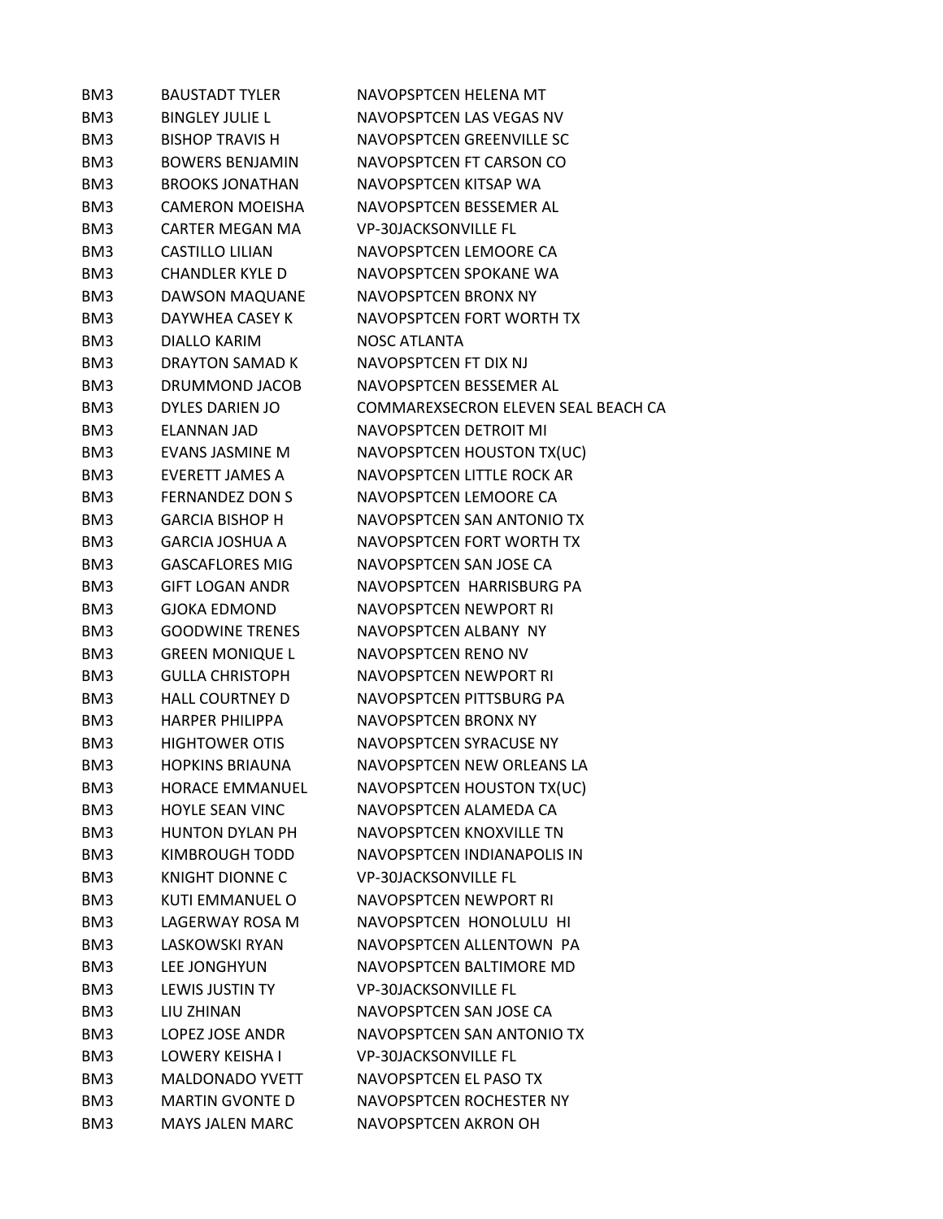| | | |
|---|---|---|
| BM3 | BAUSTADT TYLER | NAVOPSPTCEN HELENA MT |
| BM3 | BINGLEY JULIE L | NAVOPSPTCEN LAS VEGAS NV |
| BM3 | BISHOP TRAVIS H | NAVOPSPTCEN GREENVILLE SC |
| BM3 | BOWERS BENJAMIN | NAVOPSPTCEN FT CARSON CO |
| BM3 | BROOKS JONATHAN | NAVOPSPTCEN KITSAP WA |
| BM3 | CAMERON MOEISHA | NAVOPSPTCEN BESSEMER AL |
| BM3 | CARTER MEGAN MA | VP-30JACKSONVILLE FL |
| BM3 | CASTILLO LILIAN | NAVOPSPTCEN LEMOORE CA |
| BM3 | CHANDLER KYLE D | NAVOPSPTCEN SPOKANE WA |
| BM3 | DAWSON MAQUANE | NAVOPSPTCEN BRONX NY |
| BM3 | DAYWHEA CASEY K | NAVOPSPTCEN FORT WORTH TX |
| BM3 | DIALLO KARIM | NOSC ATLANTA |
| BM3 | DRAYTON SAMAD K | NAVOPSPTCEN FT DIX NJ |
| BM3 | DRUMMOND JACOB | NAVOPSPTCEN BESSEMER AL |
| BM3 | DYLES DARIEN JO | COMMAREXSECRON ELEVEN SEAL BEACH CA |
| BM3 | ELANNAN JAD | NAVOPSPTCEN DETROIT MI |
| BM3 | EVANS JASMINE M | NAVOPSPTCEN HOUSTON TX(UC) |
| BM3 | EVERETT JAMES A | NAVOPSPTCEN LITTLE ROCK AR |
| BM3 | FERNANDEZ DON S | NAVOPSPTCEN LEMOORE CA |
| BM3 | GARCIA BISHOP H | NAVOPSPTCEN SAN ANTONIO TX |
| BM3 | GARCIA JOSHUA A | NAVOPSPTCEN FORT WORTH TX |
| BM3 | GASCAFLORES MIG | NAVOPSPTCEN SAN JOSE CA |
| BM3 | GIFT LOGAN ANDR | NAVOPSPTCEN HARRISBURG PA |
| BM3 | GJOKA EDMOND | NAVOPSPTCEN NEWPORT RI |
| BM3 | GOODWINE TRENES | NAVOPSPTCEN ALBANY NY |
| BM3 | GREEN MONIQUE L | NAVOPSPTCEN RENO NV |
| BM3 | GULLA CHRISTOPH | NAVOPSPTCEN NEWPORT RI |
| BM3 | HALL COURTNEY D | NAVOPSPTCEN PITTSBURG PA |
| BM3 | HARPER PHILIPPA | NAVOPSPTCEN BRONX NY |
| BM3 | HIGHTOWER OTIS | NAVOPSPTCEN SYRACUSE NY |
| BM3 | HOPKINS BRIAUNA | NAVOPSPTCEN NEW ORLEANS LA |
| BM3 | HORACE EMMANUEL | NAVOPSPTCEN HOUSTON TX(UC) |
| BM3 | HOYLE SEAN VINC | NAVOPSPTCEN ALAMEDA CA |
| BM3 | HUNTON DYLAN PH | NAVOPSPTCEN KNOXVILLE TN |
| BM3 | KIMBROUGH TODD | NAVOPSPTCEN INDIANAPOLIS IN |
| BM3 | KNIGHT DIONNE C | VP-30JACKSONVILLE FL |
| BM3 | KUTI EMMANUEL O | NAVOPSPTCEN NEWPORT RI |
| BM3 | LAGERWAY ROSA M | NAVOPSPTCEN HONOLULU HI |
| BM3 | LASKOWSKI RYAN | NAVOPSPTCEN ALLENTOWN PA |
| BM3 | LEE JONGHYUN | NAVOPSPTCEN BALTIMORE MD |
| BM3 | LEWIS JUSTIN TY | VP-30JACKSONVILLE FL |
| BM3 | LIU ZHINAN | NAVOPSPTCEN SAN JOSE CA |
| BM3 | LOPEZ JOSE ANDR | NAVOPSPTCEN SAN ANTONIO TX |
| BM3 | LOWERY KEISHA I | VP-30JACKSONVILLE FL |
| BM3 | MALDONADO YVETT | NAVOPSPTCEN EL PASO TX |
| BM3 | MARTIN GVONTE D | NAVOPSPTCEN ROCHESTER NY |
| BM3 | MAYS JALEN MARC | NAVOPSPTCEN AKRON OH |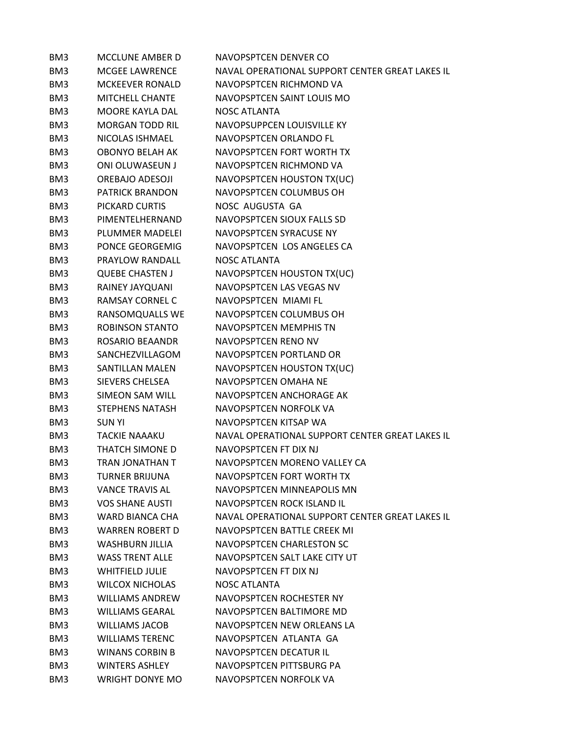| | | |
|---|---|---|
| BM3 | MCCLUNE AMBER D | NAVOPSPTCEN DENVER CO |
| BM3 | MCGEE LAWRENCE | NAVAL OPERATIONAL SUPPORT CENTER GREAT LAKES IL |
| BM3 | MCKEEVER RONALD | NAVOPSPTCEN RICHMOND VA |
| BM3 | MITCHELL CHANTE | NAVOPSPTCEN SAINT LOUIS MO |
| BM3 | MOORE KAYLA DAL | NOSC ATLANTA |
| BM3 | MORGAN TODD RIL | NAVOPSUPPCEN LOUISVILLE KY |
| BM3 | NICOLAS ISHMAEL | NAVOPSPTCEN ORLANDO FL |
| BM3 | OBONYO BELAH AK | NAVOPSPTCEN FORT WORTH TX |
| BM3 | ONI OLUWASEUN J | NAVOPSPTCEN RICHMOND VA |
| BM3 | OREBAJO ADESOJI | NAVOPSPTCEN HOUSTON TX(UC) |
| BM3 | PATRICK BRANDON | NAVOPSPTCEN COLUMBUS OH |
| BM3 | PICKARD CURTIS | NOSC AUGUSTA GA |
| BM3 | PIMENTELHERNAND | NAVOPSPTCEN SIOUX FALLS SD |
| BM3 | PLUMMER MADELEI | NAVOPSPTCEN SYRACUSE NY |
| BM3 | PONCE GEORGEMIG | NAVOPSPTCEN LOS ANGELES CA |
| BM3 | PRAYLOW RANDALL | NOSC ATLANTA |
| BM3 | QUEBE CHASTEN J | NAVOPSPTCEN HOUSTON TX(UC) |
| BM3 | RAINEY JAYQUANI | NAVOPSPTCEN LAS VEGAS NV |
| BM3 | RAMSAY CORNEL C | NAVOPSPTCEN MIAMI FL |
| BM3 | RANSOMQUALLS WE | NAVOPSPTCEN COLUMBUS OH |
| BM3 | ROBINSON STANTO | NAVOPSPTCEN MEMPHIS TN |
| BM3 | ROSARIO BEAANDR | NAVOPSPTCEN RENO NV |
| BM3 | SANCHEZVILLAGOM | NAVOPSPTCEN PORTLAND OR |
| BM3 | SANTILLAN MALEN | NAVOPSPTCEN HOUSTON TX(UC) |
| BM3 | SIEVERS CHELSEA | NAVOPSPTCEN OMAHA NE |
| BM3 | SIMEON SAM WILL | NAVOPSPTCEN ANCHORAGE AK |
| BM3 | STEPHENS NATASH | NAVOPSPTCEN NORFOLK VA |
| BM3 | SUN YI | NAVOPSPTCEN KITSAP WA |
| BM3 | TACKIE NAAAKU | NAVAL OPERATIONAL SUPPORT CENTER GREAT LAKES IL |
| BM3 | THATCH SIMONE D | NAVOPSPTCEN FT DIX NJ |
| BM3 | TRAN JONATHAN T | NAVOPSPTCEN MORENO VALLEY CA |
| BM3 | TURNER BRIJUNA | NAVOPSPTCEN FORT WORTH TX |
| BM3 | VANCE TRAVIS AL | NAVOPSPTCEN MINNEAPOLIS MN |
| BM3 | VOS SHANE AUSTI | NAVOPSPTCEN ROCK ISLAND IL |
| BM3 | WARD BIANCA CHA | NAVAL OPERATIONAL SUPPORT CENTER GREAT LAKES IL |
| BM3 | WARREN ROBERT D | NAVOPSPTCEN BATTLE CREEK MI |
| BM3 | WASHBURN JILLIA | NAVOPSPTCEN CHARLESTON SC |
| BM3 | WASS TRENT ALLE | NAVOPSPTCEN SALT LAKE CITY UT |
| BM3 | WHITFIELD JULIE | NAVOPSPTCEN FT DIX NJ |
| BM3 | WILCOX NICHOLAS | NOSC ATLANTA |
| BM3 | WILLIAMS ANDREW | NAVOPSPTCEN ROCHESTER NY |
| BM3 | WILLIAMS GEARAL | NAVOPSPTCEN BALTIMORE MD |
| BM3 | WILLIAMS JACOB | NAVOPSPTCEN NEW ORLEANS LA |
| BM3 | WILLIAMS TERENC | NAVOPSPTCEN ATLANTA GA |
| BM3 | WINANS CORBIN B | NAVOPSPTCEN DECATUR IL |
| BM3 | WINTERS ASHLEY | NAVOPSPTCEN PITTSBURG PA |
| BM3 | WRIGHT DONYE MO | NAVOPSPTCEN NORFOLK VA |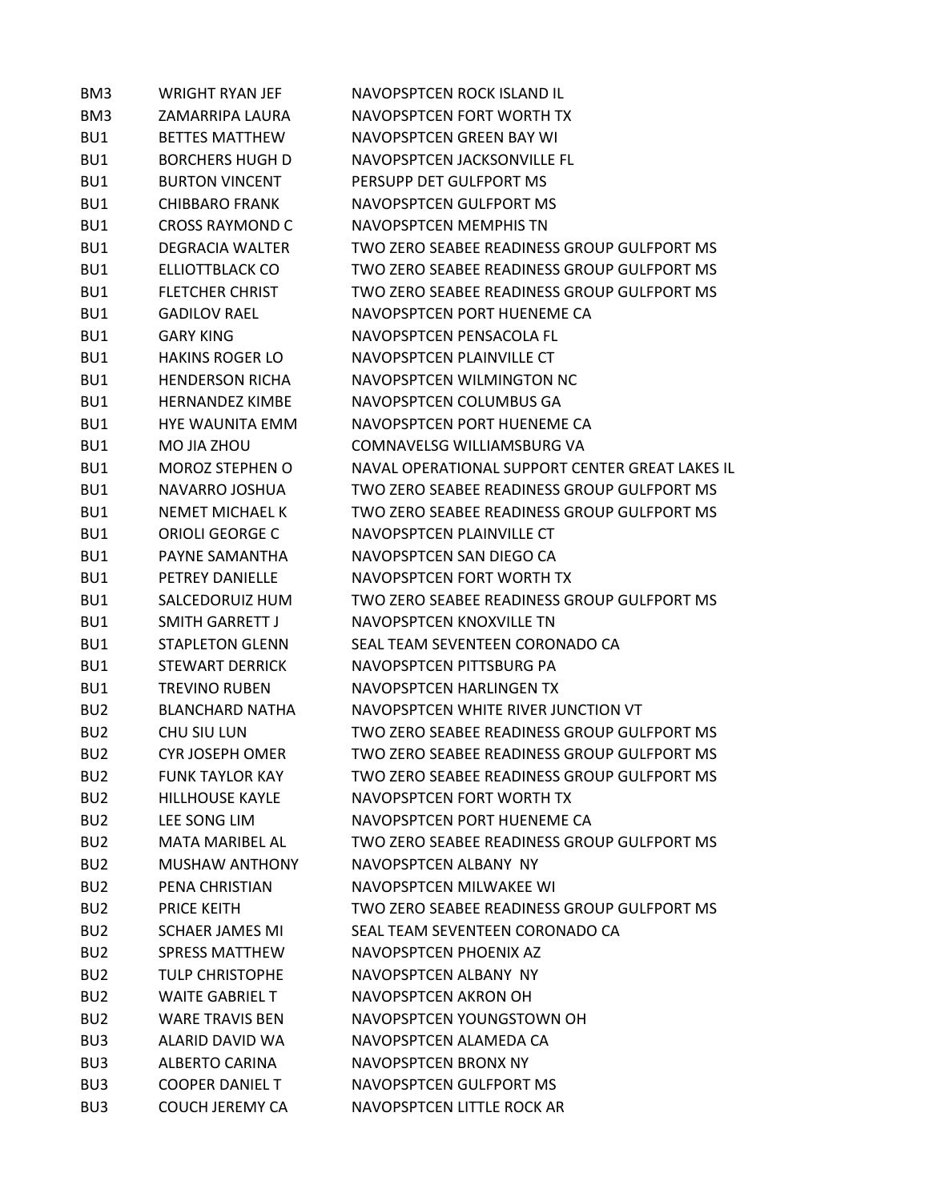| | | |
|---|---|---|
| BM3 | WRIGHT RYAN JEF | NAVOPSPTCEN ROCK ISLAND IL |
| BM3 | ZAMARRIPA LAURA | NAVOPSPTCEN FORT WORTH TX |
| BU1 | BETTES MATTHEW | NAVOPSPTCEN GREEN BAY WI |
| BU1 | BORCHERS HUGH D | NAVOPSPTCEN JACKSONVILLE FL |
| BU1 | BURTON VINCENT | PERSUPP DET GULFPORT MS |
| BU1 | CHIBBARO FRANK | NAVOPSPTCEN GULFPORT MS |
| BU1 | CROSS RAYMOND C | NAVOPSPTCEN MEMPHIS TN |
| BU1 | DEGRACIA WALTER | TWO ZERO SEABEE READINESS GROUP GULFPORT MS |
| BU1 | ELLIOTTBLACK CO | TWO ZERO SEABEE READINESS GROUP GULFPORT MS |
| BU1 | FLETCHER CHRIST | TWO ZERO SEABEE READINESS GROUP GULFPORT MS |
| BU1 | GADILOV RAEL | NAVOPSPTCEN PORT HUENEME CA |
| BU1 | GARY KING | NAVOPSPTCEN PENSACOLA FL |
| BU1 | HAKINS ROGER LO | NAVOPSPTCEN PLAINVILLE CT |
| BU1 | HENDERSON RICHA | NAVOPSPTCEN WILMINGTON NC |
| BU1 | HERNANDEZ KIMBE | NAVOPSPTCEN COLUMBUS GA |
| BU1 | HYE WAUNITA EMM | NAVOPSPTCEN PORT HUENEME CA |
| BU1 | MO JIA ZHOU | COMNAVELSG WILLIAMSBURG VA |
| BU1 | MOROZ STEPHEN O | NAVAL OPERATIONAL SUPPORT CENTER GREAT LAKES IL |
| BU1 | NAVARRO JOSHUA | TWO ZERO SEABEE READINESS GROUP GULFPORT MS |
| BU1 | NEMET MICHAEL K | TWO ZERO SEABEE READINESS GROUP GULFPORT MS |
| BU1 | ORIOLI GEORGE C | NAVOPSPTCEN PLAINVILLE CT |
| BU1 | PAYNE SAMANTHA | NAVOPSPTCEN SAN DIEGO CA |
| BU1 | PETREY DANIELLE | NAVOPSPTCEN FORT WORTH TX |
| BU1 | SALCEDORUIZ HUM | TWO ZERO SEABEE READINESS GROUP GULFPORT MS |
| BU1 | SMITH GARRETT J | NAVOPSPTCEN KNOXVILLE TN |
| BU1 | STAPLETON GLENN | SEAL TEAM SEVENTEEN CORONADO CA |
| BU1 | STEWART DERRICK | NAVOPSPTCEN PITTSBURG PA |
| BU1 | TREVINO RUBEN | NAVOPSPTCEN HARLINGEN TX |
| BU2 | BLANCHARD NATHA | NAVOPSPTCEN WHITE RIVER JUNCTION VT |
| BU2 | CHU SIU LUN | TWO ZERO SEABEE READINESS GROUP GULFPORT MS |
| BU2 | CYR JOSEPH OMER | TWO ZERO SEABEE READINESS GROUP GULFPORT MS |
| BU2 | FUNK TAYLOR KAY | TWO ZERO SEABEE READINESS GROUP GULFPORT MS |
| BU2 | HILLHOUSE KAYLE | NAVOPSPTCEN FORT WORTH TX |
| BU2 | LEE SONG LIM | NAVOPSPTCEN PORT HUENEME CA |
| BU2 | MATA MARIBEL AL | TWO ZERO SEABEE READINESS GROUP GULFPORT MS |
| BU2 | MUSHAW ANTHONY | NAVOPSPTCEN ALBANY NY |
| BU2 | PENA CHRISTIAN | NAVOPSPTCEN MILWAKEE WI |
| BU2 | PRICE KEITH | TWO ZERO SEABEE READINESS GROUP GULFPORT MS |
| BU2 | SCHAER JAMES MI | SEAL TEAM SEVENTEEN CORONADO CA |
| BU2 | SPRESS MATTHEW | NAVOPSPTCEN PHOENIX AZ |
| BU2 | TULP CHRISTOPHE | NAVOPSPTCEN ALBANY NY |
| BU2 | WAITE GABRIEL T | NAVOPSPTCEN AKRON OH |
| BU2 | WARE TRAVIS BEN | NAVOPSPTCEN YOUNGSTOWN OH |
| BU3 | ALARID DAVID WA | NAVOPSPTCEN ALAMEDA CA |
| BU3 | ALBERTO CARINA | NAVOPSPTCEN BRONX NY |
| BU3 | COOPER DANIEL T | NAVOPSPTCEN GULFPORT MS |
| BU3 | COUCH JEREMY CA | NAVOPSPTCEN LITTLE ROCK AR |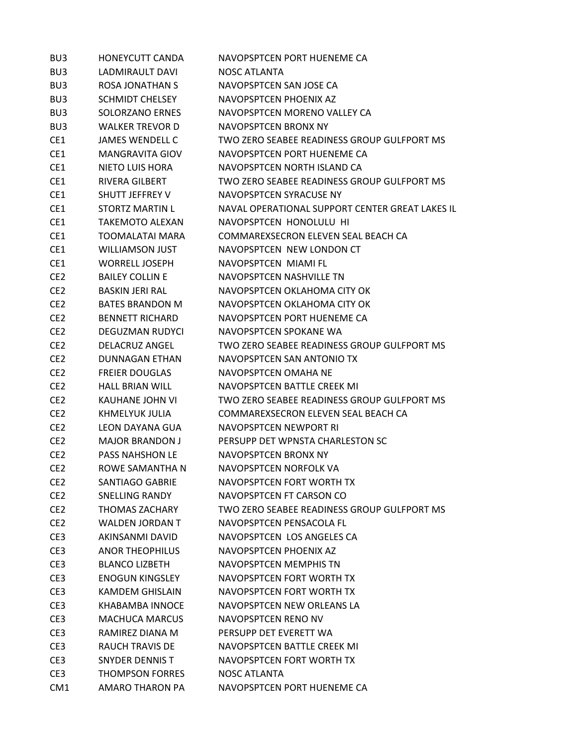| | | |
|---|---|---|
| BU3 | HONEYCUTT CANDA | NAVOPSPTCEN PORT HUENEME CA |
| BU3 | LADMIRAULT DAVI | NOSC ATLANTA |
| BU3 | ROSA JONATHAN S | NAVOPSPTCEN SAN JOSE CA |
| BU3 | SCHMIDT CHELSEY | NAVOPSPTCEN PHOENIX AZ |
| BU3 | SOLORZANO ERNES | NAVOPSPTCEN MORENO VALLEY CA |
| BU3 | WALKER TREVOR D | NAVOPSPTCEN BRONX NY |
| CE1 | JAMES WENDELL C | TWO ZERO SEABEE READINESS GROUP GULFPORT MS |
| CE1 | MANGRAVITA GIOV | NAVOPSPTCEN PORT HUENEME CA |
| CE1 | NIETO LUIS HORA | NAVOPSPTCEN NORTH ISLAND CA |
| CE1 | RIVERA GILBERT | TWO ZERO SEABEE READINESS GROUP GULFPORT MS |
| CE1 | SHUTT JEFFREY V | NAVOPSPTCEN SYRACUSE NY |
| CE1 | STORTZ MARTIN L | NAVAL OPERATIONAL SUPPORT CENTER GREAT LAKES IL |
| CE1 | TAKEMOTO ALEXAN | NAVOPSPTCEN HONOLULU HI |
| CE1 | TOOMALATAI MARA | COMMAREXSECRON ELEVEN SEAL BEACH CA |
| CE1 | WILLIAMSON JUST | NAVOPSPTCEN NEW LONDON CT |
| CE1 | WORRELL JOSEPH | NAVOPSPTCEN MIAMI FL |
| CE2 | BAILEY COLLIN E | NAVOPSPTCEN NASHVILLE TN |
| CE2 | BASKIN JERI RAL | NAVOPSPTCEN OKLAHOMA CITY OK |
| CE2 | BATES BRANDON M | NAVOPSPTCEN OKLAHOMA CITY OK |
| CE2 | BENNETT RICHARD | NAVOPSPTCEN PORT HUENEME CA |
| CE2 | DEGUZMAN RUDYCI | NAVOPSPTCEN SPOKANE WA |
| CE2 | DELACRUZ ANGEL | TWO ZERO SEABEE READINESS GROUP GULFPORT MS |
| CE2 | DUNNAGAN ETHAN | NAVOPSPTCEN SAN ANTONIO TX |
| CE2 | FREIER DOUGLAS | NAVOPSPTCEN OMAHA NE |
| CE2 | HALL BRIAN WILL | NAVOPSPTCEN BATTLE CREEK MI |
| CE2 | KAUHANE JOHN VI | TWO ZERO SEABEE READINESS GROUP GULFPORT MS |
| CE2 | KHMELYUK JULIA | COMMAREXSECRON ELEVEN SEAL BEACH CA |
| CE2 | LEON DAYANA GUA | NAVOPSPTCEN NEWPORT RI |
| CE2 | MAJOR BRANDON J | PERSUPP DET WPNSTA CHARLESTON SC |
| CE2 | PASS NAHSHON LE | NAVOPSPTCEN BRONX NY |
| CE2 | ROWE SAMANTHA N | NAVOPSPTCEN NORFOLK VA |
| CE2 | SANTIAGO GABRIE | NAVOPSPTCEN FORT WORTH TX |
| CE2 | SNELLING RANDY | NAVOPSPTCEN FT CARSON CO |
| CE2 | THOMAS ZACHARY | TWO ZERO SEABEE READINESS GROUP GULFPORT MS |
| CE2 | WALDEN JORDAN T | NAVOPSPTCEN PENSACOLA FL |
| CE3 | AKINSANMI DAVID | NAVOPSPTCEN LOS ANGELES CA |
| CE3 | ANOR THEOPHILUS | NAVOPSPTCEN PHOENIX AZ |
| CE3 | BLANCO LIZBETH | NAVOPSPTCEN MEMPHIS TN |
| CE3 | ENOGUN KINGSLEY | NAVOPSPTCEN FORT WORTH TX |
| CE3 | KAMDEM GHISLAIN | NAVOPSPTCEN FORT WORTH TX |
| CE3 | KHABAMBA INNOCE | NAVOPSPTCEN NEW ORLEANS LA |
| CE3 | MACHUCA MARCUS | NAVOPSPTCEN RENO NV |
| CE3 | RAMIREZ DIANA M | PERSUPP DET EVERETT WA |
| CE3 | RAUCH TRAVIS DE | NAVOPSPTCEN BATTLE CREEK MI |
| CE3 | SNYDER DENNIS T | NAVOPSPTCEN FORT WORTH TX |
| CE3 | THOMPSON FORRES | NOSC ATLANTA |
| CM1 | AMARO THARON PA | NAVOPSPTCEN PORT HUENEME CA |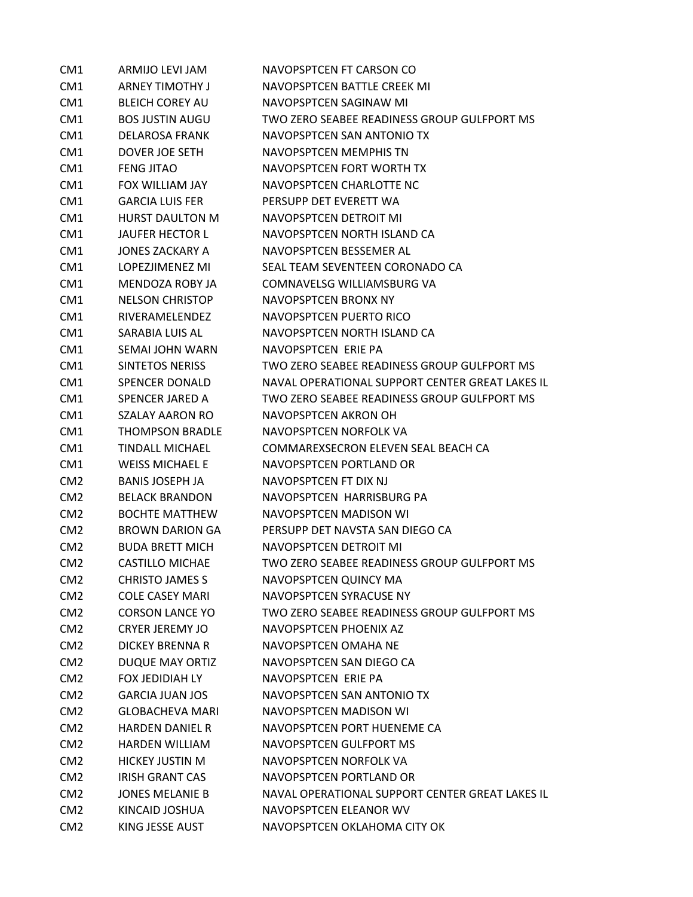| | | |
|---|---|---|
| CM1 | ARMIJO LEVI JAM | NAVOPSPTCEN FT CARSON CO |
| CM1 | ARNEY TIMOTHY J | NAVOPSPTCEN BATTLE CREEK MI |
| CM1 | BLEICH COREY AU | NAVOPSPTCEN SAGINAW MI |
| CM1 | BOS JUSTIN AUGU | TWO ZERO SEABEE READINESS GROUP GULFPORT MS |
| CM1 | DELAROSA FRANK | NAVOPSPTCEN SAN ANTONIO TX |
| CM1 | DOVER JOE SETH | NAVOPSPTCEN MEMPHIS TN |
| CM1 | FENG JITAO | NAVOPSPTCEN FORT WORTH TX |
| CM1 | FOX WILLIAM JAY | NAVOPSPTCEN CHARLOTTE NC |
| CM1 | GARCIA LUIS FER | PERSUPP DET EVERETT WA |
| CM1 | HURST DAULTON M | NAVOPSPTCEN DETROIT MI |
| CM1 | JAUFER HECTOR L | NAVOPSPTCEN NORTH ISLAND CA |
| CM1 | JONES ZACKARY A | NAVOPSPTCEN BESSEMER AL |
| CM1 | LOPEZJIMENEZ MI | SEAL TEAM SEVENTEEN CORONADO CA |
| CM1 | MENDOZA ROBY JA | COMNAVELSG WILLIAMSBURG VA |
| CM1 | NELSON CHRISTOP | NAVOPSPTCEN BRONX NY |
| CM1 | RIVERAMELENDEZ | NAVOPSPTCEN PUERTO RICO |
| CM1 | SARABIA LUIS AL | NAVOPSPTCEN NORTH ISLAND CA |
| CM1 | SEMAI JOHN WARN | NAVOPSPTCEN ERIE PA |
| CM1 | SINTETOS NERISS | TWO ZERO SEABEE READINESS GROUP GULFPORT MS |
| CM1 | SPENCER DONALD | NAVAL OPERATIONAL SUPPORT CENTER GREAT LAKES IL |
| CM1 | SPENCER JARED A | TWO ZERO SEABEE READINESS GROUP GULFPORT MS |
| CM1 | SZALAY AARON RO | NAVOPSPTCEN AKRON OH |
| CM1 | THOMPSON BRADLE | NAVOPSPTCEN NORFOLK VA |
| CM1 | TINDALL MICHAEL | COMMAREXSECRON ELEVEN SEAL BEACH CA |
| CM1 | WEISS MICHAEL E | NAVOPSPTCEN PORTLAND OR |
| CM2 | BANIS JOSEPH JA | NAVOPSPTCEN FT DIX NJ |
| CM2 | BELACK BRANDON | NAVOPSPTCEN HARRISBURG PA |
| CM2 | BOCHTE MATTHEW | NAVOPSPTCEN MADISON WI |
| CM2 | BROWN DARION GA | PERSUPP DET NAVSTA SAN DIEGO CA |
| CM2 | BUDA BRETT MICH | NAVOPSPTCEN DETROIT MI |
| CM2 | CASTILLO MICHAE | TWO ZERO SEABEE READINESS GROUP GULFPORT MS |
| CM2 | CHRISTO JAMES S | NAVOPSPTCEN QUINCY MA |
| CM2 | COLE CASEY MARI | NAVOPSPTCEN SYRACUSE NY |
| CM2 | CORSON LANCE YO | TWO ZERO SEABEE READINESS GROUP GULFPORT MS |
| CM2 | CRYER JEREMY JO | NAVOPSPTCEN PHOENIX AZ |
| CM2 | DICKEY BRENNA R | NAVOPSPTCEN OMAHA NE |
| CM2 | DUQUE MAY ORTIZ | NAVOPSPTCEN SAN DIEGO CA |
| CM2 | FOX JEDIDIAH LY | NAVOPSPTCEN ERIE PA |
| CM2 | GARCIA JUAN JOS | NAVOPSPTCEN SAN ANTONIO TX |
| CM2 | GLOBACHEVA MARI | NAVOPSPTCEN MADISON WI |
| CM2 | HARDEN DANIEL R | NAVOPSPTCEN PORT HUENEME CA |
| CM2 | HARDEN WILLIAM | NAVOPSPTCEN GULFPORT MS |
| CM2 | HICKEY JUSTIN M | NAVOPSPTCEN NORFOLK VA |
| CM2 | IRISH GRANT CAS | NAVOPSPTCEN PORTLAND OR |
| CM2 | JONES MELANIE B | NAVAL OPERATIONAL SUPPORT CENTER GREAT LAKES IL |
| CM2 | KINCAID JOSHUA | NAVOPSPTCEN ELEANOR WV |
| CM2 | KING JESSE AUST | NAVOPSPTCEN OKLAHOMA CITY OK |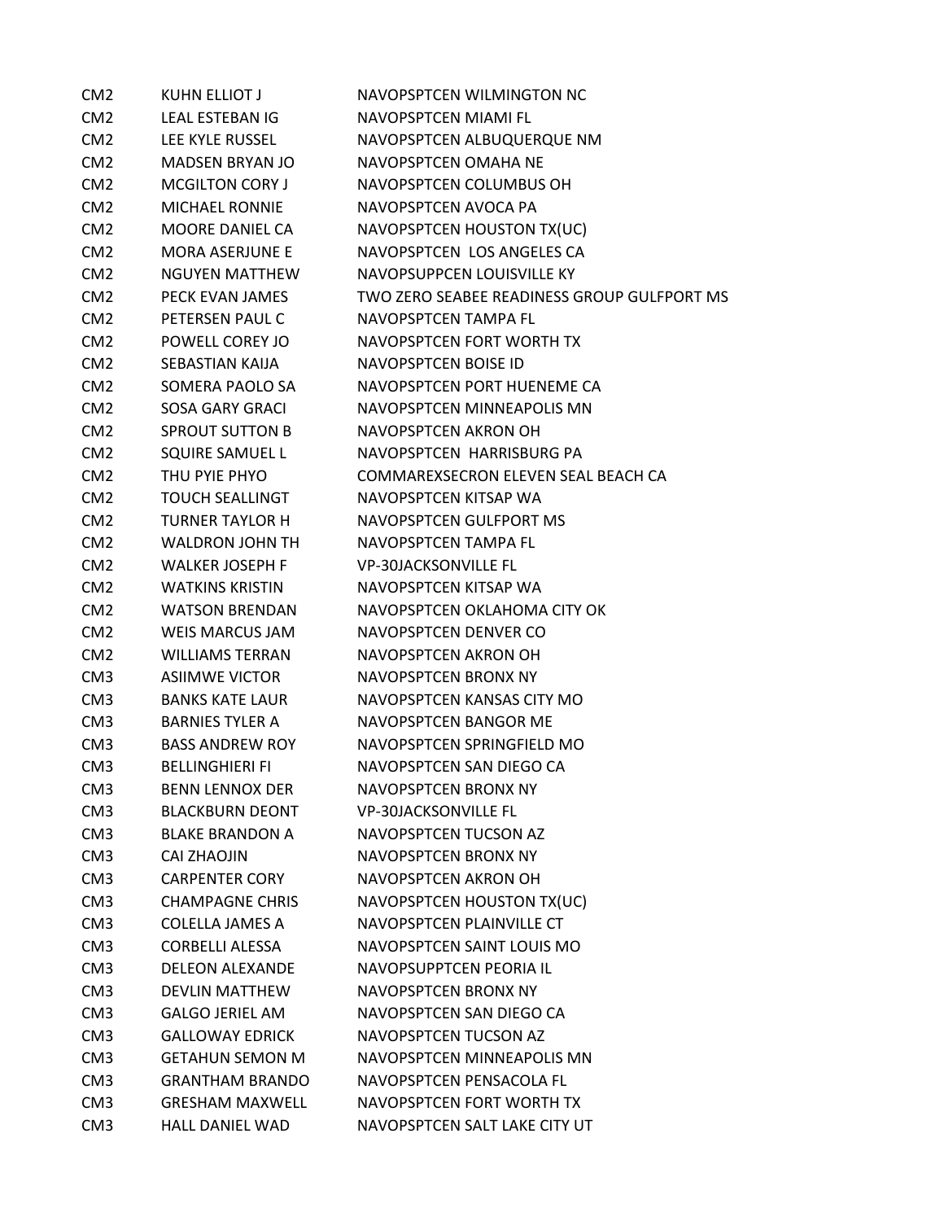| | | |
|---|---|---|
| CM2 | KUHN ELLIOT J | NAVOPSPTCEN WILMINGTON NC |
| CM2 | LEAL ESTEBAN IG | NAVOPSPTCEN MIAMI FL |
| CM2 | LEE KYLE RUSSEL | NAVOPSPTCEN ALBUQUERQUE NM |
| CM2 | MADSEN BRYAN JO | NAVOPSPTCEN OMAHA NE |
| CM2 | MCGILTON CORY J | NAVOPSPTCEN COLUMBUS OH |
| CM2 | MICHAEL RONNIE | NAVOPSPTCEN AVOCA PA |
| CM2 | MOORE DANIEL CA | NAVOPSPTCEN HOUSTON TX(UC) |
| CM2 | MORA ASERJUNE E | NAVOPSPTCEN LOS ANGELES CA |
| CM2 | NGUYEN MATTHEW | NAVOPSUPPCEN LOUISVILLE KY |
| CM2 | PECK EVAN JAMES | TWO ZERO SEABEE READINESS GROUP GULFPORT MS |
| CM2 | PETERSEN PAUL C | NAVOPSPTCEN TAMPA FL |
| CM2 | POWELL COREY JO | NAVOPSPTCEN FORT WORTH TX |
| CM2 | SEBASTIAN KAIJA | NAVOPSPTCEN BOISE ID |
| CM2 | SOMERA PAOLO SA | NAVOPSPTCEN PORT HUENEME CA |
| CM2 | SOSA GARY GRACI | NAVOPSPTCEN MINNEAPOLIS MN |
| CM2 | SPROUT SUTTON B | NAVOPSPTCEN AKRON OH |
| CM2 | SQUIRE SAMUEL L | NAVOPSPTCEN HARRISBURG PA |
| CM2 | THU PYIE PHYO | COMMAREXSECRON ELEVEN SEAL BEACH CA |
| CM2 | TOUCH SEALLINGT | NAVOPSPTCEN KITSAP WA |
| CM2 | TURNER TAYLOR H | NAVOPSPTCEN GULFPORT MS |
| CM2 | WALDRON JOHN TH | NAVOPSPTCEN TAMPA FL |
| CM2 | WALKER JOSEPH F | VP-30JACKSONVILLE FL |
| CM2 | WATKINS KRISTIN | NAVOPSPTCEN KITSAP WA |
| CM2 | WATSON BRENDAN | NAVOPSPTCEN OKLAHOMA CITY OK |
| CM2 | WEIS MARCUS JAM | NAVOPSPTCEN DENVER CO |
| CM2 | WILLIAMS TERRAN | NAVOPSPTCEN AKRON OH |
| CM3 | ASIIMWE VICTOR | NAVOPSPTCEN BRONX NY |
| CM3 | BANKS KATE LAUR | NAVOPSPTCEN KANSAS CITY MO |
| CM3 | BARNIES TYLER A | NAVOPSPTCEN BANGOR ME |
| CM3 | BASS ANDREW ROY | NAVOPSPTCEN SPRINGFIELD MO |
| CM3 | BELLINGHIERI FI | NAVOPSPTCEN SAN DIEGO CA |
| CM3 | BENN LENNOX DER | NAVOPSPTCEN BRONX NY |
| CM3 | BLACKBURN DEONT | VP-30JACKSONVILLE FL |
| CM3 | BLAKE BRANDON A | NAVOPSPTCEN TUCSON AZ |
| CM3 | CAI ZHAOJIN | NAVOPSPTCEN BRONX NY |
| CM3 | CARPENTER CORY | NAVOPSPTCEN AKRON OH |
| CM3 | CHAMPAGNE CHRIS | NAVOPSPTCEN HOUSTON TX(UC) |
| CM3 | COLELLA JAMES A | NAVOPSPTCEN PLAINVILLE CT |
| CM3 | CORBELLI ALESSA | NAVOPSPTCEN SAINT LOUIS MO |
| CM3 | DELEON ALEXANDE | NAVOPSUPPTCEN PEORIA IL |
| CM3 | DEVLIN MATTHEW | NAVOPSPTCEN BRONX NY |
| CM3 | GALGO JERIEL AM | NAVOPSPTCEN SAN DIEGO CA |
| CM3 | GALLOWAY EDRICK | NAVOPSPTCEN TUCSON AZ |
| CM3 | GETAHUN SEMON M | NAVOPSPTCEN MINNEAPOLIS MN |
| CM3 | GRANTHAM BRANDO | NAVOPSPTCEN PENSACOLA FL |
| CM3 | GRESHAM MAXWELL | NAVOPSPTCEN FORT WORTH TX |
| CM3 | HALL DANIEL WAD | NAVOPSPTCEN SALT LAKE CITY UT |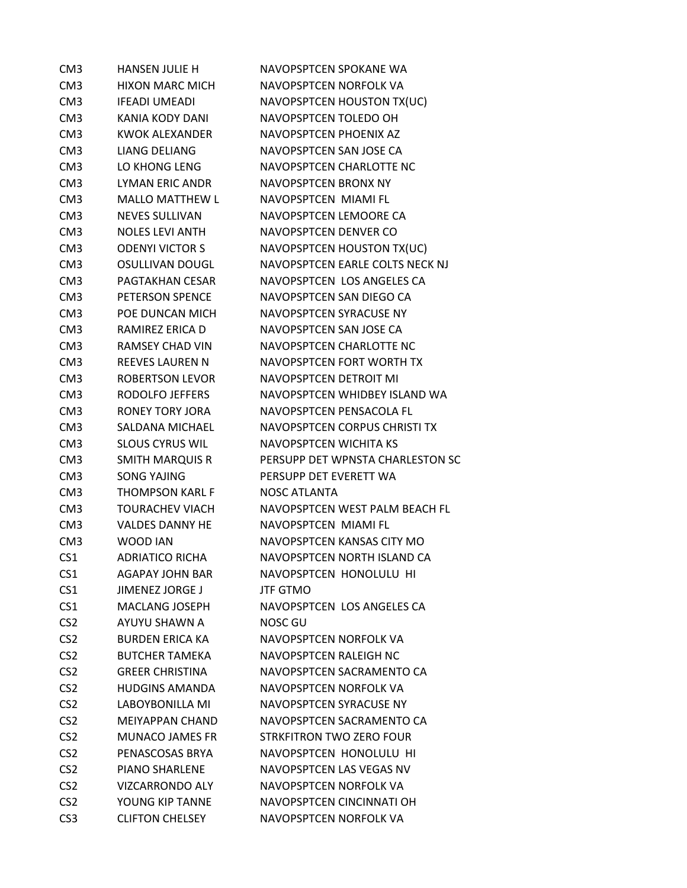| | | |
|---|---|---|
| CM3 | HANSEN JULIE H | NAVOPSPTCEN SPOKANE WA |
| CM3 | HIXON MARC MICH | NAVOPSPTCEN NORFOLK VA |
| CM3 | IFEADI UMEADI | NAVOPSPTCEN HOUSTON TX(UC) |
| CM3 | KANIA KODY DANI | NAVOPSPTCEN TOLEDO OH |
| CM3 | KWOK ALEXANDER | NAVOPSPTCEN PHOENIX AZ |
| CM3 | LIANG DELIANG | NAVOPSPTCEN SAN JOSE CA |
| CM3 | LO KHONG LENG | NAVOPSPTCEN CHARLOTTE NC |
| CM3 | LYMAN ERIC ANDR | NAVOPSPTCEN BRONX NY |
| CM3 | MALLO MATTHEW L | NAVOPSPTCEN MIAMI FL |
| CM3 | NEVES SULLIVAN | NAVOPSPTCEN LEMOORE CA |
| CM3 | NOLES LEVI ANTH | NAVOPSPTCEN DENVER CO |
| CM3 | ODENYI VICTOR S | NAVOPSPTCEN HOUSTON TX(UC) |
| CM3 | OSULLIVAN DOUGL | NAVOPSPTCEN EARLE COLTS NECK NJ |
| CM3 | PAGTAKHAN CESAR | NAVOPSPTCEN LOS ANGELES CA |
| CM3 | PETERSON SPENCE | NAVOPSPTCEN SAN DIEGO CA |
| CM3 | POE DUNCAN MICH | NAVOPSPTCEN SYRACUSE NY |
| CM3 | RAMIREZ ERICA D | NAVOPSPTCEN SAN JOSE CA |
| CM3 | RAMSEY CHAD VIN | NAVOPSPTCEN CHARLOTTE NC |
| CM3 | REEVES LAUREN N | NAVOPSPTCEN FORT WORTH TX |
| CM3 | ROBERTSON LEVOR | NAVOPSPTCEN DETROIT MI |
| CM3 | RODOLFO JEFFERS | NAVOPSPTCEN WHIDBEY ISLAND WA |
| CM3 | RONEY TORY JORA | NAVOPSPTCEN PENSACOLA FL |
| CM3 | SALDANA MICHAEL | NAVOPSPTCEN CORPUS CHRISTI TX |
| CM3 | SLOUS CYRUS WIL | NAVOPSPTCEN WICHITA KS |
| CM3 | SMITH MARQUIS R | PERSUPP DET WPNSTA CHARLESTON SC |
| CM3 | SONG YAJING | PERSUPP DET EVERETT WA |
| CM3 | THOMPSON KARL F | NOSC ATLANTA |
| CM3 | TOURACHEV VIACH | NAVOPSPTCEN WEST PALM BEACH FL |
| CM3 | VALDES DANNY HE | NAVOPSPTCEN MIAMI FL |
| CM3 | WOOD IAN | NAVOPSPTCEN KANSAS CITY MO |
| CS1 | ADRIATICO RICHA | NAVOPSPTCEN NORTH ISLAND CA |
| CS1 | AGAPAY JOHN BAR | NAVOPSPTCEN HONOLULU HI |
| CS1 | JIMENEZ JORGE J | JTF GTMO |
| CS1 | MACLANG JOSEPH | NAVOPSPTCEN LOS ANGELES CA |
| CS2 | AYUYU SHAWN A | NOSC GU |
| CS2 | BURDEN ERICA KA | NAVOPSPTCEN NORFOLK VA |
| CS2 | BUTCHER TAMEKA | NAVOPSPTCEN RALEIGH NC |
| CS2 | GREER CHRISTINA | NAVOPSPTCEN SACRAMENTO CA |
| CS2 | HUDGINS AMANDA | NAVOPSPTCEN NORFOLK VA |
| CS2 | LABOYBONILLA MI | NAVOPSPTCEN SYRACUSE NY |
| CS2 | MEIYAPPAN CHAND | NAVOPSPTCEN SACRAMENTO CA |
| CS2 | MUNACO JAMES FR | STRKFITRON TWO ZERO FOUR |
| CS2 | PENASCOSAS BRYA | NAVOPSPTCEN HONOLULU HI |
| CS2 | PIANO SHARLENE | NAVOPSPTCEN LAS VEGAS NV |
| CS2 | VIZCARRONDO ALY | NAVOPSPTCEN NORFOLK VA |
| CS2 | YOUNG KIP TANNE | NAVOPSPTCEN CINCINNATI OH |
| CS3 | CLIFTON CHELSEY | NAVOPSPTCEN NORFOLK VA |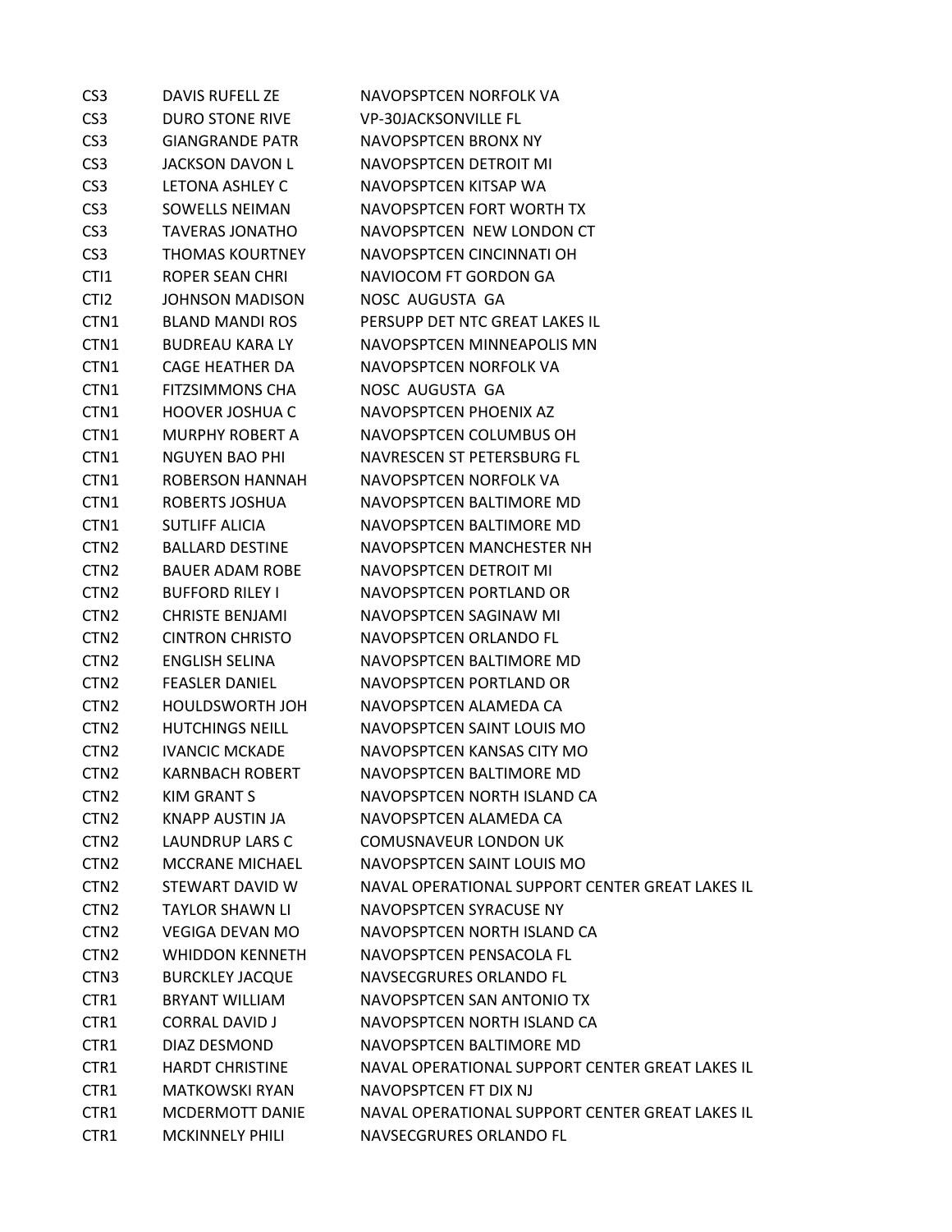| | | |
|---|---|---|
| CS3 | DAVIS RUFELL ZE | NAVOPSPTCEN NORFOLK VA |
| CS3 | DURO STONE RIVE | VP-30JACKSONVILLE FL |
| CS3 | GIANGRANDE PATR | NAVOPSPTCEN BRONX NY |
| CS3 | JACKSON DAVON L | NAVOPSPTCEN DETROIT MI |
| CS3 | LETONA ASHLEY C | NAVOPSPTCEN KITSAP WA |
| CS3 | SOWELLS NEIMAN | NAVOPSPTCEN FORT WORTH TX |
| CS3 | TAVERAS JONATHO | NAVOPSPTCEN NEW LONDON CT |
| CS3 | THOMAS KOURTNEY | NAVOPSPTCEN CINCINNATI OH |
| CTI1 | ROPER SEAN CHRI | NAVIOCOM FT GORDON GA |
| CTI2 | JOHNSON MADISON | NOSC AUGUSTA GA |
| CTN1 | BLAND MANDI ROS | PERSUPP DET NTC GREAT LAKES IL |
| CTN1 | BUDREAU KARA LY | NAVOPSPTCEN MINNEAPOLIS MN |
| CTN1 | CAGE HEATHER DA | NAVOPSPTCEN NORFOLK VA |
| CTN1 | FITZSIMMONS CHA | NOSC AUGUSTA GA |
| CTN1 | HOOVER JOSHUA C | NAVOPSPTCEN PHOENIX AZ |
| CTN1 | MURPHY ROBERT A | NAVOPSPTCEN COLUMBUS OH |
| CTN1 | NGUYEN BAO PHI | NAVRESCEN ST PETERSBURG FL |
| CTN1 | ROBERSON HANNAH | NAVOPSPTCEN NORFOLK VA |
| CTN1 | ROBERTS JOSHUA | NAVOPSPTCEN BALTIMORE MD |
| CTN1 | SUTLIFF ALICIA | NAVOPSPTCEN BALTIMORE MD |
| CTN2 | BALLARD DESTINE | NAVOPSPTCEN MANCHESTER NH |
| CTN2 | BAUER ADAM ROBE | NAVOPSPTCEN DETROIT MI |
| CTN2 | BUFFORD RILEY I | NAVOPSPTCEN PORTLAND OR |
| CTN2 | CHRISTE BENJAMI | NAVOPSPTCEN SAGINAW MI |
| CTN2 | CINTRON CHRISTO | NAVOPSPTCEN ORLANDO FL |
| CTN2 | ENGLISH SELINA | NAVOPSPTCEN BALTIMORE MD |
| CTN2 | FEASLER DANIEL | NAVOPSPTCEN PORTLAND OR |
| CTN2 | HOULDSWORTH JOH | NAVOPSPTCEN ALAMEDA CA |
| CTN2 | HUTCHINGS NEILL | NAVOPSPTCEN SAINT LOUIS MO |
| CTN2 | IVANCIC MCKADE | NAVOPSPTCEN KANSAS CITY MO |
| CTN2 | KARNBACH ROBERT | NAVOPSPTCEN BALTIMORE MD |
| CTN2 | KIM GRANT S | NAVOPSPTCEN NORTH ISLAND CA |
| CTN2 | KNAPP AUSTIN JA | NAVOPSPTCEN ALAMEDA CA |
| CTN2 | LAUNDRUP LARS C | COMUSNAVEUR LONDON UK |
| CTN2 | MCCRANE MICHAEL | NAVOPSPTCEN SAINT LOUIS MO |
| CTN2 | STEWART DAVID W | NAVAL OPERATIONAL SUPPORT CENTER GREAT LAKES IL |
| CTN2 | TAYLOR SHAWN LI | NAVOPSPTCEN SYRACUSE NY |
| CTN2 | VEGIGA DEVAN MO | NAVOPSPTCEN NORTH ISLAND CA |
| CTN2 | WHIDDON KENNETH | NAVOPSPTCEN PENSACOLA FL |
| CTN3 | BURCKLEY JACQUE | NAVSECGRURES ORLANDO FL |
| CTR1 | BRYANT WILLIAM | NAVOPSPTCEN SAN ANTONIO TX |
| CTR1 | CORRAL DAVID J | NAVOPSPTCEN NORTH ISLAND CA |
| CTR1 | DIAZ DESMOND | NAVOPSPTCEN BALTIMORE MD |
| CTR1 | HARDT CHRISTINE | NAVAL OPERATIONAL SUPPORT CENTER GREAT LAKES IL |
| CTR1 | MATKOWSKI RYAN | NAVOPSPTCEN FT DIX NJ |
| CTR1 | MCDERMOTT DANIE | NAVAL OPERATIONAL SUPPORT CENTER GREAT LAKES IL |
| CTR1 | MCKINNELY PHILI | NAVSECGRURES ORLANDO FL |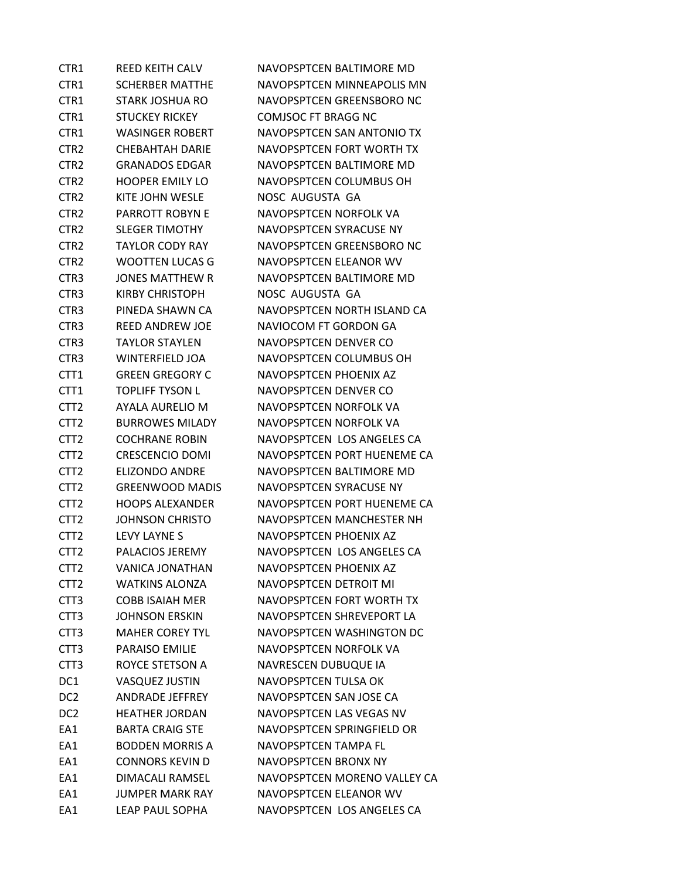| | | |
|---|---|---|
| CTR1 | REED KEITH CALV | NAVOPSPTCEN BALTIMORE MD |
| CTR1 | SCHERBER MATTHE | NAVOPSPTCEN MINNEAPOLIS MN |
| CTR1 | STARK JOSHUA RO | NAVOPSPTCEN GREENSBORO NC |
| CTR1 | STUCKEY RICKEY | COMJSOC FT BRAGG NC |
| CTR1 | WASINGER ROBERT | NAVOPSPTCEN SAN ANTONIO TX |
| CTR2 | CHEBAHTAH DARIE | NAVOPSPTCEN FORT WORTH TX |
| CTR2 | GRANADOS EDGAR | NAVOPSPTCEN BALTIMORE MD |
| CTR2 | HOOPER EMILY LO | NAVOPSPTCEN COLUMBUS OH |
| CTR2 | KITE JOHN WESLE | NOSC AUGUSTA GA |
| CTR2 | PARROTT ROBYN E | NAVOPSPTCEN NORFOLK VA |
| CTR2 | SLEGER TIMOTHY | NAVOPSPTCEN SYRACUSE NY |
| CTR2 | TAYLOR CODY RAY | NAVOPSPTCEN GREENSBORO NC |
| CTR2 | WOOTTEN LUCAS G | NAVOPSPTCEN ELEANOR WV |
| CTR3 | JONES MATTHEW R | NAVOPSPTCEN BALTIMORE MD |
| CTR3 | KIRBY CHRISTOPH | NOSC AUGUSTA GA |
| CTR3 | PINEDA SHAWN CA | NAVOPSPTCEN NORTH ISLAND CA |
| CTR3 | REED ANDREW JOE | NAVIOCOM FT GORDON GA |
| CTR3 | TAYLOR STAYLEN | NAVOPSPTCEN DENVER CO |
| CTR3 | WINTERFIELD JOA | NAVOPSPTCEN COLUMBUS OH |
| CTT1 | GREEN GREGORY C | NAVOPSPTCEN PHOENIX AZ |
| CTT1 | TOPLIFF TYSON L | NAVOPSPTCEN DENVER CO |
| CTT2 | AYALA AURELIO M | NAVOPSPTCEN NORFOLK VA |
| CTT2 | BURROWES MILADY | NAVOPSPTCEN NORFOLK VA |
| CTT2 | COCHRANE ROBIN | NAVOPSPTCEN LOS ANGELES CA |
| CTT2 | CRESCENCIO DOMI | NAVOPSPTCEN PORT HUENEME CA |
| CTT2 | ELIZONDO ANDRE | NAVOPSPTCEN BALTIMORE MD |
| CTT2 | GREENWOOD MADIS | NAVOPSPTCEN SYRACUSE NY |
| CTT2 | HOOPS ALEXANDER | NAVOPSPTCEN PORT HUENEME CA |
| CTT2 | JOHNSON CHRISTO | NAVOPSPTCEN MANCHESTER NH |
| CTT2 | LEVY LAYNE S | NAVOPSPTCEN PHOENIX AZ |
| CTT2 | PALACIOS JEREMY | NAVOPSPTCEN LOS ANGELES CA |
| CTT2 | VANICA JONATHAN | NAVOPSPTCEN PHOENIX AZ |
| CTT2 | WATKINS ALONZA | NAVOPSPTCEN DETROIT MI |
| CTT3 | COBB ISAIAH MER | NAVOPSPTCEN FORT WORTH TX |
| CTT3 | JOHNSON ERSKIN | NAVOPSPTCEN SHREVEPORT LA |
| CTT3 | MAHER COREY TYL | NAVOPSPTCEN WASHINGTON DC |
| CTT3 | PARAISO EMILIE | NAVOPSPTCEN NORFOLK VA |
| CTT3 | ROYCE STETSON A | NAVRESCEN DUBUQUE IA |
| DC1 | VASQUEZ JUSTIN | NAVOPSPTCEN TULSA OK |
| DC2 | ANDRADE JEFFREY | NAVOPSPTCEN SAN JOSE CA |
| DC2 | HEATHER JORDAN | NAVOPSPTCEN LAS VEGAS NV |
| EA1 | BARTA CRAIG STE | NAVOPSPTCEN SPRINGFIELD OR |
| EA1 | BODDEN MORRIS A | NAVOPSPTCEN TAMPA FL |
| EA1 | CONNORS KEVIN D | NAVOPSPTCEN BRONX NY |
| EA1 | DIMACALI RAMSEL | NAVOPSPTCEN MORENO VALLEY CA |
| EA1 | JUMPER MARK RAY | NAVOPSPTCEN ELEANOR WV |
| EA1 | LEAP PAUL SOPHA | NAVOPSPTCEN LOS ANGELES CA |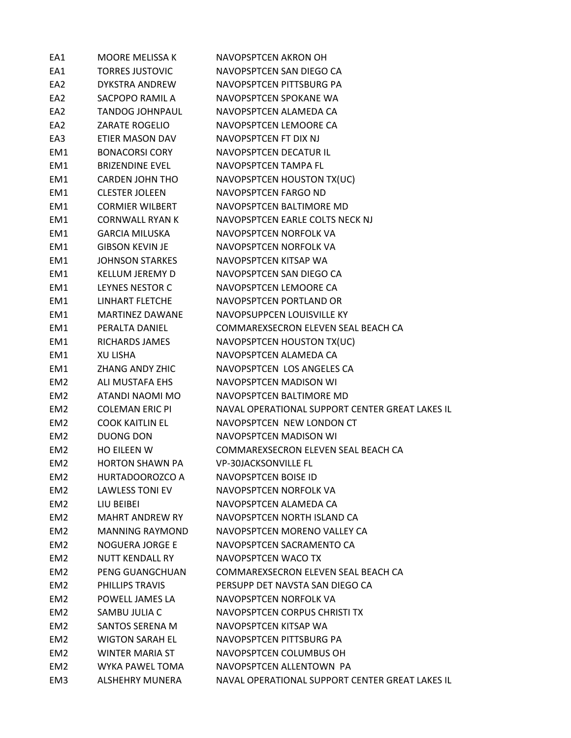| | | |
|---|---|---|
| EA1 | MOORE MELISSA K | NAVOPSPTCEN AKRON OH |
| EA1 | TORRES JUSTOVIC | NAVOPSPTCEN SAN DIEGO CA |
| EA2 | DYKSTRA ANDREW | NAVOPSPTCEN PITTSBURG PA |
| EA2 | SACPOPO RAMIL A | NAVOPSPTCEN SPOKANE WA |
| EA2 | TANDOG JOHNPAUL | NAVOPSPTCEN ALAMEDA CA |
| EA2 | ZARATE ROGELIO | NAVOPSPTCEN LEMOORE CA |
| EA3 | ETIER MASON DAV | NAVOPSPTCEN FT DIX NJ |
| EM1 | BONACORSI CORY | NAVOPSPTCEN DECATUR IL |
| EM1 | BRIZENDINE EVEL | NAVOPSPTCEN TAMPA FL |
| EM1 | CARDEN JOHN THO | NAVOPSPTCEN HOUSTON TX(UC) |
| EM1 | CLESTER JOLEEN | NAVOPSPTCEN FARGO ND |
| EM1 | CORMIER WILBERT | NAVOPSPTCEN BALTIMORE MD |
| EM1 | CORNWALL RYAN K | NAVOPSPTCEN EARLE COLTS NECK NJ |
| EM1 | GARCIA MILUSKA | NAVOPSPTCEN NORFOLK VA |
| EM1 | GIBSON KEVIN JE | NAVOPSPTCEN NORFOLK VA |
| EM1 | JOHNSON STARKES | NAVOPSPTCEN KITSAP WA |
| EM1 | KELLUM JEREMY D | NAVOPSPTCEN SAN DIEGO CA |
| EM1 | LEYNES NESTOR C | NAVOPSPTCEN LEMOORE CA |
| EM1 | LINHART FLETCHE | NAVOPSPTCEN PORTLAND OR |
| EM1 | MARTINEZ DAWANE | NAVOPSUPPCEN LOUISVILLE KY |
| EM1 | PERALTA DANIEL | COMMAREXSECRON ELEVEN SEAL BEACH CA |
| EM1 | RICHARDS JAMES | NAVOPSPTCEN HOUSTON TX(UC) |
| EM1 | XU LISHA | NAVOPSPTCEN ALAMEDA CA |
| EM1 | ZHANG ANDY ZHIC | NAVOPSPTCEN LOS ANGELES CA |
| EM2 | ALI MUSTAFA EHS | NAVOPSPTCEN MADISON WI |
| EM2 | ATANDI NAOMI MO | NAVOPSPTCEN BALTIMORE MD |
| EM2 | COLEMAN ERIC PI | NAVAL OPERATIONAL SUPPORT CENTER GREAT LAKES IL |
| EM2 | COOK KAITLIN EL | NAVOPSPTCEN NEW LONDON CT |
| EM2 | DUONG DON | NAVOPSPTCEN MADISON WI |
| EM2 | HO EILEEN W | COMMAREXSECRON ELEVEN SEAL BEACH CA |
| EM2 | HORTON SHAWN PA | VP-30JACKSONVILLE FL |
| EM2 | HURTADOOROZCO A | NAVOPSPTCEN BOISE ID |
| EM2 | LAWLESS TONI EV | NAVOPSPTCEN NORFOLK VA |
| EM2 | LIU BEIBEI | NAVOPSPTCEN ALAMEDA CA |
| EM2 | MAHRT ANDREW RY | NAVOPSPTCEN NORTH ISLAND CA |
| EM2 | MANNING RAYMOND | NAVOPSPTCEN MORENO VALLEY CA |
| EM2 | NOGUERA JORGE E | NAVOPSPTCEN SACRAMENTO CA |
| EM2 | NUTT KENDALL RY | NAVOPSPTCEN WACO TX |
| EM2 | PENG GUANGCHUAN | COMMAREXSECRON ELEVEN SEAL BEACH CA |
| EM2 | PHILLIPS TRAVIS | PERSUPP DET NAVSTA SAN DIEGO CA |
| EM2 | POWELL JAMES LA | NAVOPSPTCEN NORFOLK VA |
| EM2 | SAMBU JULIA C | NAVOPSPTCEN CORPUS CHRISTI TX |
| EM2 | SANTOS SERENA M | NAVOPSPTCEN KITSAP WA |
| EM2 | WIGTON SARAH EL | NAVOPSPTCEN PITTSBURG PA |
| EM2 | WINTER MARIA ST | NAVOPSPTCEN COLUMBUS OH |
| EM2 | WYKA PAWEL TOMA | NAVOPSPTCEN ALLENTOWN PA |
| EM3 | ALSHEHRY MUNERA | NAVAL OPERATIONAL SUPPORT CENTER GREAT LAKES IL |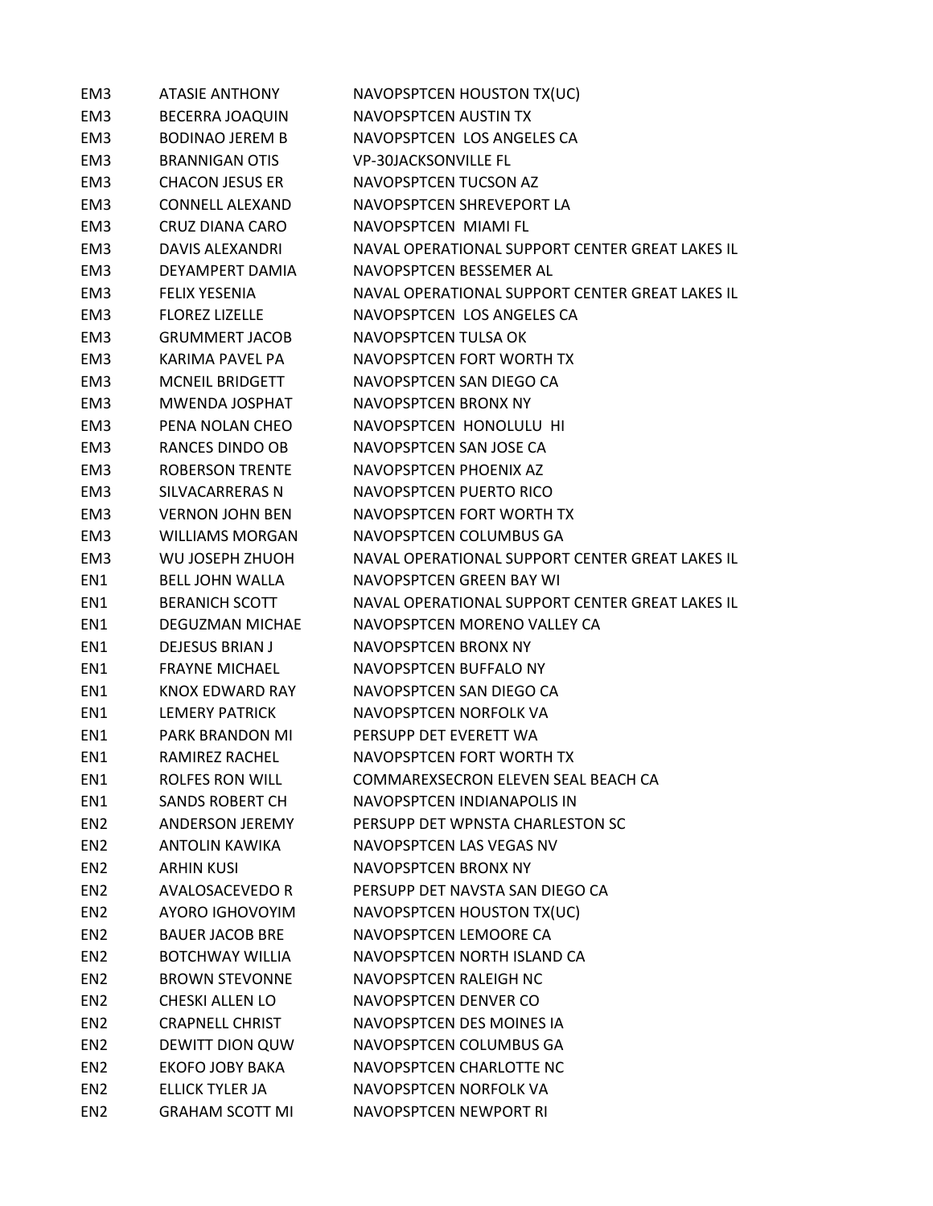| | | |
|---|---|---|
| EM3 | ATASIE ANTHONY | NAVOPSPTCEN HOUSTON TX(UC) |
| EM3 | BECERRA JOAQUIN | NAVOPSPTCEN AUSTIN TX |
| EM3 | BODINAO JEREM B | NAVOPSPTCEN LOS ANGELES CA |
| EM3 | BRANNIGAN OTIS | VP-30JACKSONVILLE FL |
| EM3 | CHACON JESUS ER | NAVOPSPTCEN TUCSON AZ |
| EM3 | CONNELL ALEXAND | NAVOPSPTCEN SHREVEPORT LA |
| EM3 | CRUZ DIANA CARO | NAVOPSPTCEN MIAMI FL |
| EM3 | DAVIS ALEXANDRI | NAVAL OPERATIONAL SUPPORT CENTER GREAT LAKES IL |
| EM3 | DEYAMPERT DAMIA | NAVOPSPTCEN BESSEMER AL |
| EM3 | FELIX YESENIA | NAVAL OPERATIONAL SUPPORT CENTER GREAT LAKES IL |
| EM3 | FLOREZ LIZELLE | NAVOPSPTCEN LOS ANGELES CA |
| EM3 | GRUMMERT JACOB | NAVOPSPTCEN TULSA OK |
| EM3 | KARIMA PAVEL PA | NAVOPSPTCEN FORT WORTH TX |
| EM3 | MCNEIL BRIDGETT | NAVOPSPTCEN SAN DIEGO CA |
| EM3 | MWENDA JOSPHAT | NAVOPSPTCEN BRONX NY |
| EM3 | PENA NOLAN CHEO | NAVOPSPTCEN HONOLULU HI |
| EM3 | RANCES DINDO OB | NAVOPSPTCEN SAN JOSE CA |
| EM3 | ROBERSON TRENTE | NAVOPSPTCEN PHOENIX AZ |
| EM3 | SILVACARRERAS N | NAVOPSPTCEN PUERTO RICO |
| EM3 | VERNON JOHN BEN | NAVOPSPTCEN FORT WORTH TX |
| EM3 | WILLIAMS MORGAN | NAVOPSPTCEN COLUMBUS GA |
| EM3 | WU JOSEPH ZHUOH | NAVAL OPERATIONAL SUPPORT CENTER GREAT LAKES IL |
| EN1 | BELL JOHN WALLA | NAVOPSPTCEN GREEN BAY WI |
| EN1 | BERANICH SCOTT | NAVAL OPERATIONAL SUPPORT CENTER GREAT LAKES IL |
| EN1 | DEGUZMAN MICHAE | NAVOPSPTCEN MORENO VALLEY CA |
| EN1 | DEJESUS BRIAN J | NAVOPSPTCEN BRONX NY |
| EN1 | FRAYNE MICHAEL | NAVOPSPTCEN BUFFALO NY |
| EN1 | KNOX EDWARD RAY | NAVOPSPTCEN SAN DIEGO CA |
| EN1 | LEMERY PATRICK | NAVOPSPTCEN NORFOLK VA |
| EN1 | PARK BRANDON MI | PERSUPP DET EVERETT WA |
| EN1 | RAMIREZ RACHEL | NAVOPSPTCEN FORT WORTH TX |
| EN1 | ROLFES RON WILL | COMMAREXSECRON ELEVEN SEAL BEACH CA |
| EN1 | SANDS ROBERT CH | NAVOPSPTCEN INDIANAPOLIS IN |
| EN2 | ANDERSON JEREMY | PERSUPP DET WPNSTA CHARLESTON SC |
| EN2 | ANTOLIN KAWIKA | NAVOPSPTCEN LAS VEGAS NV |
| EN2 | ARHIN KUSI | NAVOPSPTCEN BRONX NY |
| EN2 | AVALOSACEVEDO R | PERSUPP DET NAVSTA SAN DIEGO CA |
| EN2 | AYORO IGHOVOYIM | NAVOPSPTCEN HOUSTON TX(UC) |
| EN2 | BAUER JACOB BRE | NAVOPSPTCEN LEMOORE CA |
| EN2 | BOTCHWAY WILLIA | NAVOPSPTCEN NORTH ISLAND CA |
| EN2 | BROWN STEVONNE | NAVOPSPTCEN RALEIGH NC |
| EN2 | CHESKI ALLEN LO | NAVOPSPTCEN DENVER CO |
| EN2 | CRAPNELL CHRIST | NAVOPSPTCEN DES MOINES IA |
| EN2 | DEWITT DION QUW | NAVOPSPTCEN COLUMBUS GA |
| EN2 | EKOFO JOBY BAKA | NAVOPSPTCEN CHARLOTTE NC |
| EN2 | ELLICK TYLER JA | NAVOPSPTCEN NORFOLK VA |
| EN2 | GRAHAM SCOTT MI | NAVOPSPTCEN NEWPORT RI |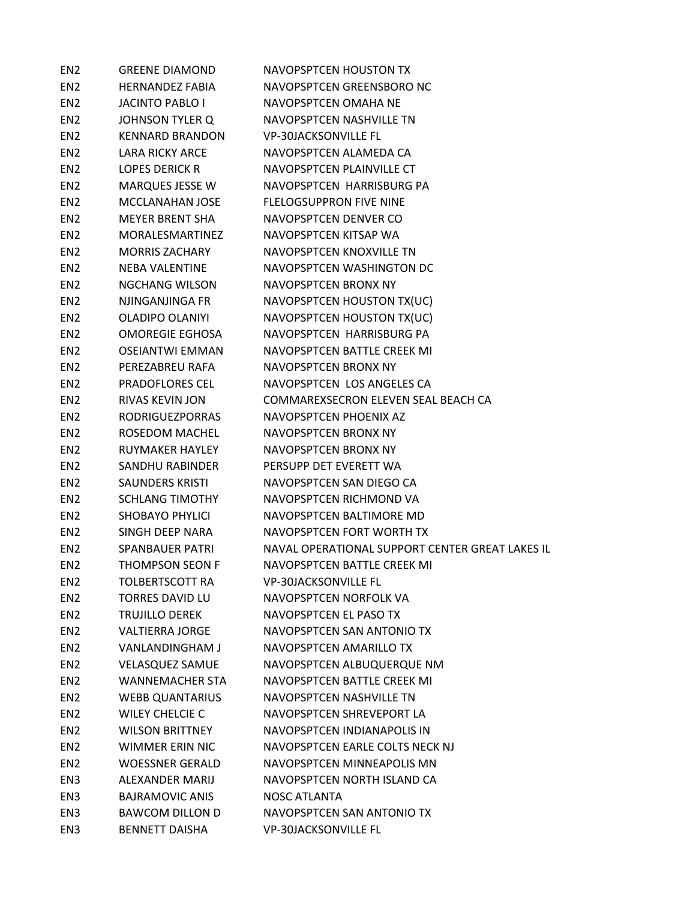| | | |
|---|---|---|
| EN2 | GREENE DIAMOND | NAVOPSPTCEN HOUSTON TX |
| EN2 | HERNANDEZ FABIA | NAVOPSPTCEN GREENSBORO NC |
| EN2 | JACINTO PABLO I | NAVOPSPTCEN OMAHA NE |
| EN2 | JOHNSON TYLER Q | NAVOPSPTCEN NASHVILLE TN |
| EN2 | KENNARD BRANDON | VP-30JACKSONVILLE FL |
| EN2 | LARA RICKY ARCE | NAVOPSPTCEN ALAMEDA CA |
| EN2 | LOPES DERICK R | NAVOPSPTCEN PLAINVILLE CT |
| EN2 | MARQUES JESSE W | NAVOPSPTCEN HARRISBURG PA |
| EN2 | MCCLANAHAN JOSE | FLELOGSUPPRON FIVE NINE |
| EN2 | MEYER BRENT SHA | NAVOPSPTCEN DENVER CO |
| EN2 | MORALESMARTINEZ | NAVOPSPTCEN KITSAP WA |
| EN2 | MORRIS ZACHARY | NAVOPSPTCEN KNOXVILLE TN |
| EN2 | NEBA VALENTINE | NAVOPSPTCEN WASHINGTON DC |
| EN2 | NGCHANG WILSON | NAVOPSPTCEN BRONX NY |
| EN2 | NJINGANJINGA FR | NAVOPSPTCEN HOUSTON TX(UC) |
| EN2 | OLADIPO OLANIYI | NAVOPSPTCEN HOUSTON TX(UC) |
| EN2 | OMOREGIE EGHOSA | NAVOPSPTCEN HARRISBURG PA |
| EN2 | OSEIANTWI EMMAN | NAVOPSPTCEN BATTLE CREEK MI |
| EN2 | PEREZABREU RAFA | NAVOPSPTCEN BRONX NY |
| EN2 | PRADOFLORES CEL | NAVOPSPTCEN LOS ANGELES CA |
| EN2 | RIVAS KEVIN JON | COMMAREXSECRON ELEVEN SEAL BEACH CA |
| EN2 | RODRIGUEZPORRAS | NAVOPSPTCEN PHOENIX AZ |
| EN2 | ROSEDOM MACHEL | NAVOPSPTCEN BRONX NY |
| EN2 | RUYMAKER HAYLEY | NAVOPSPTCEN BRONX NY |
| EN2 | SANDHU RABINDER | PERSUPP DET EVERETT WA |
| EN2 | SAUNDERS KRISTI | NAVOPSPTCEN SAN DIEGO CA |
| EN2 | SCHLANG TIMOTHY | NAVOPSPTCEN RICHMOND VA |
| EN2 | SHOBAYO PHYLICI | NAVOPSPTCEN BALTIMORE MD |
| EN2 | SINGH DEEP NARA | NAVOPSPTCEN FORT WORTH TX |
| EN2 | SPANBAUER PATRI | NAVAL OPERATIONAL SUPPORT CENTER GREAT LAKES IL |
| EN2 | THOMPSON SEON F | NAVOPSPTCEN BATTLE CREEK MI |
| EN2 | TOLBERTSCOTT RA | VP-30JACKSONVILLE FL |
| EN2 | TORRES DAVID LU | NAVOPSPTCEN NORFOLK VA |
| EN2 | TRUJILLO DEREK | NAVOPSPTCEN EL PASO TX |
| EN2 | VALTIERRA JORGE | NAVOPSPTCEN SAN ANTONIO TX |
| EN2 | VANLANDINGHAM J | NAVOPSPTCEN AMARILLO TX |
| EN2 | VELASQUEZ SAMUE | NAVOPSPTCEN ALBUQUERQUE NM |
| EN2 | WANNEMACHER STA | NAVOPSPTCEN BATTLE CREEK MI |
| EN2 | WEBB QUANTARIUS | NAVOPSPTCEN NASHVILLE TN |
| EN2 | WILEY CHELCIE C | NAVOPSPTCEN SHREVEPORT LA |
| EN2 | WILSON BRITTNEY | NAVOPSPTCEN INDIANAPOLIS IN |
| EN2 | WIMMER ERIN NIC | NAVOPSPTCEN EARLE COLTS NECK NJ |
| EN2 | WOESSNER GERALD | NAVOPSPTCEN MINNEAPOLIS MN |
| EN3 | ALEXANDER MARIJ | NAVOPSPTCEN NORTH ISLAND CA |
| EN3 | BAJRAMOVIC ANIS | NOSC ATLANTA |
| EN3 | BAWCOM DILLON D | NAVOPSPTCEN SAN ANTONIO TX |
| EN3 | BENNETT DAISHA | VP-30JACKSONVILLE FL |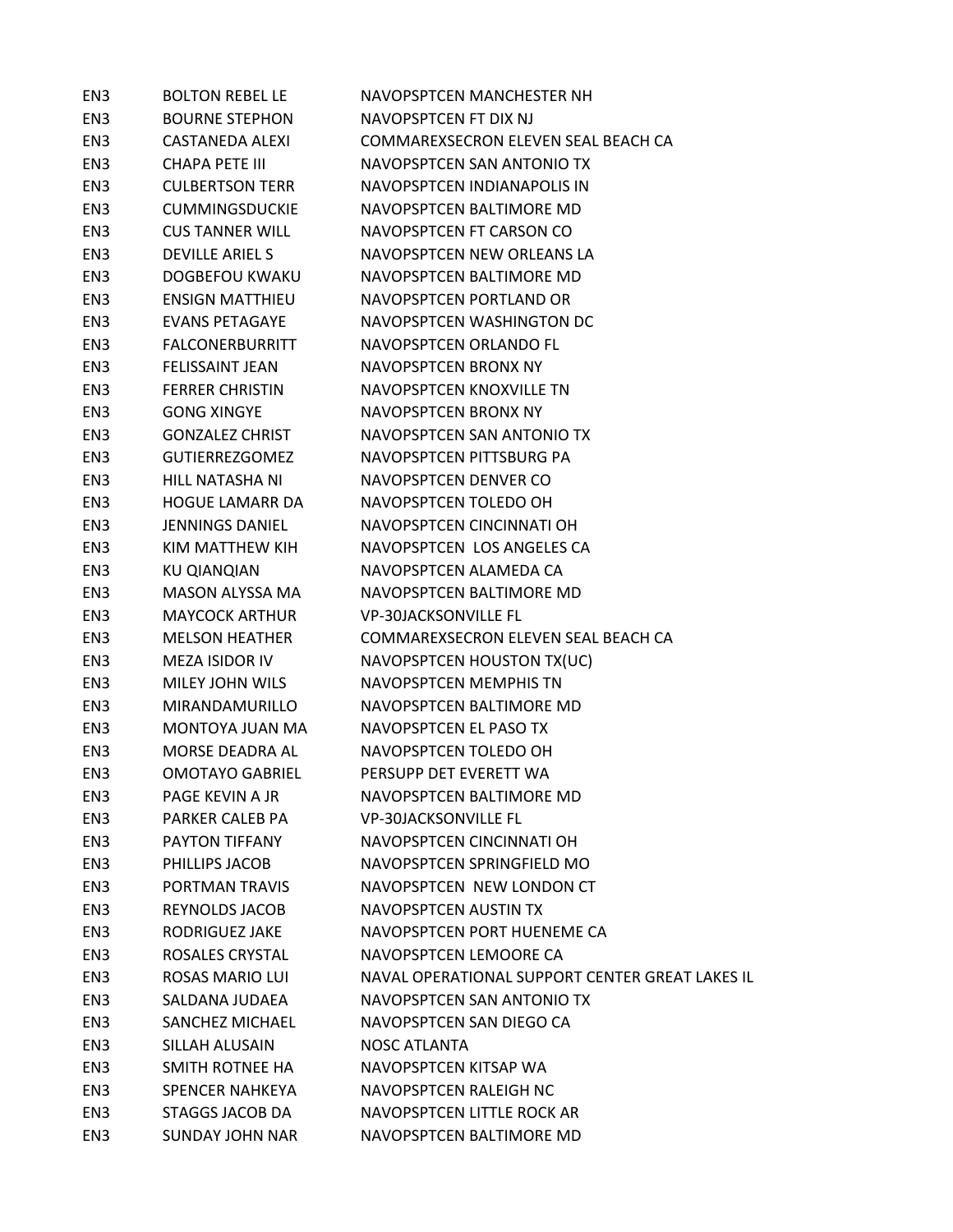| | | |
|---|---|---|
| EN3 | BOLTON REBEL LE | NAVOPSPTCEN MANCHESTER NH |
| EN3 | BOURNE STEPHON | NAVOPSPTCEN FT DIX NJ |
| EN3 | CASTANEDA ALEXI | COMMAREXSECRON ELEVEN SEAL BEACH CA |
| EN3 | CHAPA PETE III | NAVOPSPTCEN SAN ANTONIO TX |
| EN3 | CULBERTSON TERR | NAVOPSPTCEN INDIANAPOLIS IN |
| EN3 | CUMMINGSDUCKIE | NAVOPSPTCEN BALTIMORE MD |
| EN3 | CUS TANNER WILL | NAVOPSPTCEN FT CARSON CO |
| EN3 | DEVILLE ARIEL S | NAVOPSPTCEN NEW ORLEANS LA |
| EN3 | DOGBEFOU KWAKU | NAVOPSPTCEN BALTIMORE MD |
| EN3 | ENSIGN MATTHIEU | NAVOPSPTCEN PORTLAND OR |
| EN3 | EVANS PETAGAYE | NAVOPSPTCEN WASHINGTON DC |
| EN3 | FALCONERBURRITT | NAVOPSPTCEN ORLANDO FL |
| EN3 | FELISSAINT JEAN | NAVOPSPTCEN BRONX NY |
| EN3 | FERRER CHRISTIN | NAVOPSPTCEN KNOXVILLE TN |
| EN3 | GONG XINGYE | NAVOPSPTCEN BRONX NY |
| EN3 | GONZALEZ CHRIST | NAVOPSPTCEN SAN ANTONIO TX |
| EN3 | GUTIERREZGOMEZ | NAVOPSPTCEN PITTSBURG PA |
| EN3 | HILL NATASHA NI | NAVOPSPTCEN DENVER CO |
| EN3 | HOGUE LAMARR DA | NAVOPSPTCEN TOLEDO OH |
| EN3 | JENNINGS DANIEL | NAVOPSPTCEN CINCINNATI OH |
| EN3 | KIM MATTHEW KIH | NAVOPSPTCEN LOS ANGELES CA |
| EN3 | KU QIANQIAN | NAVOPSPTCEN ALAMEDA CA |
| EN3 | MASON ALYSSA MA | NAVOPSPTCEN BALTIMORE MD |
| EN3 | MAYCOCK ARTHUR | VP-30JACKSONVILLE FL |
| EN3 | MELSON HEATHER | COMMAREXSECRON ELEVEN SEAL BEACH CA |
| EN3 | MEZA ISIDOR IV | NAVOPSPTCEN HOUSTON TX(UC) |
| EN3 | MILEY JOHN WILS | NAVOPSPTCEN MEMPHIS TN |
| EN3 | MIRANDAMURILLO | NAVOPSPTCEN BALTIMORE MD |
| EN3 | MONTOYA JUAN MA | NAVOPSPTCEN EL PASO TX |
| EN3 | MORSE DEADRA AL | NAVOPSPTCEN TOLEDO OH |
| EN3 | OMOTAYO GABRIEL | PERSUPP DET EVERETT WA |
| EN3 | PAGE KEVIN A JR | NAVOPSPTCEN BALTIMORE MD |
| EN3 | PARKER CALEB PA | VP-30JACKSONVILLE FL |
| EN3 | PAYTON TIFFANY | NAVOPSPTCEN CINCINNATI OH |
| EN3 | PHILLIPS JACOB | NAVOPSPTCEN SPRINGFIELD MO |
| EN3 | PORTMAN TRAVIS | NAVOPSPTCEN NEW LONDON CT |
| EN3 | REYNOLDS JACOB | NAVOPSPTCEN AUSTIN TX |
| EN3 | RODRIGUEZ JAKE | NAVOPSPTCEN PORT HUENEME CA |
| EN3 | ROSALES CRYSTAL | NAVOPSPTCEN LEMOORE CA |
| EN3 | ROSAS MARIO LUI | NAVAL OPERATIONAL SUPPORT CENTER GREAT LAKES IL |
| EN3 | SALDANA JUDAEA | NAVOPSPTCEN SAN ANTONIO TX |
| EN3 | SANCHEZ MICHAEL | NAVOPSPTCEN SAN DIEGO CA |
| EN3 | SILLAH ALUSAIN | NOSC ATLANTA |
| EN3 | SMITH ROTNEE HA | NAVOPSPTCEN KITSAP WA |
| EN3 | SPENCER NAHKEYA | NAVOPSPTCEN RALEIGH NC |
| EN3 | STAGGS JACOB DA | NAVOPSPTCEN LITTLE ROCK AR |
| EN3 | SUNDAY JOHN NAR | NAVOPSPTCEN BALTIMORE MD |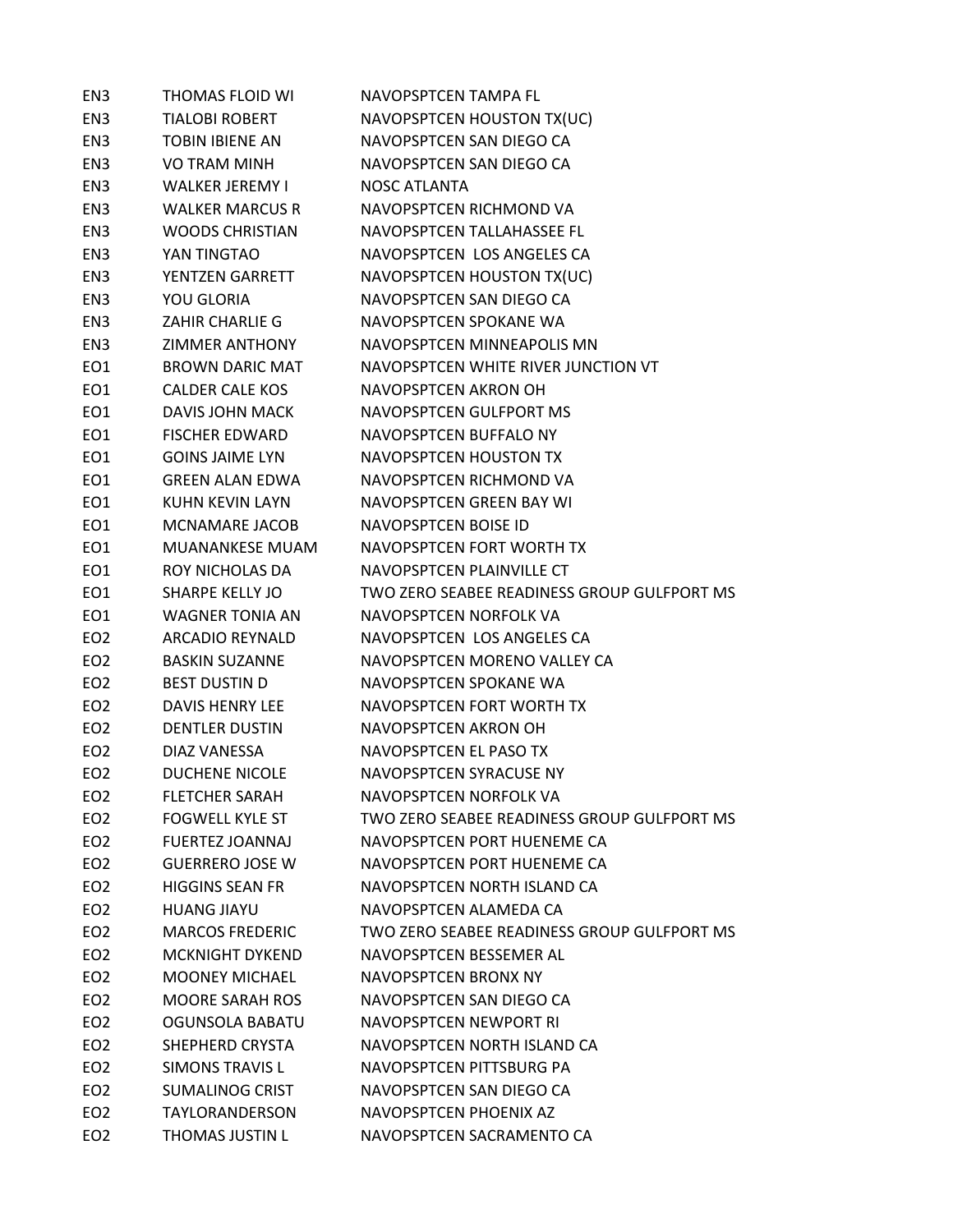| | | |
|---|---|---|
| EN3 | THOMAS FLOID WI | NAVOPSPTCEN TAMPA FL |
| EN3 | TIALOBI ROBERT | NAVOPSPTCEN HOUSTON TX(UC) |
| EN3 | TOBIN IBIENE AN | NAVOPSPTCEN SAN DIEGO CA |
| EN3 | VO TRAM MINH | NAVOPSPTCEN SAN DIEGO CA |
| EN3 | WALKER JEREMY I | NOSC ATLANTA |
| EN3 | WALKER MARCUS R | NAVOPSPTCEN RICHMOND VA |
| EN3 | WOODS CHRISTIAN | NAVOPSPTCEN TALLAHASSEE FL |
| EN3 | YAN TINGTAO | NAVOPSPTCEN LOS ANGELES CA |
| EN3 | YENTZEN GARRETT | NAVOPSPTCEN HOUSTON TX(UC) |
| EN3 | YOU GLORIA | NAVOPSPTCEN SAN DIEGO CA |
| EN3 | ZAHIR CHARLIE G | NAVOPSPTCEN SPOKANE WA |
| EN3 | ZIMMER ANTHONY | NAVOPSPTCEN MINNEAPOLIS MN |
| EO1 | BROWN DARIC MAT | NAVOPSPTCEN WHITE RIVER JUNCTION VT |
| EO1 | CALDER CALE KOS | NAVOPSPTCEN AKRON OH |
| EO1 | DAVIS JOHN MACK | NAVOPSPTCEN GULFPORT MS |
| EO1 | FISCHER EDWARD | NAVOPSPTCEN BUFFALO NY |
| EO1 | GOINS JAIME LYN | NAVOPSPTCEN HOUSTON TX |
| EO1 | GREEN ALAN EDWA | NAVOPSPTCEN RICHMOND VA |
| EO1 | KUHN KEVIN LAYN | NAVOPSPTCEN GREEN BAY WI |
| EO1 | MCNAMARE JACOB | NAVOPSPTCEN BOISE ID |
| EO1 | MUANANKESE MUAM | NAVOPSPTCEN FORT WORTH TX |
| EO1 | ROY NICHOLAS DA | NAVOPSPTCEN PLAINVILLE CT |
| EO1 | SHARPE KELLY JO | TWO ZERO SEABEE READINESS GROUP GULFPORT MS |
| EO1 | WAGNER TONIA AN | NAVOPSPTCEN NORFOLK VA |
| EO2 | ARCADIO REYNALD | NAVOPSPTCEN LOS ANGELES CA |
| EO2 | BASKIN SUZANNE | NAVOPSPTCEN MORENO VALLEY CA |
| EO2 | BEST DUSTIN D | NAVOPSPTCEN SPOKANE WA |
| EO2 | DAVIS HENRY LEE | NAVOPSPTCEN FORT WORTH TX |
| EO2 | DENTLER DUSTIN | NAVOPSPTCEN AKRON OH |
| EO2 | DIAZ VANESSA | NAVOPSPTCEN EL PASO TX |
| EO2 | DUCHENE NICOLE | NAVOPSPTCEN SYRACUSE NY |
| EO2 | FLETCHER SARAH | NAVOPSPTCEN NORFOLK VA |
| EO2 | FOGWELL KYLE ST | TWO ZERO SEABEE READINESS GROUP GULFPORT MS |
| EO2 | FUERTEZ JOANNAJ | NAVOPSPTCEN PORT HUENEME CA |
| EO2 | GUERRERO JOSE W | NAVOPSPTCEN PORT HUENEME CA |
| EO2 | HIGGINS SEAN FR | NAVOPSPTCEN NORTH ISLAND CA |
| EO2 | HUANG JIAYU | NAVOPSPTCEN ALAMEDA CA |
| EO2 | MARCOS FREDERIC | TWO ZERO SEABEE READINESS GROUP GULFPORT MS |
| EO2 | MCKNIGHT DYKEND | NAVOPSPTCEN BESSEMER AL |
| EO2 | MOONEY MICHAEL | NAVOPSPTCEN BRONX NY |
| EO2 | MOORE SARAH ROS | NAVOPSPTCEN SAN DIEGO CA |
| EO2 | OGUNSOLA BABATU | NAVOPSPTCEN NEWPORT RI |
| EO2 | SHEPHERD CRYSTA | NAVOPSPTCEN NORTH ISLAND CA |
| EO2 | SIMONS TRAVIS L | NAVOPSPTCEN PITTSBURG PA |
| EO2 | SUMALINOG CRIST | NAVOPSPTCEN SAN DIEGO CA |
| EO2 | TAYLORANDERSON | NAVOPSPTCEN PHOENIX AZ |
| EO2 | THOMAS JUSTIN L | NAVOPSPTCEN SACRAMENTO CA |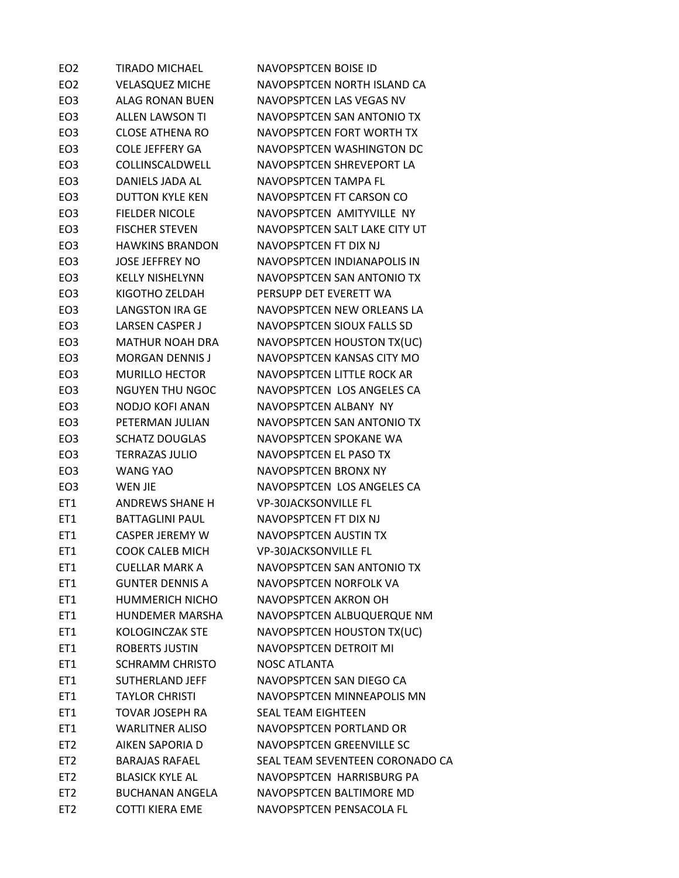| | | |
|---|---|---|
| EO2 | TIRADO MICHAEL | NAVOPSPTCEN BOISE ID |
| EO2 | VELASQUEZ MICHE | NAVOPSPTCEN NORTH ISLAND CA |
| EO3 | ALAG RONAN BUEN | NAVOPSPTCEN LAS VEGAS NV |
| EO3 | ALLEN LAWSON TI | NAVOPSPTCEN SAN ANTONIO TX |
| EO3 | CLOSE ATHENA RO | NAVOPSPTCEN FORT WORTH TX |
| EO3 | COLE JEFFERY GA | NAVOPSPTCEN WASHINGTON DC |
| EO3 | COLLINSCALDWELL | NAVOPSPTCEN SHREVEPORT LA |
| EO3 | DANIELS JADA AL | NAVOPSPTCEN TAMPA FL |
| EO3 | DUTTON KYLE KEN | NAVOPSPTCEN FT CARSON CO |
| EO3 | FIELDER NICOLE | NAVOPSPTCEN AMITYVILLE NY |
| EO3 | FISCHER STEVEN | NAVOPSPTCEN SALT LAKE CITY UT |
| EO3 | HAWKINS BRANDON | NAVOPSPTCEN FT DIX NJ |
| EO3 | JOSE JEFFREY NO | NAVOPSPTCEN INDIANAPOLIS IN |
| EO3 | KELLY NISHELYNN | NAVOPSPTCEN SAN ANTONIO TX |
| EO3 | KIGOTHO ZELDAH | PERSUPP DET EVERETT WA |
| EO3 | LANGSTON IRA GE | NAVOPSPTCEN NEW ORLEANS LA |
| EO3 | LARSEN CASPER J | NAVOPSPTCEN SIOUX FALLS SD |
| EO3 | MATHUR NOAH DRA | NAVOPSPTCEN HOUSTON TX(UC) |
| EO3 | MORGAN DENNIS J | NAVOPSPTCEN KANSAS CITY MO |
| EO3 | MURILLO HECTOR | NAVOPSPTCEN LITTLE ROCK AR |
| EO3 | NGUYEN THU NGOC | NAVOPSPTCEN LOS ANGELES CA |
| EO3 | NODJO KOFI ANAN | NAVOPSPTCEN ALBANY NY |
| EO3 | PETERMAN JULIAN | NAVOPSPTCEN SAN ANTONIO TX |
| EO3 | SCHATZ DOUGLAS | NAVOPSPTCEN SPOKANE WA |
| EO3 | TERRAZAS JULIO | NAVOPSPTCEN EL PASO TX |
| EO3 | WANG YAO | NAVOPSPTCEN BRONX NY |
| EO3 | WEN JIE | NAVOPSPTCEN LOS ANGELES CA |
| ET1 | ANDREWS SHANE H | VP-30JACKSONVILLE FL |
| ET1 | BATTAGLINI PAUL | NAVOPSPTCEN FT DIX NJ |
| ET1 | CASPER JEREMY W | NAVOPSPTCEN AUSTIN TX |
| ET1 | COOK CALEB MICH | VP-30JACKSONVILLE FL |
| ET1 | CUELLAR MARK A | NAVOPSPTCEN SAN ANTONIO TX |
| ET1 | GUNTER DENNIS A | NAVOPSPTCEN NORFOLK VA |
| ET1 | HUMMERICH NICHO | NAVOPSPTCEN AKRON OH |
| ET1 | HUNDEMER MARSHA | NAVOPSPTCEN ALBUQUERQUE NM |
| ET1 | KOLOGINCZAK STE | NAVOPSPTCEN HOUSTON TX(UC) |
| ET1 | ROBERTS JUSTIN | NAVOPSPTCEN DETROIT MI |
| ET1 | SCHRAMM CHRISTO | NOSC ATLANTA |
| ET1 | SUTHERLAND JEFF | NAVOPSPTCEN SAN DIEGO CA |
| ET1 | TAYLOR CHRISTI | NAVOPSPTCEN MINNEAPOLIS MN |
| ET1 | TOVAR JOSEPH RA | SEAL TEAM EIGHTEEN |
| ET1 | WARLITNER ALISO | NAVOPSPTCEN PORTLAND OR |
| ET2 | AIKEN SAPORIA D | NAVOPSPTCEN GREENVILLE SC |
| ET2 | BARAJAS RAFAEL | SEAL TEAM SEVENTEEN CORONADO CA |
| ET2 | BLASICK KYLE AL | NAVOPSPTCEN HARRISBURG PA |
| ET2 | BUCHANAN ANGELA | NAVOPSPTCEN BALTIMORE MD |
| ET2 | COTTI KIERA EME | NAVOPSPTCEN PENSACOLA FL |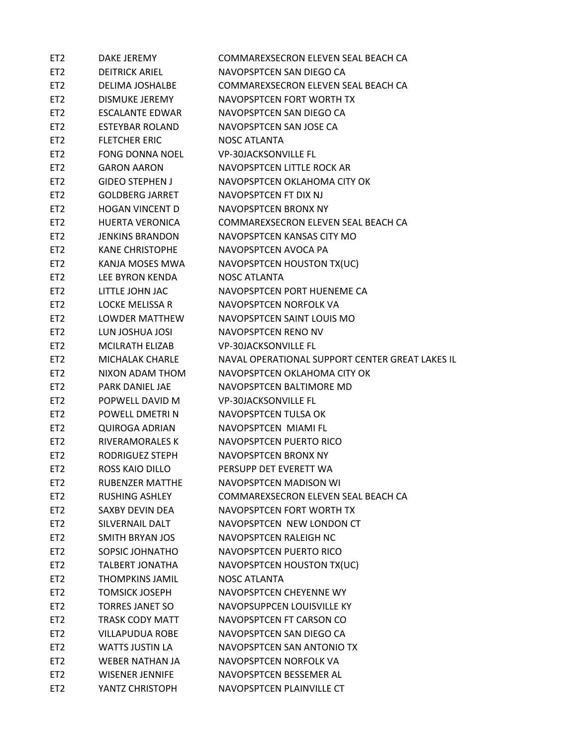| | | |
|---|---|---|
| ET2 | DAKE JEREMY | COMMAREXSECRON ELEVEN SEAL BEACH CA |
| ET2 | DEITRICK ARIEL | NAVOPSPTCEN SAN DIEGO CA |
| ET2 | DELIMA JOSHALBE | COMMAREXSECRON ELEVEN SEAL BEACH CA |
| ET2 | DISMUKE JEREMY | NAVOPSPTCEN FORT WORTH TX |
| ET2 | ESCALANTE EDWAR | NAVOPSPTCEN SAN DIEGO CA |
| ET2 | ESTEYBAR ROLAND | NAVOPSPTCEN SAN JOSE CA |
| ET2 | FLETCHER ERIC | NOSC ATLANTA |
| ET2 | FONG DONNA NOEL | VP-30JACKSONVILLE FL |
| ET2 | GARON AARON | NAVOPSPTCEN LITTLE ROCK AR |
| ET2 | GIDEO STEPHEN J | NAVOPSPTCEN OKLAHOMA CITY OK |
| ET2 | GOLDBERG JARRET | NAVOPSPTCEN FT DIX NJ |
| ET2 | HOGAN VINCENT D | NAVOPSPTCEN BRONX NY |
| ET2 | HUERTA VERONICA | COMMAREXSECRON ELEVEN SEAL BEACH CA |
| ET2 | JENKINS BRANDON | NAVOPSPTCEN KANSAS CITY MO |
| ET2 | KANE CHRISTOPHE | NAVOPSPTCEN AVOCA PA |
| ET2 | KANJA MOSES MWA | NAVOPSPTCEN HOUSTON TX(UC) |
| ET2 | LEE BYRON KENDA | NOSC ATLANTA |
| ET2 | LITTLE JOHN JAC | NAVOPSPTCEN PORT HUENEME CA |
| ET2 | LOCKE MELISSA R | NAVOPSPTCEN NORFOLK VA |
| ET2 | LOWDER MATTHEW | NAVOPSPTCEN SAINT LOUIS MO |
| ET2 | LUN JOSHUA JOSI | NAVOPSPTCEN RENO NV |
| ET2 | MCILRATH ELIZAB | VP-30JACKSONVILLE FL |
| ET2 | MICHALAK CHARLE | NAVAL OPERATIONAL SUPPORT CENTER GREAT LAKES IL |
| ET2 | NIXON ADAM THOM | NAVOPSPTCEN OKLAHOMA CITY OK |
| ET2 | PARK DANIEL JAE | NAVOPSPTCEN BALTIMORE MD |
| ET2 | POPWELL DAVID M | VP-30JACKSONVILLE FL |
| ET2 | POWELL DMETRI N | NAVOPSPTCEN TULSA OK |
| ET2 | QUIROGA ADRIAN | NAVOPSPTCEN  MIAMI FL |
| ET2 | RIVERAMORALES K | NAVOPSPTCEN PUERTO RICO |
| ET2 | RODRIGUEZ STEPH | NAVOPSPTCEN BRONX NY |
| ET2 | ROSS KAIO DILLO | PERSUPP DET EVERETT WA |
| ET2 | RUBENZER MATTHE | NAVOPSPTCEN MADISON WI |
| ET2 | RUSHING ASHLEY | COMMAREXSECRON ELEVEN SEAL BEACH CA |
| ET2 | SAXBY DEVIN DEA | NAVOPSPTCEN FORT WORTH TX |
| ET2 | SILVERNAIL DALT | NAVOPSPTCEN  NEW LONDON CT |
| ET2 | SMITH BRYAN JOS | NAVOPSPTCEN RALEIGH NC |
| ET2 | SOPSIC JOHNATHO | NAVOPSPTCEN PUERTO RICO |
| ET2 | TALBERT JONATHA | NAVOPSPTCEN HOUSTON TX(UC) |
| ET2 | THOMPKINS JAMIL | NOSC ATLANTA |
| ET2 | TOMSICK JOSEPH | NAVOPSPTCEN CHEYENNE WY |
| ET2 | TORRES JANET SO | NAVOPSUPPCEN LOUISVILLE KY |
| ET2 | TRASK CODY MATT | NAVOPSPTCEN FT CARSON CO |
| ET2 | VILLAPUDUA ROBE | NAVOPSPTCEN SAN DIEGO CA |
| ET2 | WATTS JUSTIN LA | NAVOPSPTCEN SAN ANTONIO TX |
| ET2 | WEBER NATHAN JA | NAVOPSPTCEN NORFOLK VA |
| ET2 | WISENER JENNIFE | NAVOPSPTCEN BESSEMER AL |
| ET2 | YANTZ CHRISTOPH | NAVOPSPTCEN PLAINVILLE CT |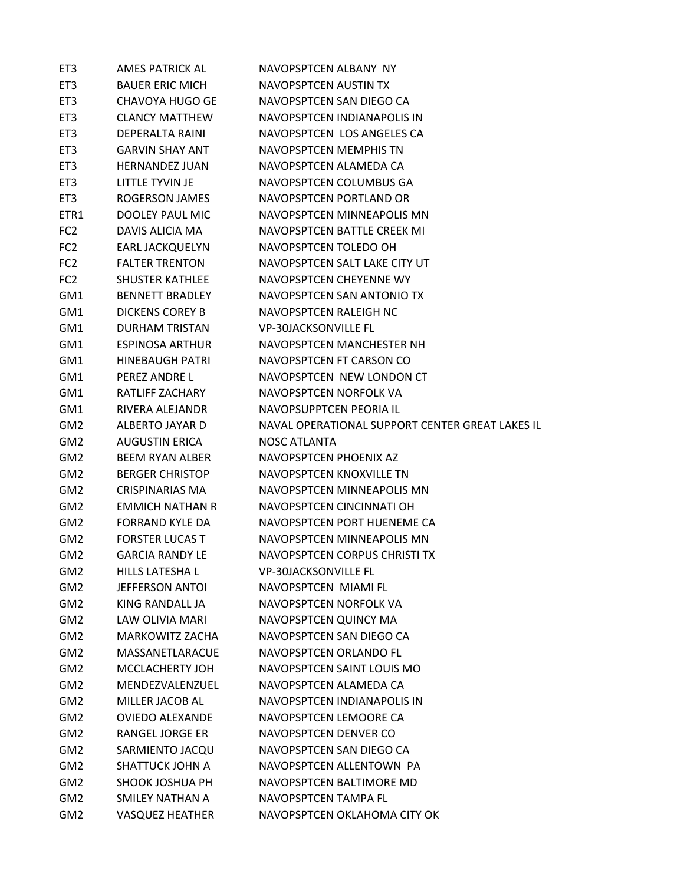| | | |
|---|---|---|
| ET3 | AMES PATRICK AL | NAVOPSPTCEN ALBANY NY |
| ET3 | BAUER ERIC MICH | NAVOPSPTCEN AUSTIN TX |
| ET3 | CHAVOYA HUGO GE | NAVOPSPTCEN SAN DIEGO CA |
| ET3 | CLANCY MATTHEW | NAVOPSPTCEN INDIANAPOLIS IN |
| ET3 | DEPERALTA RAINI | NAVOPSPTCEN LOS ANGELES CA |
| ET3 | GARVIN SHAY ANT | NAVOPSPTCEN MEMPHIS TN |
| ET3 | HERNANDEZ JUAN | NAVOPSPTCEN ALAMEDA CA |
| ET3 | LITTLE TYVIN JE | NAVOPSPTCEN COLUMBUS GA |
| ET3 | ROGERSON JAMES | NAVOPSPTCEN PORTLAND OR |
| ETR1 | DOOLEY PAUL MIC | NAVOPSPTCEN MINNEAPOLIS MN |
| FC2 | DAVIS ALICIA MA | NAVOPSPTCEN BATTLE CREEK MI |
| FC2 | EARL JACKQUELYN | NAVOPSPTCEN TOLEDO OH |
| FC2 | FALTER TRENTON | NAVOPSPTCEN SALT LAKE CITY UT |
| FC2 | SHUSTER KATHLEE | NAVOPSPTCEN CHEYENNE WY |
| GM1 | BENNETT BRADLEY | NAVOPSPTCEN SAN ANTONIO TX |
| GM1 | DICKENS COREY B | NAVOPSPTCEN RALEIGH NC |
| GM1 | DURHAM TRISTAN | VP-30JACKSONVILLE FL |
| GM1 | ESPINOSA ARTHUR | NAVOPSPTCEN MANCHESTER NH |
| GM1 | HINEBAUGH PATRI | NAVOPSPTCEN FT CARSON CO |
| GM1 | PEREZ ANDRE L | NAVOPSPTCEN NEW LONDON CT |
| GM1 | RATLIFF ZACHARY | NAVOPSPTCEN NORFOLK VA |
| GM1 | RIVERA ALEJANDR | NAVOPSUPPTCEN PEORIA IL |
| GM2 | ALBERTO JAYAR D | NAVAL OPERATIONAL SUPPORT CENTER GREAT LAKES IL |
| GM2 | AUGUSTIN ERICA | NOSC ATLANTA |
| GM2 | BEEM RYAN ALBER | NAVOPSPTCEN PHOENIX AZ |
| GM2 | BERGER CHRISTOP | NAVOPSPTCEN KNOXVILLE TN |
| GM2 | CRISPINARIAS MA | NAVOPSPTCEN MINNEAPOLIS MN |
| GM2 | EMMICH NATHAN R | NAVOPSPTCEN CINCINNATI OH |
| GM2 | FORRAND KYLE DA | NAVOPSPTCEN PORT HUENEME CA |
| GM2 | FORSTER LUCAS T | NAVOPSPTCEN MINNEAPOLIS MN |
| GM2 | GARCIA RANDY LE | NAVOPSPTCEN CORPUS CHRISTI TX |
| GM2 | HILLS LATESHA L | VP-30JACKSONVILLE FL |
| GM2 | JEFFERSON ANTOI | NAVOPSPTCEN MIAMI FL |
| GM2 | KING RANDALL JA | NAVOPSPTCEN NORFOLK VA |
| GM2 | LAW OLIVIA MARI | NAVOPSPTCEN QUINCY MA |
| GM2 | MARKOWITZ ZACHA | NAVOPSPTCEN SAN DIEGO CA |
| GM2 | MASSANETLARACUE | NAVOPSPTCEN ORLANDO FL |
| GM2 | MCCLACHERTY JOH | NAVOPSPTCEN SAINT LOUIS MO |
| GM2 | MENDEZVALENZUEL | NAVOPSPTCEN ALAMEDA CA |
| GM2 | MILLER JACOB AL | NAVOPSPTCEN INDIANAPOLIS IN |
| GM2 | OVIEDO ALEXANDE | NAVOPSPTCEN LEMOORE CA |
| GM2 | RANGEL JORGE ER | NAVOPSPTCEN DENVER CO |
| GM2 | SARMIENTO JACQU | NAVOPSPTCEN SAN DIEGO CA |
| GM2 | SHATTUCK JOHN A | NAVOPSPTCEN ALLENTOWN PA |
| GM2 | SHOOK JOSHUA PH | NAVOPSPTCEN BALTIMORE MD |
| GM2 | SMILEY NATHAN A | NAVOPSPTCEN TAMPA FL |
| GM2 | VASQUEZ HEATHER | NAVOPSPTCEN OKLAHOMA CITY OK |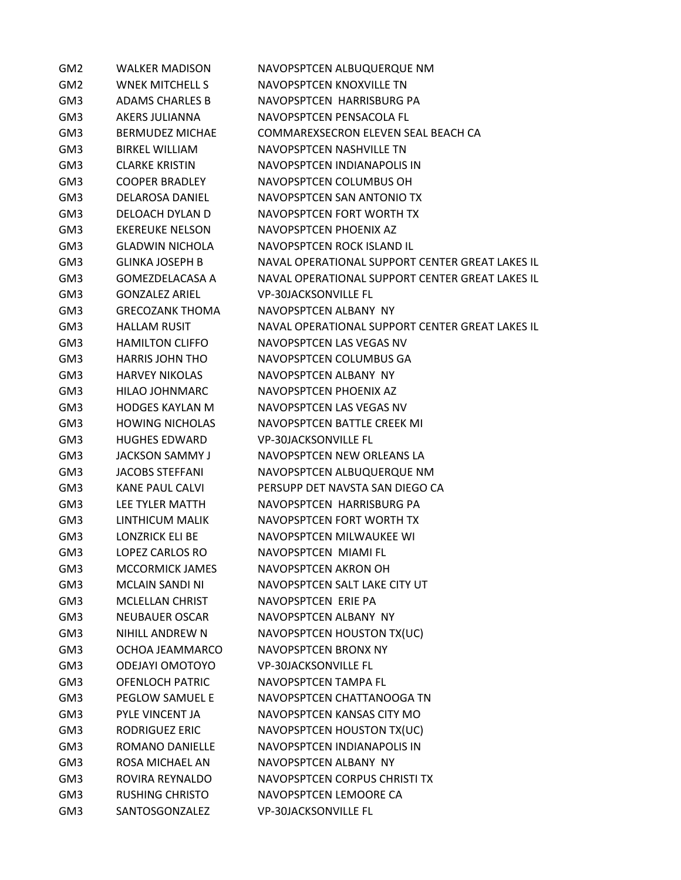| | | |
|---|---|---|
| GM2 | WALKER MADISON | NAVOPSPTCEN ALBUQUERQUE NM |
| GM2 | WNEK MITCHELL S | NAVOPSPTCEN KNOXVILLE TN |
| GM3 | ADAMS CHARLES B | NAVOPSPTCEN HARRISBURG PA |
| GM3 | AKERS JULIANNA | NAVOPSPTCEN PENSACOLA FL |
| GM3 | BERMUDEZ MICHAE | COMMAREXSECRON ELEVEN SEAL BEACH CA |
| GM3 | BIRKEL WILLIAM | NAVOPSPTCEN NASHVILLE TN |
| GM3 | CLARKE KRISTIN | NAVOPSPTCEN INDIANAPOLIS IN |
| GM3 | COOPER BRADLEY | NAVOPSPTCEN COLUMBUS OH |
| GM3 | DELAROSA DANIEL | NAVOPSPTCEN SAN ANTONIO TX |
| GM3 | DELOACH DYLAN D | NAVOPSPTCEN FORT WORTH TX |
| GM3 | EKEREUKE NELSON | NAVOPSPTCEN PHOENIX AZ |
| GM3 | GLADWIN NICHOLA | NAVOPSPTCEN ROCK ISLAND IL |
| GM3 | GLINKA JOSEPH B | NAVAL OPERATIONAL SUPPORT CENTER GREAT LAKES IL |
| GM3 | GOMEZDELACASA A | NAVAL OPERATIONAL SUPPORT CENTER GREAT LAKES IL |
| GM3 | GONZALEZ ARIEL | VP-30JACKSONVILLE FL |
| GM3 | GRECOZANK THOMA | NAVOPSPTCEN ALBANY NY |
| GM3 | HALLAM RUSIT | NAVAL OPERATIONAL SUPPORT CENTER GREAT LAKES IL |
| GM3 | HAMILTON CLIFFO | NAVOPSPTCEN LAS VEGAS NV |
| GM3 | HARRIS JOHN THO | NAVOPSPTCEN COLUMBUS GA |
| GM3 | HARVEY NIKOLAS | NAVOPSPTCEN ALBANY NY |
| GM3 | HILAO JOHNMARC | NAVOPSPTCEN PHOENIX AZ |
| GM3 | HODGES KAYLAN M | NAVOPSPTCEN LAS VEGAS NV |
| GM3 | HOWING NICHOLAS | NAVOPSPTCEN BATTLE CREEK MI |
| GM3 | HUGHES EDWARD | VP-30JACKSONVILLE FL |
| GM3 | JACKSON SAMMY J | NAVOPSPTCEN NEW ORLEANS LA |
| GM3 | JACOBS STEFFANI | NAVOPSPTCEN ALBUQUERQUE NM |
| GM3 | KANE PAUL CALVI | PERSUPP DET NAVSTA SAN DIEGO CA |
| GM3 | LEE TYLER MATTH | NAVOPSPTCEN HARRISBURG PA |
| GM3 | LINTHICUM MALIK | NAVOPSPTCEN FORT WORTH TX |
| GM3 | LONZRICK ELI BE | NAVOPSPTCEN MILWAUKEE WI |
| GM3 | LOPEZ CARLOS RO | NAVOPSPTCEN MIAMI FL |
| GM3 | MCCORMICK JAMES | NAVOPSPTCEN AKRON OH |
| GM3 | MCLAIN SANDI NI | NAVOPSPTCEN SALT LAKE CITY UT |
| GM3 | MCLELLAN CHRIST | NAVOPSPTCEN ERIE PA |
| GM3 | NEUBAUER OSCAR | NAVOPSPTCEN ALBANY NY |
| GM3 | NIHILL ANDREW N | NAVOPSPTCEN HOUSTON TX(UC) |
| GM3 | OCHOA JEAMMARCO | NAVOPSPTCEN BRONX NY |
| GM3 | ODEJAYI OMOTOYO | VP-30JACKSONVILLE FL |
| GM3 | OFENLOCH PATRIC | NAVOPSPTCEN TAMPA FL |
| GM3 | PEGLOW SAMUEL E | NAVOPSPTCEN CHATTANOOGA TN |
| GM3 | PYLE VINCENT JA | NAVOPSPTCEN KANSAS CITY MO |
| GM3 | RODRIGUEZ ERIC | NAVOPSPTCEN HOUSTON TX(UC) |
| GM3 | ROMANO DANIELLE | NAVOPSPTCEN INDIANAPOLIS IN |
| GM3 | ROSA MICHAEL AN | NAVOPSPTCEN ALBANY NY |
| GM3 | ROVIRA REYNALDO | NAVOPSPTCEN CORPUS CHRISTI TX |
| GM3 | RUSHING CHRISTO | NAVOPSPTCEN LEMOORE CA |
| GM3 | SANTOSGONZALEZ | VP-30JACKSONVILLE FL |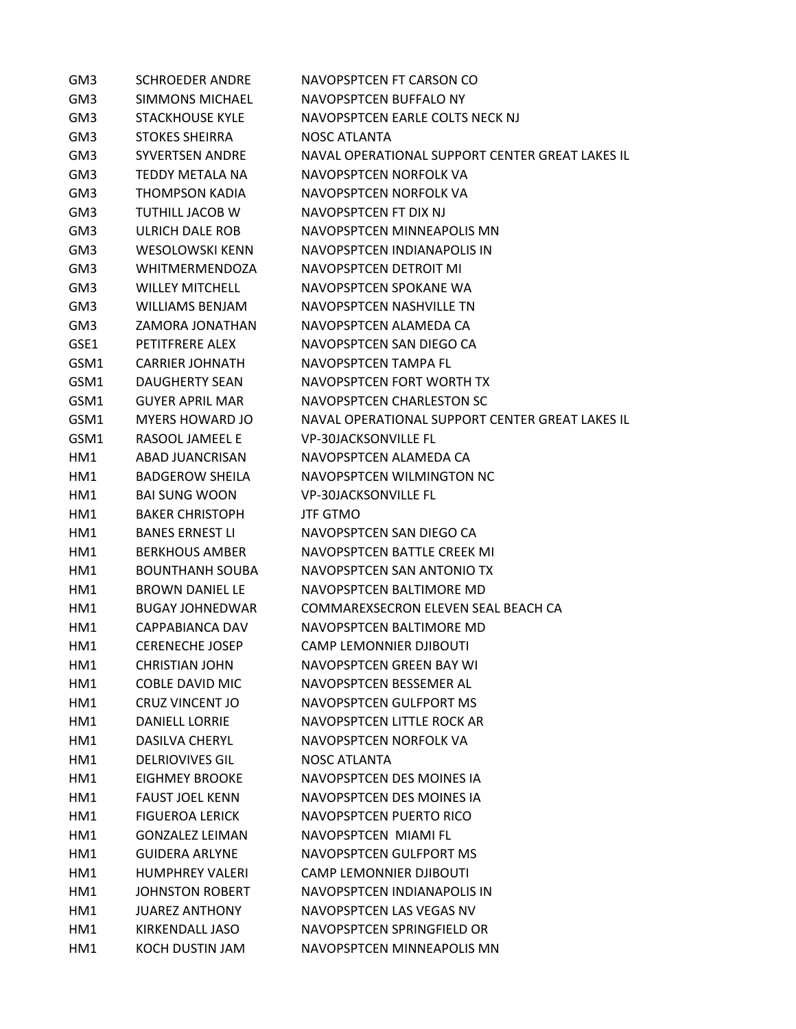| | | |
|---|---|---|
| GM3 | SCHROEDER ANDRE | NAVOPSPTCEN FT CARSON CO |
| GM3 | SIMMONS MICHAEL | NAVOPSPTCEN BUFFALO NY |
| GM3 | STACKHOUSE KYLE | NAVOPSPTCEN EARLE COLTS NECK NJ |
| GM3 | STOKES SHEIRRA | NOSC ATLANTA |
| GM3 | SYVERTSEN ANDRE | NAVAL OPERATIONAL SUPPORT CENTER GREAT LAKES IL |
| GM3 | TEDDY METALA NA | NAVOPSPTCEN NORFOLK VA |
| GM3 | THOMPSON KADIA | NAVOPSPTCEN NORFOLK VA |
| GM3 | TUTHILL JACOB W | NAVOPSPTCEN FT DIX NJ |
| GM3 | ULRICH DALE ROB | NAVOPSPTCEN MINNEAPOLIS MN |
| GM3 | WESOLOWSKI KENN | NAVOPSPTCEN INDIANAPOLIS IN |
| GM3 | WHITMERMENDOZA | NAVOPSPTCEN DETROIT MI |
| GM3 | WILLEY MITCHELL | NAVOPSPTCEN SPOKANE WA |
| GM3 | WILLIAMS BENJAM | NAVOPSPTCEN NASHVILLE TN |
| GM3 | ZAMORA JONATHAN | NAVOPSPTCEN ALAMEDA CA |
| GSE1 | PETITFRERE ALEX | NAVOPSPTCEN SAN DIEGO CA |
| GSM1 | CARRIER JOHNATH | NAVOPSPTCEN TAMPA FL |
| GSM1 | DAUGHERTY SEAN | NAVOPSPTCEN FORT WORTH TX |
| GSM1 | GUYER APRIL MAR | NAVOPSPTCEN CHARLESTON SC |
| GSM1 | MYERS HOWARD JO | NAVAL OPERATIONAL SUPPORT CENTER GREAT LAKES IL |
| GSM1 | RASOOL JAMEEL E | VP-30JACKSONVILLE FL |
| HM1 | ABAD JUANCRISAN | NAVOPSPTCEN ALAMEDA CA |
| HM1 | BADGEROW SHEILA | NAVOPSPTCEN WILMINGTON NC |
| HM1 | BAI SUNG WOON | VP-30JACKSONVILLE FL |
| HM1 | BAKER CHRISTOPH | JTF GTMO |
| HM1 | BANES ERNEST LI | NAVOPSPTCEN SAN DIEGO CA |
| HM1 | BERKHOUS AMBER | NAVOPSPTCEN BATTLE CREEK MI |
| HM1 | BOUNTHANH SOUBA | NAVOPSPTCEN SAN ANTONIO TX |
| HM1 | BROWN DANIEL LE | NAVOPSPTCEN BALTIMORE MD |
| HM1 | BUGAY JOHNEDWAR | COMMAREXSECRON ELEVEN SEAL BEACH CA |
| HM1 | CAPPABIANCA DAV | NAVOPSPTCEN BALTIMORE MD |
| HM1 | CERENECHE JOSEP | CAMP LEMONNIER DJIBOUTI |
| HM1 | CHRISTIAN JOHN | NAVOPSPTCEN GREEN BAY WI |
| HM1 | COBLE DAVID MIC | NAVOPSPTCEN BESSEMER AL |
| HM1 | CRUZ VINCENT JO | NAVOPSPTCEN GULFPORT MS |
| HM1 | DANIELL LORRIE | NAVOPSPTCEN LITTLE ROCK AR |
| HM1 | DASILVA CHERYL | NAVOPSPTCEN NORFOLK VA |
| HM1 | DELRIOVIVES GIL | NOSC ATLANTA |
| HM1 | EIGHMEY BROOKE | NAVOPSPTCEN DES MOINES IA |
| HM1 | FAUST JOEL KENN | NAVOPSPTCEN DES MOINES IA |
| HM1 | FIGUEROA LERICK | NAVOPSPTCEN PUERTO RICO |
| HM1 | GONZALEZ LEIMAN | NAVOPSPTCEN MIAMI FL |
| HM1 | GUIDERA ARLYNE | NAVOPSPTCEN GULFPORT MS |
| HM1 | HUMPHREY VALERI | CAMP LEMONNIER DJIBOUTI |
| HM1 | JOHNSTON ROBERT | NAVOPSPTCEN INDIANAPOLIS IN |
| HM1 | JUAREZ ANTHONY | NAVOPSPTCEN LAS VEGAS NV |
| HM1 | KIRKENDALL JASO | NAVOPSPTCEN SPRINGFIELD OR |
| HM1 | KOCH DUSTIN JAM | NAVOPSPTCEN MINNEAPOLIS MN |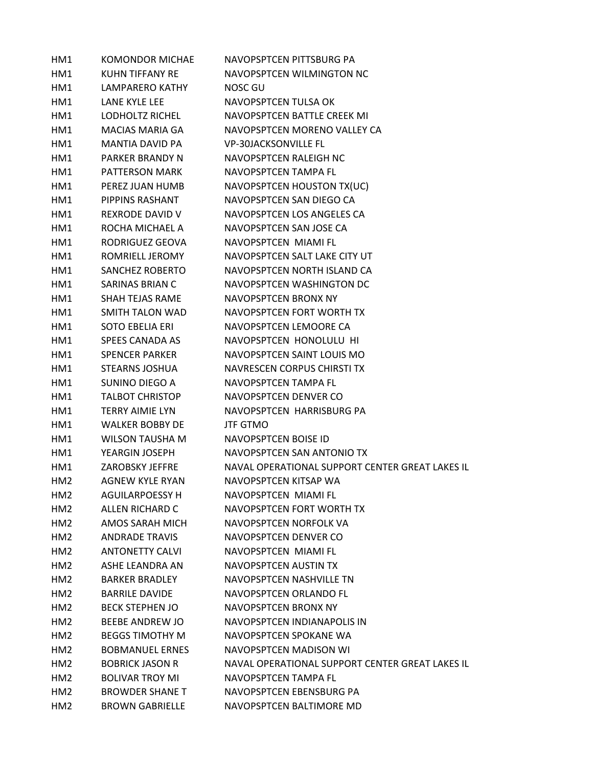| | | |
|---|---|---|
| HM1 | KOMONDOR MICHAE | NAVOPSPTCEN PITTSBURG PA |
| HM1 | KUHN TIFFANY RE | NAVOPSPTCEN WILMINGTON NC |
| HM1 | LAMPARERO KATHY | NOSC GU |
| HM1 | LANE KYLE LEE | NAVOPSPTCEN TULSA OK |
| HM1 | LODHOLTZ RICHEL | NAVOPSPTCEN BATTLE CREEK MI |
| HM1 | MACIAS MARIA GA | NAVOPSPTCEN MORENO VALLEY CA |
| HM1 | MANTIA DAVID PA | VP-30JACKSONVILLE FL |
| HM1 | PARKER BRANDY N | NAVOPSPTCEN RALEIGH NC |
| HM1 | PATTERSON MARK | NAVOPSPTCEN TAMPA FL |
| HM1 | PEREZ JUAN HUMB | NAVOPSPTCEN HOUSTON TX(UC) |
| HM1 | PIPPINS RASHANT | NAVOPSPTCEN SAN DIEGO CA |
| HM1 | REXRODE DAVID V | NAVOPSPTCEN LOS ANGELES CA |
| HM1 | ROCHA MICHAEL A | NAVOPSPTCEN SAN JOSE CA |
| HM1 | RODRIGUEZ GEOVA | NAVOPSPTCEN  MIAMI FL |
| HM1 | ROMRIELL JEROMY | NAVOPSPTCEN SALT LAKE CITY UT |
| HM1 | SANCHEZ ROBERTO | NAVOPSPTCEN NORTH ISLAND CA |
| HM1 | SARINAS BRIAN C | NAVOPSPTCEN WASHINGTON DC |
| HM1 | SHAH TEJAS RAME | NAVOPSPTCEN BRONX NY |
| HM1 | SMITH TALON WAD | NAVOPSPTCEN FORT WORTH TX |
| HM1 | SOTO EBELIA ERI | NAVOPSPTCEN LEMOORE CA |
| HM1 | SPEES CANADA AS | NAVOPSPTCEN  HONOLULU  HI |
| HM1 | SPENCER PARKER | NAVOPSPTCEN SAINT LOUIS MO |
| HM1 | STEARNS JOSHUA | NAVRESCEN CORPUS CHIRSTI TX |
| HM1 | SUNINO DIEGO A | NAVOPSPTCEN TAMPA FL |
| HM1 | TALBOT CHRISTOP | NAVOPSPTCEN DENVER CO |
| HM1 | TERRY AIMIE LYN | NAVOPSPTCEN  HARRISBURG PA |
| HM1 | WALKER BOBBY DE | JTF GTMO |
| HM1 | WILSON TAUSHA M | NAVOPSPTCEN BOISE ID |
| HM1 | YEARGIN JOSEPH | NAVOPSPTCEN SAN ANTONIO TX |
| HM1 | ZAROBSKY JEFFRE | NAVAL OPERATIONAL SUPPORT CENTER GREAT LAKES IL |
| HM2 | AGNEW KYLE RYAN | NAVOPSPTCEN KITSAP WA |
| HM2 | AGUILARPOESSY H | NAVOPSPTCEN  MIAMI FL |
| HM2 | ALLEN RICHARD C | NAVOPSPTCEN FORT WORTH TX |
| HM2 | AMOS SARAH MICH | NAVOPSPTCEN NORFOLK VA |
| HM2 | ANDRADE TRAVIS | NAVOPSPTCEN DENVER CO |
| HM2 | ANTONETTY CALVI | NAVOPSPTCEN  MIAMI FL |
| HM2 | ASHE LEANDRA AN | NAVOPSPTCEN AUSTIN TX |
| HM2 | BARKER BRADLEY | NAVOPSPTCEN NASHVILLE TN |
| HM2 | BARRILE DAVIDE | NAVOPSPTCEN ORLANDO FL |
| HM2 | BECK STEPHEN JO | NAVOPSPTCEN BRONX NY |
| HM2 | BEEBE ANDREW JO | NAVOPSPTCEN INDIANAPOLIS IN |
| HM2 | BEGGS TIMOTHY M | NAVOPSPTCEN SPOKANE WA |
| HM2 | BOBMANUEL ERNES | NAVOPSPTCEN MADISON WI |
| HM2 | BOBRICK JASON R | NAVAL OPERATIONAL SUPPORT CENTER GREAT LAKES IL |
| HM2 | BOLIVAR TROY MI | NAVOPSPTCEN TAMPA FL |
| HM2 | BROWDER SHANE T | NAVOPSPTCEN EBENSBURG PA |
| HM2 | BROWN GABRIELLE | NAVOPSPTCEN BALTIMORE MD |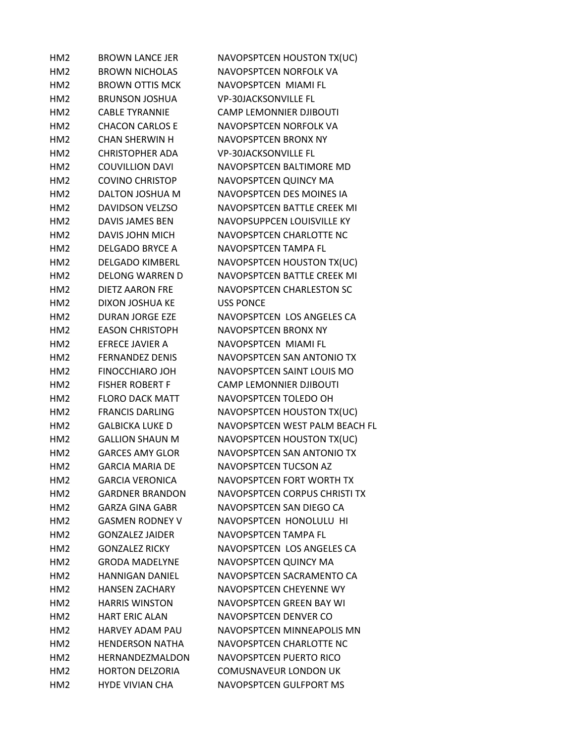| | | |
|---|---|---|
| HM2 | BROWN LANCE JER | NAVOPSPTCEN HOUSTON TX(UC) |
| HM2 | BROWN NICHOLAS | NAVOPSPTCEN NORFOLK VA |
| HM2 | BROWN OTTIS MCK | NAVOPSPTCEN MIAMI FL |
| HM2 | BRUNSON JOSHUA | VP-30JACKSONVILLE FL |
| HM2 | CABLE TYRANNIE | CAMP LEMONNIER DJIBOUTI |
| HM2 | CHACON CARLOS E | NAVOPSPTCEN NORFOLK VA |
| HM2 | CHAN SHERWIN H | NAVOPSPTCEN BRONX NY |
| HM2 | CHRISTOPHER ADA | VP-30JACKSONVILLE FL |
| HM2 | COUVILLION DAVI | NAVOPSPTCEN BALTIMORE MD |
| HM2 | COVINO CHRISTOP | NAVOPSPTCEN QUINCY MA |
| HM2 | DALTON JOSHUA M | NAVOPSPTCEN DES MOINES IA |
| HM2 | DAVIDSON VELZSO | NAVOPSPTCEN BATTLE CREEK MI |
| HM2 | DAVIS JAMES BEN | NAVOPSUPPCEN LOUISVILLE KY |
| HM2 | DAVIS JOHN MICH | NAVOPSPTCEN CHARLOTTE NC |
| HM2 | DELGADO BRYCE A | NAVOPSPTCEN TAMPA FL |
| HM2 | DELGADO KIMBERL | NAVOPSPTCEN HOUSTON TX(UC) |
| HM2 | DELONG WARREN D | NAVOPSPTCEN BATTLE CREEK MI |
| HM2 | DIETZ AARON FRE | NAVOPSPTCEN CHARLESTON SC |
| HM2 | DIXON JOSHUA KE | USS PONCE |
| HM2 | DURAN JORGE EZE | NAVOPSPTCEN LOS ANGELES CA |
| HM2 | EASON CHRISTOPH | NAVOPSPTCEN BRONX NY |
| HM2 | EFRECE JAVIER A | NAVOPSPTCEN MIAMI FL |
| HM2 | FERNANDEZ DENIS | NAVOPSPTCEN SAN ANTONIO TX |
| HM2 | FINOCCHIARO JOH | NAVOPSPTCEN SAINT LOUIS MO |
| HM2 | FISHER ROBERT F | CAMP LEMONNIER DJIBOUTI |
| HM2 | FLORO DACK MATT | NAVOPSPTCEN TOLEDO OH |
| HM2 | FRANCIS DARLING | NAVOPSPTCEN HOUSTON TX(UC) |
| HM2 | GALBICKA LUKE D | NAVOPSPTCEN WEST PALM BEACH FL |
| HM2 | GALLION SHAUN M | NAVOPSPTCEN HOUSTON TX(UC) |
| HM2 | GARCES AMY GLOR | NAVOPSPTCEN SAN ANTONIO TX |
| HM2 | GARCIA MARIA DE | NAVOPSPTCEN TUCSON AZ |
| HM2 | GARCIA VERONICA | NAVOPSPTCEN FORT WORTH TX |
| HM2 | GARDNER BRANDON | NAVOPSPTCEN CORPUS CHRISTI TX |
| HM2 | GARZA GINA GABR | NAVOPSPTCEN SAN DIEGO CA |
| HM2 | GASMEN RODNEY V | NAVOPSPTCEN HONOLULU HI |
| HM2 | GONZALEZ JAIDER | NAVOPSPTCEN TAMPA FL |
| HM2 | GONZALEZ RICKY | NAVOPSPTCEN LOS ANGELES CA |
| HM2 | GRODA MADELYNE | NAVOPSPTCEN QUINCY MA |
| HM2 | HANNIGAN DANIEL | NAVOPSPTCEN SACRAMENTO CA |
| HM2 | HANSEN ZACHARY | NAVOPSPTCEN CHEYENNE WY |
| HM2 | HARRIS WINSTON | NAVOPSPTCEN GREEN BAY WI |
| HM2 | HART ERIC ALAN | NAVOPSPTCEN DENVER CO |
| HM2 | HARVEY ADAM PAU | NAVOPSPTCEN MINNEAPOLIS MN |
| HM2 | HENDERSON NATHA | NAVOPSPTCEN CHARLOTTE NC |
| HM2 | HERNANDEZMALDON | NAVOPSPTCEN PUERTO RICO |
| HM2 | HORTON DELZORIA | COMUSNAVEUR LONDON UK |
| HM2 | HYDE VIVIAN CHA | NAVOPSPTCEN GULFPORT MS |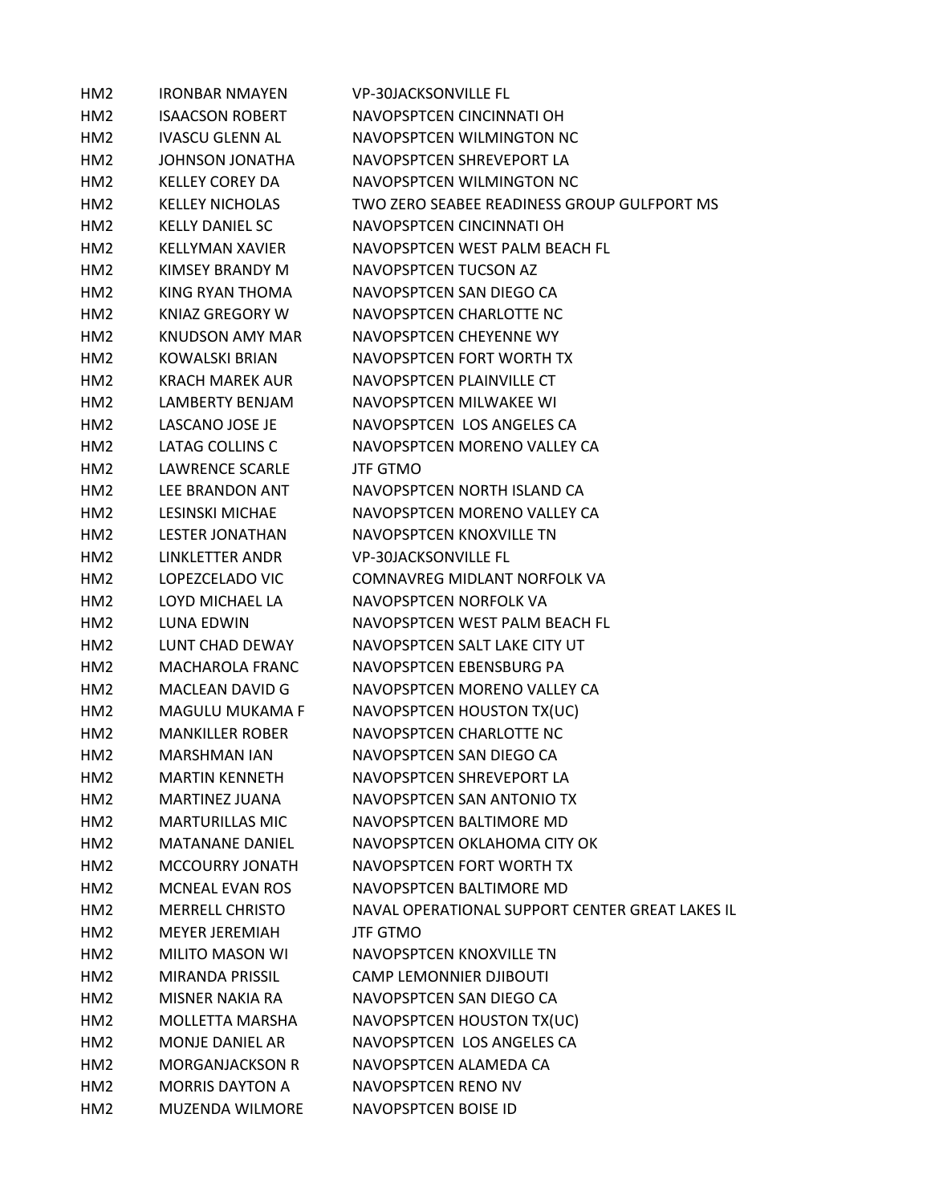| | | |
|---|---|---|
| HM2 | IRONBAR NMAYEN | VP-30JACKSONVILLE FL |
| HM2 | ISAACSON ROBERT | NAVOPSPTCEN CINCINNATI OH |
| HM2 | IVASCU GLENN AL | NAVOPSPTCEN WILMINGTON NC |
| HM2 | JOHNSON JONATHA | NAVOPSPTCEN SHREVEPORT LA |
| HM2 | KELLEY COREY DA | NAVOPSPTCEN WILMINGTON NC |
| HM2 | KELLEY NICHOLAS | TWO ZERO SEABEE READINESS GROUP GULFPORT MS |
| HM2 | KELLY DANIEL SC | NAVOPSPTCEN CINCINNATI OH |
| HM2 | KELLYMAN XAVIER | NAVOPSPTCEN WEST PALM BEACH FL |
| HM2 | KIMSEY BRANDY M | NAVOPSPTCEN TUCSON AZ |
| HM2 | KING RYAN THOMA | NAVOPSPTCEN SAN DIEGO CA |
| HM2 | KNIAZ GREGORY W | NAVOPSPTCEN CHARLOTTE NC |
| HM2 | KNUDSON AMY MAR | NAVOPSPTCEN CHEYENNE WY |
| HM2 | KOWALSKI BRIAN | NAVOPSPTCEN FORT WORTH TX |
| HM2 | KRACH MAREK AUR | NAVOPSPTCEN PLAINVILLE CT |
| HM2 | LAMBERTY BENJAM | NAVOPSPTCEN MILWAKEE WI |
| HM2 | LASCANO JOSE JE | NAVOPSPTCEN  LOS ANGELES CA |
| HM2 | LATAG COLLINS C | NAVOPSPTCEN MORENO VALLEY CA |
| HM2 | LAWRENCE SCARLE | JTF GTMO |
| HM2 | LEE BRANDON ANT | NAVOPSPTCEN NORTH ISLAND CA |
| HM2 | LESINSKI MICHAE | NAVOPSPTCEN MORENO VALLEY CA |
| HM2 | LESTER JONATHAN | NAVOPSPTCEN KNOXVILLE TN |
| HM2 | LINKLETTER ANDR | VP-30JACKSONVILLE FL |
| HM2 | LOPEZCELADO VIC | COMNAVREG MIDLANT NORFOLK VA |
| HM2 | LOYD MICHAEL LA | NAVOPSPTCEN NORFOLK VA |
| HM2 | LUNA EDWIN | NAVOPSPTCEN WEST PALM BEACH FL |
| HM2 | LUNT CHAD DEWAY | NAVOPSPTCEN SALT LAKE CITY UT |
| HM2 | MACHAROLA FRANC | NAVOPSPTCEN EBENSBURG PA |
| HM2 | MACLEAN DAVID G | NAVOPSPTCEN MORENO VALLEY CA |
| HM2 | MAGULU MUKAMA F | NAVOPSPTCEN HOUSTON TX(UC) |
| HM2 | MANKILLER ROBER | NAVOPSPTCEN CHARLOTTE NC |
| HM2 | MARSHMAN IAN | NAVOPSPTCEN SAN DIEGO CA |
| HM2 | MARTIN KENNETH | NAVOPSPTCEN SHREVEPORT LA |
| HM2 | MARTINEZ JUANA | NAVOPSPTCEN SAN ANTONIO TX |
| HM2 | MARTURILLAS MIC | NAVOPSPTCEN BALTIMORE MD |
| HM2 | MATANANE DANIEL | NAVOPSPTCEN OKLAHOMA CITY OK |
| HM2 | MCCOURRY JONATH | NAVOPSPTCEN FORT WORTH TX |
| HM2 | MCNEAL EVAN ROS | NAVOPSPTCEN BALTIMORE MD |
| HM2 | MERRELL CHRISTO | NAVAL OPERATIONAL SUPPORT CENTER GREAT LAKES IL |
| HM2 | MEYER JEREMIAH | JTF GTMO |
| HM2 | MILITO MASON WI | NAVOPSPTCEN KNOXVILLE TN |
| HM2 | MIRANDA PRISSIL | CAMP LEMONNIER DJIBOUTI |
| HM2 | MISNER NAKIA RA | NAVOPSPTCEN SAN DIEGO CA |
| HM2 | MOLLETTA MARSHA | NAVOPSPTCEN HOUSTON TX(UC) |
| HM2 | MONJE DANIEL AR | NAVOPSPTCEN  LOS ANGELES CA |
| HM2 | MORGANJACKSON R | NAVOPSPTCEN ALAMEDA CA |
| HM2 | MORRIS DAYTON A | NAVOPSPTCEN RENO NV |
| HM2 | MUZENDA WILMORE | NAVOPSPTCEN BOISE ID |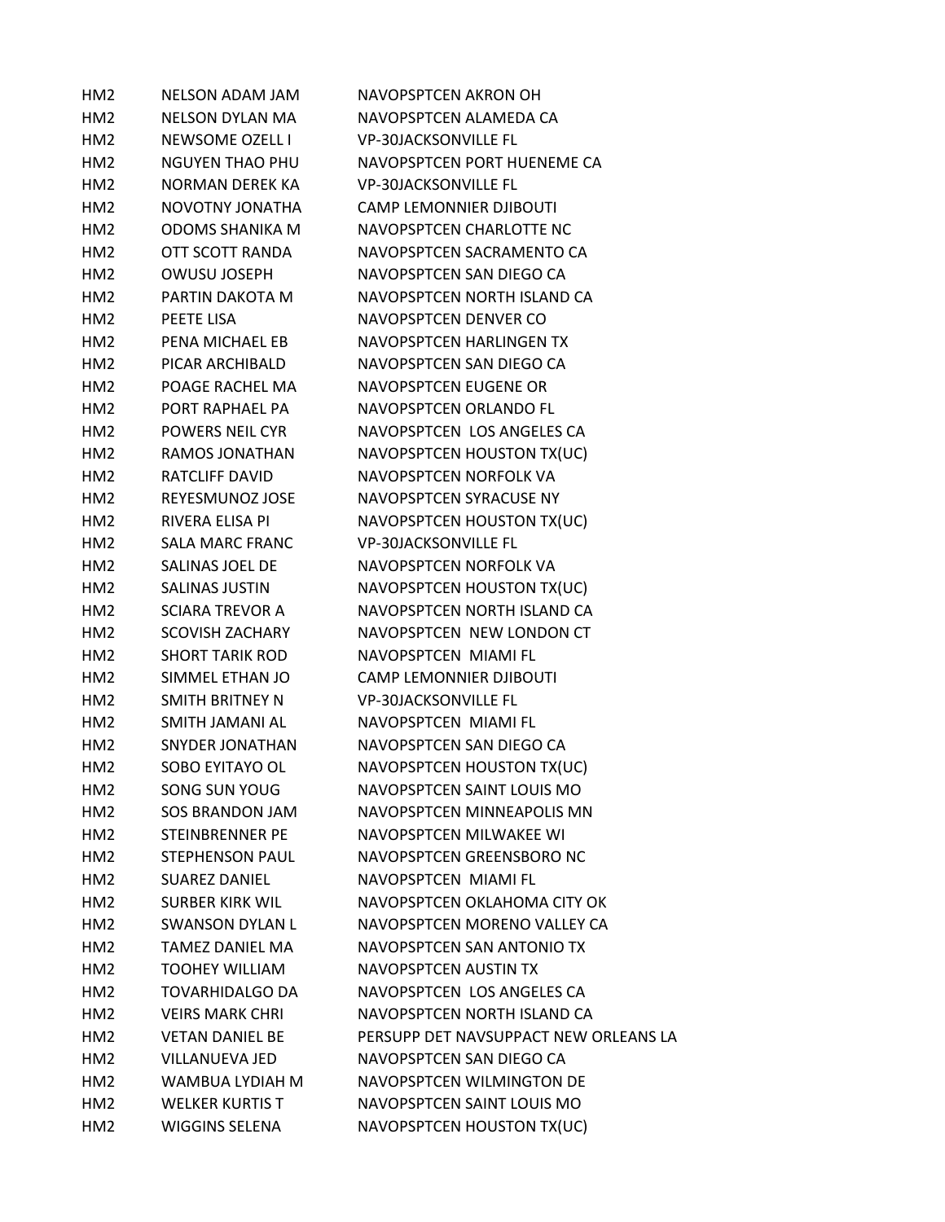| | | |
|---|---|---|
| HM2 | NELSON ADAM JAM | NAVOPSPTCEN AKRON OH |
| HM2 | NELSON DYLAN MA | NAVOPSPTCEN ALAMEDA CA |
| HM2 | NEWSOME OZELL I | VP-30JACKSONVILLE FL |
| HM2 | NGUYEN THAO PHU | NAVOPSPTCEN PORT HUENEME CA |
| HM2 | NORMAN DEREK KA | VP-30JACKSONVILLE FL |
| HM2 | NOVOTNY JONATHA | CAMP LEMONNIER DJIBOUTI |
| HM2 | ODOMS SHANIKA M | NAVOPSPTCEN CHARLOTTE NC |
| HM2 | OTT SCOTT RANDA | NAVOPSPTCEN SACRAMENTO CA |
| HM2 | OWUSU JOSEPH | NAVOPSPTCEN SAN DIEGO CA |
| HM2 | PARTIN DAKOTA M | NAVOPSPTCEN NORTH ISLAND CA |
| HM2 | PEETE LISA | NAVOPSPTCEN DENVER CO |
| HM2 | PENA MICHAEL EB | NAVOPSPTCEN HARLINGEN TX |
| HM2 | PICAR ARCHIBALD | NAVOPSPTCEN SAN DIEGO CA |
| HM2 | POAGE RACHEL MA | NAVOPSPTCEN EUGENE OR |
| HM2 | PORT RAPHAEL PA | NAVOPSPTCEN ORLANDO FL |
| HM2 | POWERS NEIL CYR | NAVOPSPTCEN LOS ANGELES CA |
| HM2 | RAMOS JONATHAN | NAVOPSPTCEN HOUSTON TX(UC) |
| HM2 | RATCLIFF DAVID | NAVOPSPTCEN NORFOLK VA |
| HM2 | REYESMUNOZ JOSE | NAVOPSPTCEN SYRACUSE NY |
| HM2 | RIVERA ELISA PI | NAVOPSPTCEN HOUSTON TX(UC) |
| HM2 | SALA MARC FRANC | VP-30JACKSONVILLE FL |
| HM2 | SALINAS JOEL DE | NAVOPSPTCEN NORFOLK VA |
| HM2 | SALINAS JUSTIN | NAVOPSPTCEN HOUSTON TX(UC) |
| HM2 | SCIARA TREVOR A | NAVOPSPTCEN NORTH ISLAND CA |
| HM2 | SCOVISH ZACHARY | NAVOPSPTCEN NEW LONDON CT |
| HM2 | SHORT TARIK ROD | NAVOPSPTCEN MIAMI FL |
| HM2 | SIMMEL ETHAN JO | CAMP LEMONNIER DJIBOUTI |
| HM2 | SMITH BRITNEY N | VP-30JACKSONVILLE FL |
| HM2 | SMITH JAMANI AL | NAVOPSPTCEN MIAMI FL |
| HM2 | SNYDER JONATHAN | NAVOPSPTCEN SAN DIEGO CA |
| HM2 | SOBO EYITAYO OL | NAVOPSPTCEN HOUSTON TX(UC) |
| HM2 | SONG SUN YOUG | NAVOPSPTCEN SAINT LOUIS MO |
| HM2 | SOS BRANDON JAM | NAVOPSPTCEN MINNEAPOLIS MN |
| HM2 | STEINBRENNER PE | NAVOPSPTCEN MILWAKEE WI |
| HM2 | STEPHENSON PAUL | NAVOPSPTCEN GREENSBORO NC |
| HM2 | SUAREZ DANIEL | NAVOPSPTCEN MIAMI FL |
| HM2 | SURBER KIRK WIL | NAVOPSPTCEN OKLAHOMA CITY OK |
| HM2 | SWANSON DYLAN L | NAVOPSPTCEN MORENO VALLEY CA |
| HM2 | TAMEZ DANIEL MA | NAVOPSPTCEN SAN ANTONIO TX |
| HM2 | TOOHEY WILLIAM | NAVOPSPTCEN AUSTIN TX |
| HM2 | TOVARHIDALGO DA | NAVOPSPTCEN LOS ANGELES CA |
| HM2 | VEIRS MARK CHRI | NAVOPSPTCEN NORTH ISLAND CA |
| HM2 | VETAN DANIEL BE | PERSUPP DET NAVSUPPACT NEW ORLEANS LA |
| HM2 | VILLANUEVA JED | NAVOPSPTCEN SAN DIEGO CA |
| HM2 | WAMBUA LYDIAH M | NAVOPSPTCEN WILMINGTON DE |
| HM2 | WELKER KURTIS T | NAVOPSPTCEN SAINT LOUIS MO |
| HM2 | WIGGINS SELENA | NAVOPSPTCEN HOUSTON TX(UC) |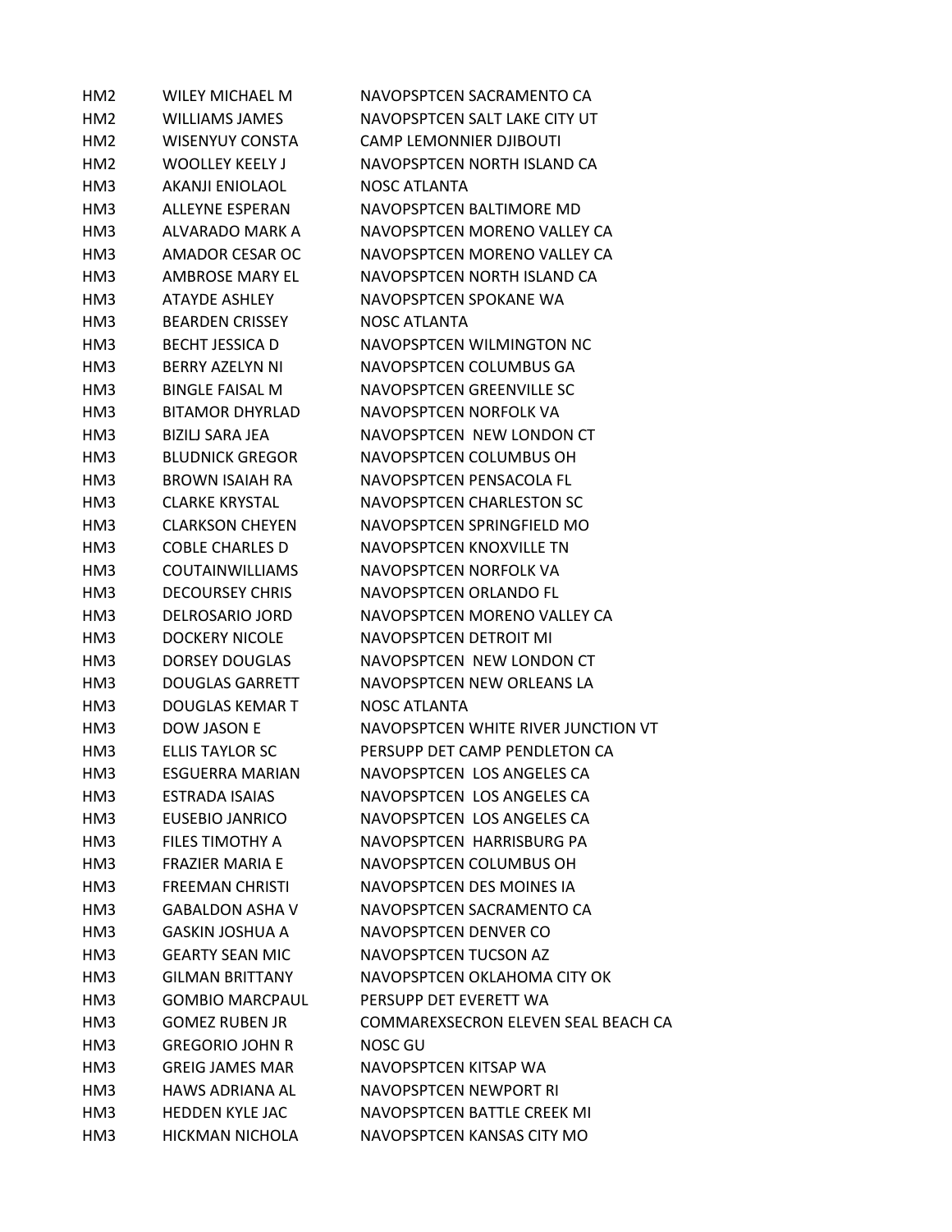| | | |
|---|---|---|
| HM2 | WILEY MICHAEL M | NAVOPSPTCEN SACRAMENTO CA |
| HM2 | WILLIAMS JAMES | NAVOPSPTCEN SALT LAKE CITY UT |
| HM2 | WISENYUY CONSTA | CAMP LEMONNIER DJIBOUTI |
| HM2 | WOOLLEY KEELY J | NAVOPSPTCEN NORTH ISLAND CA |
| HM3 | AKANJI ENIOLAOL | NOSC ATLANTA |
| HM3 | ALLEYNE ESPERAN | NAVOPSPTCEN BALTIMORE MD |
| HM3 | ALVARADO MARK A | NAVOPSPTCEN MORENO VALLEY CA |
| HM3 | AMADOR CESAR OC | NAVOPSPTCEN MORENO VALLEY CA |
| HM3 | AMBROSE MARY EL | NAVOPSPTCEN NORTH ISLAND CA |
| HM3 | ATAYDE ASHLEY | NAVOPSPTCEN SPOKANE WA |
| HM3 | BEARDEN CRISSEY | NOSC ATLANTA |
| HM3 | BECHT JESSICA D | NAVOPSPTCEN WILMINGTON NC |
| HM3 | BERRY AZELYN NI | NAVOPSPTCEN COLUMBUS GA |
| HM3 | BINGLE FAISAL M | NAVOPSPTCEN GREENVILLE SC |
| HM3 | BITAMOR DHYRLAD | NAVOPSPTCEN NORFOLK VA |
| HM3 | BIZILJ SARA JEA | NAVOPSPTCEN NEW LONDON CT |
| HM3 | BLUDNICK GREGOR | NAVOPSPTCEN COLUMBUS OH |
| HM3 | BROWN ISAIAH RA | NAVOPSPTCEN PENSACOLA FL |
| HM3 | CLARKE KRYSTAL | NAVOPSPTCEN CHARLESTON SC |
| HM3 | CLARKSON CHEYEN | NAVOPSPTCEN SPRINGFIELD MO |
| HM3 | COBLE CHARLES D | NAVOPSPTCEN KNOXVILLE TN |
| HM3 | COUTAINWILLIAMS | NAVOPSPTCEN NORFOLK VA |
| HM3 | DECOURSEY CHRIS | NAVOPSPTCEN ORLANDO FL |
| HM3 | DELROSARIO JORD | NAVOPSPTCEN MORENO VALLEY CA |
| HM3 | DOCKERY NICOLE | NAVOPSPTCEN DETROIT MI |
| HM3 | DORSEY DOUGLAS | NAVOPSPTCEN NEW LONDON CT |
| HM3 | DOUGLAS GARRETT | NAVOPSPTCEN NEW ORLEANS LA |
| HM3 | DOUGLAS KEMAR T | NOSC ATLANTA |
| HM3 | DOW JASON E | NAVOPSPTCEN WHITE RIVER JUNCTION VT |
| HM3 | ELLIS TAYLOR SC | PERSUPP DET CAMP PENDLETON CA |
| HM3 | ESGUERRA MARIAN | NAVOPSPTCEN LOS ANGELES CA |
| HM3 | ESTRADA ISAIAS | NAVOPSPTCEN LOS ANGELES CA |
| HM3 | EUSEBIO JANRICO | NAVOPSPTCEN LOS ANGELES CA |
| HM3 | FILES TIMOTHY A | NAVOPSPTCEN HARRISBURG PA |
| HM3 | FRAZIER MARIA E | NAVOPSPTCEN COLUMBUS OH |
| HM3 | FREEMAN CHRISTI | NAVOPSPTCEN DES MOINES IA |
| HM3 | GABALDON ASHA V | NAVOPSPTCEN SACRAMENTO CA |
| HM3 | GASKIN JOSHUA A | NAVOPSPTCEN DENVER CO |
| HM3 | GEARTY SEAN MIC | NAVOPSPTCEN TUCSON AZ |
| HM3 | GILMAN BRITTANY | NAVOPSPTCEN OKLAHOMA CITY OK |
| HM3 | GOMBIO MARCPAUL | PERSUPP DET EVERETT WA |
| HM3 | GOMEZ RUBEN JR | COMMAREXSECRON ELEVEN SEAL BEACH CA |
| HM3 | GREGORIO JOHN R | NOSC GU |
| HM3 | GREIG JAMES MAR | NAVOPSPTCEN KITSAP WA |
| HM3 | HAWS ADRIANA AL | NAVOPSPTCEN NEWPORT RI |
| HM3 | HEDDEN KYLE JAC | NAVOPSPTCEN BATTLE CREEK MI |
| HM3 | HICKMAN NICHOLA | NAVOPSPTCEN KANSAS CITY MO |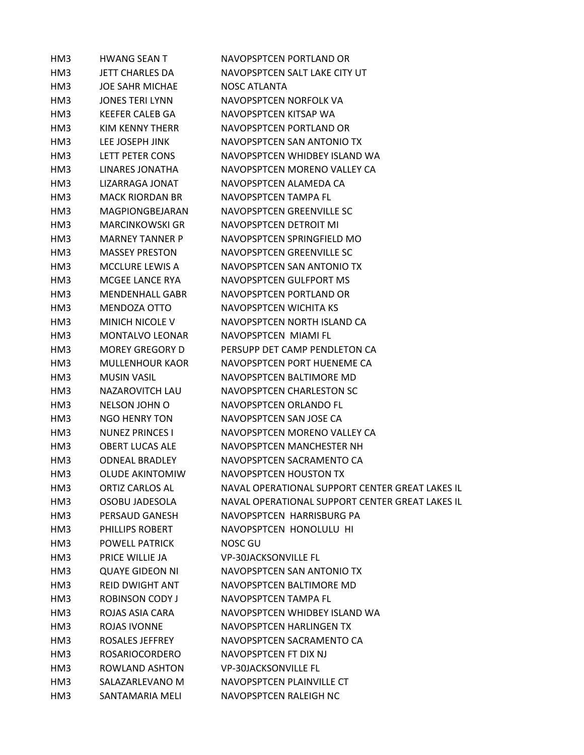| | | |
|---|---|---|
| HM3 | HWANG SEAN T | NAVOPSPTCEN PORTLAND OR |
| HM3 | JETT CHARLES DA | NAVOPSPTCEN SALT LAKE CITY UT |
| HM3 | JOE SAHR MICHAE | NOSC ATLANTA |
| HM3 | JONES TERI LYNN | NAVOPSPTCEN NORFOLK VA |
| HM3 | KEEFER CALEB GA | NAVOPSPTCEN KITSAP WA |
| HM3 | KIM KENNY THERR | NAVOPSPTCEN PORTLAND OR |
| HM3 | LEE JOSEPH JINK | NAVOPSPTCEN SAN ANTONIO TX |
| HM3 | LETT PETER CONS | NAVOPSPTCEN WHIDBEY ISLAND WA |
| HM3 | LINARES JONATHA | NAVOPSPTCEN MORENO VALLEY CA |
| HM3 | LIZARRAGA JONAT | NAVOPSPTCEN ALAMEDA CA |
| HM3 | MACK RIORDAN BR | NAVOPSPTCEN TAMPA FL |
| HM3 | MAGPIONGBEJARAN | NAVOPSPTCEN GREENVILLE SC |
| HM3 | MARCINKOWSKI GR | NAVOPSPTCEN DETROIT MI |
| HM3 | MARNEY TANNER P | NAVOPSPTCEN SPRINGFIELD MO |
| HM3 | MASSEY PRESTON | NAVOPSPTCEN GREENVILLE SC |
| HM3 | MCCLURE LEWIS A | NAVOPSPTCEN SAN ANTONIO TX |
| HM3 | MCGEE LANCE RYA | NAVOPSPTCEN GULFPORT MS |
| HM3 | MENDENHALL GABR | NAVOPSPTCEN PORTLAND OR |
| HM3 | MENDOZA OTTO | NAVOPSPTCEN WICHITA KS |
| HM3 | MINICH NICOLE V | NAVOPSPTCEN NORTH ISLAND CA |
| HM3 | MONTALVO LEONAR | NAVOPSPTCEN MIAMI FL |
| HM3 | MOREY GREGORY D | PERSUPP DET CAMP PENDLETON CA |
| HM3 | MULLENHOUR KAOR | NAVOPSPTCEN PORT HUENEME CA |
| HM3 | MUSIN VASIL | NAVOPSPTCEN BALTIMORE MD |
| HM3 | NAZAROVITCH LAU | NAVOPSPTCEN CHARLESTON SC |
| HM3 | NELSON JOHN O | NAVOPSPTCEN ORLANDO FL |
| HM3 | NGO HENRY TON | NAVOPSPTCEN SAN JOSE CA |
| HM3 | NUNEZ PRINCES I | NAVOPSPTCEN MORENO VALLEY CA |
| HM3 | OBERT LUCAS ALE | NAVOPSPTCEN MANCHESTER NH |
| HM3 | ODNEAL BRADLEY | NAVOPSPTCEN SACRAMENTO CA |
| HM3 | OLUDE AKINTOMIW | NAVOPSPTCEN HOUSTON TX |
| HM3 | ORTIZ CARLOS AL | NAVAL OPERATIONAL SUPPORT CENTER GREAT LAKES IL |
| HM3 | OSOBU JADESOLA | NAVAL OPERATIONAL SUPPORT CENTER GREAT LAKES IL |
| HM3 | PERSAUD GANESH | NAVOPSPTCEN HARRISBURG PA |
| HM3 | PHILLIPS ROBERT | NAVOPSPTCEN HONOLULU HI |
| HM3 | POWELL PATRICK | NOSC GU |
| HM3 | PRICE WILLIE JA | VP-30JACKSONVILLE FL |
| HM3 | QUAYE GIDEON NI | NAVOPSPTCEN SAN ANTONIO TX |
| HM3 | REID DWIGHT ANT | NAVOPSPTCEN BALTIMORE MD |
| HM3 | ROBINSON CODY J | NAVOPSPTCEN TAMPA FL |
| HM3 | ROJAS ASIA CARA | NAVOPSPTCEN WHIDBEY ISLAND WA |
| HM3 | ROJAS IVONNE | NAVOPSPTCEN HARLINGEN TX |
| HM3 | ROSALES JEFFREY | NAVOPSPTCEN SACRAMENTO CA |
| HM3 | ROSARIOCORDERO | NAVOPSPTCEN FT DIX NJ |
| HM3 | ROWLAND ASHTON | VP-30JACKSONVILLE FL |
| HM3 | SALAZARLEVANO M | NAVOPSPTCEN PLAINVILLE CT |
| HM3 | SANTAMARIA MELI | NAVOPSPTCEN RALEIGH NC |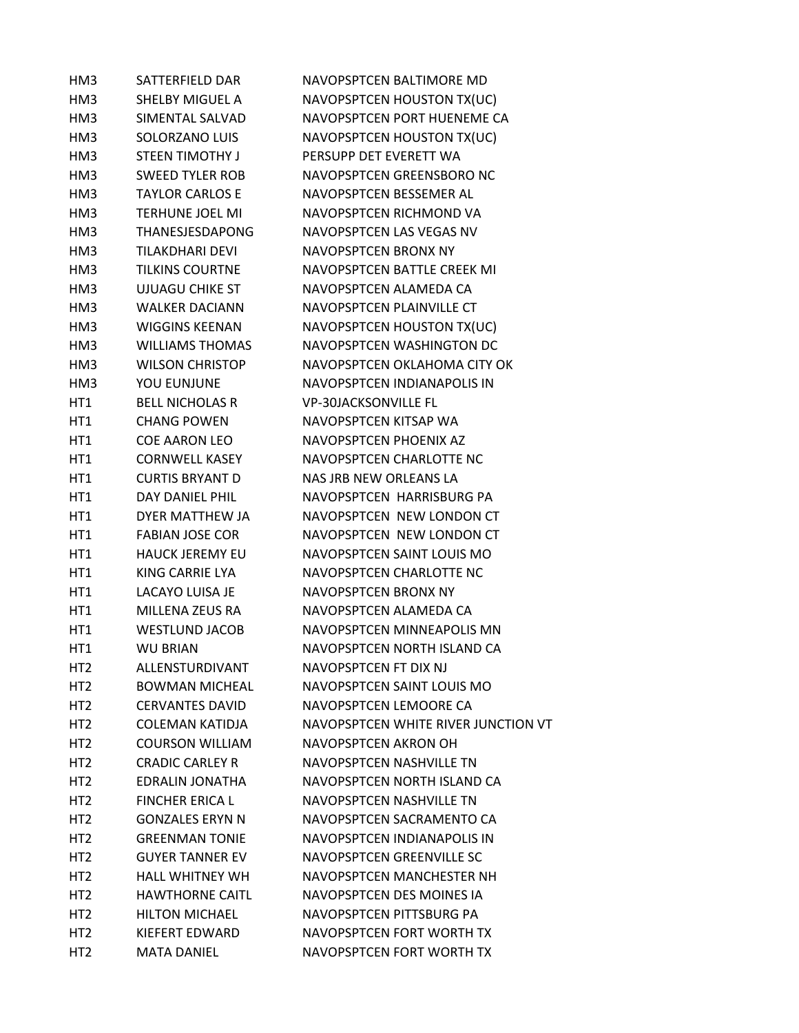| | | |
|---|---|---|
| HM3 | SATTERFIELD DAR | NAVOPSPTCEN BALTIMORE MD |
| HM3 | SHELBY MIGUEL A | NAVOPSPTCEN HOUSTON TX(UC) |
| HM3 | SIMENTAL SALVAD | NAVOPSPTCEN PORT HUENEME CA |
| HM3 | SOLORZANO LUIS | NAVOPSPTCEN HOUSTON TX(UC) |
| HM3 | STEEN TIMOTHY J | PERSUPP DET EVERETT WA |
| HM3 | SWEED TYLER ROB | NAVOPSPTCEN GREENSBORO NC |
| HM3 | TAYLOR CARLOS E | NAVOPSPTCEN BESSEMER AL |
| HM3 | TERHUNE JOEL MI | NAVOPSPTCEN RICHMOND VA |
| HM3 | THANESJESDAPONG | NAVOPSPTCEN LAS VEGAS NV |
| HM3 | TILAKDHARI DEVI | NAVOPSPTCEN BRONX NY |
| HM3 | TILKINS COURTNE | NAVOPSPTCEN BATTLE CREEK MI |
| HM3 | UJUAGU CHIKE ST | NAVOPSPTCEN ALAMEDA CA |
| HM3 | WALKER DACIANN | NAVOPSPTCEN PLAINVILLE CT |
| HM3 | WIGGINS KEENAN | NAVOPSPTCEN HOUSTON TX(UC) |
| HM3 | WILLIAMS THOMAS | NAVOPSPTCEN WASHINGTON DC |
| HM3 | WILSON CHRISTOP | NAVOPSPTCEN OKLAHOMA CITY OK |
| HM3 | YOU EUNJUNE | NAVOPSPTCEN INDIANAPOLIS IN |
| HT1 | BELL NICHOLAS R | VP-30JACKSONVILLE FL |
| HT1 | CHANG POWEN | NAVOPSPTCEN KITSAP WA |
| HT1 | COE AARON LEO | NAVOPSPTCEN PHOENIX AZ |
| HT1 | CORNWELL KASEY | NAVOPSPTCEN CHARLOTTE NC |
| HT1 | CURTIS BRYANT D | NAS JRB NEW ORLEANS LA |
| HT1 | DAY DANIEL PHIL | NAVOPSPTCEN HARRISBURG PA |
| HT1 | DYER MATTHEW JA | NAVOPSPTCEN NEW LONDON CT |
| HT1 | FABIAN JOSE COR | NAVOPSPTCEN NEW LONDON CT |
| HT1 | HAUCK JEREMY EU | NAVOPSPTCEN SAINT LOUIS MO |
| HT1 | KING CARRIE LYA | NAVOPSPTCEN CHARLOTTE NC |
| HT1 | LACAYO LUISA JE | NAVOPSPTCEN BRONX NY |
| HT1 | MILLENA ZEUS RA | NAVOPSPTCEN ALAMEDA CA |
| HT1 | WESTLUND JACOB | NAVOPSPTCEN MINNEAPOLIS MN |
| HT1 | WU BRIAN | NAVOPSPTCEN NORTH ISLAND CA |
| HT2 | ALLENSTURDIVANT | NAVOPSPTCEN FT DIX NJ |
| HT2 | BOWMAN MICHEAL | NAVOPSPTCEN SAINT LOUIS MO |
| HT2 | CERVANTES DAVID | NAVOPSPTCEN LEMOORE CA |
| HT2 | COLEMAN KATIDJA | NAVOPSPTCEN WHITE RIVER JUNCTION VT |
| HT2 | COURSON WILLIAM | NAVOPSPTCEN AKRON OH |
| HT2 | CRADIC CARLEY R | NAVOPSPTCEN NASHVILLE TN |
| HT2 | EDRALIN JONATHA | NAVOPSPTCEN NORTH ISLAND CA |
| HT2 | FINCHER ERICA L | NAVOPSPTCEN NASHVILLE TN |
| HT2 | GONZALES ERYN N | NAVOPSPTCEN SACRAMENTO CA |
| HT2 | GREENMAN TONIE | NAVOPSPTCEN INDIANAPOLIS IN |
| HT2 | GUYER TANNER EV | NAVOPSPTCEN GREENVILLE SC |
| HT2 | HALL WHITNEY WH | NAVOPSPTCEN MANCHESTER NH |
| HT2 | HAWTHORNE CAITL | NAVOPSPTCEN DES MOINES IA |
| HT2 | HILTON MICHAEL | NAVOPSPTCEN PITTSBURG PA |
| HT2 | KIEFERT EDWARD | NAVOPSPTCEN FORT WORTH TX |
| HT2 | MATA DANIEL | NAVOPSPTCEN FORT WORTH TX |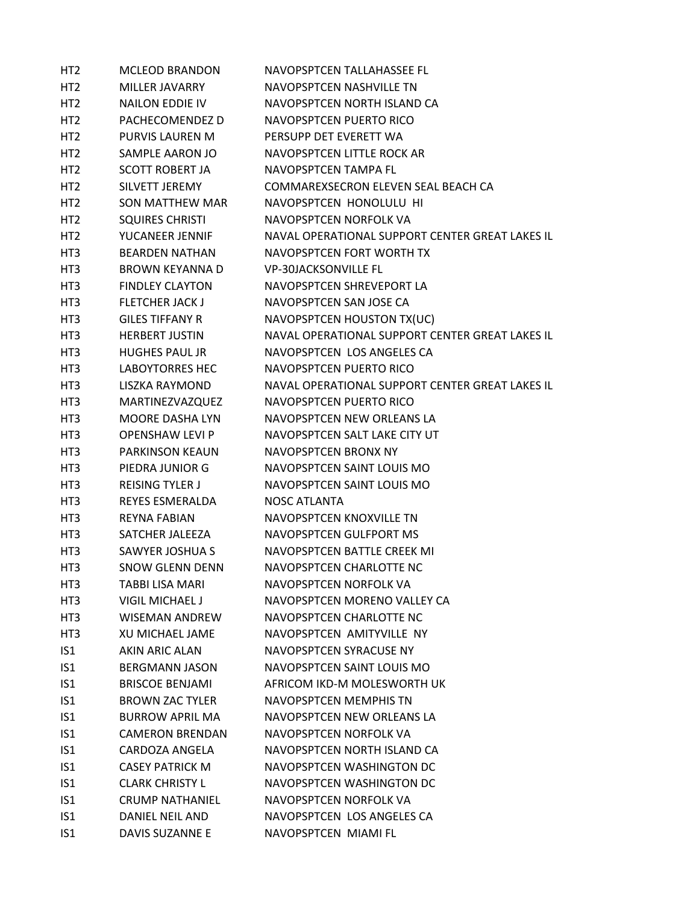| | | |
|---|---|---|
| HT2 | MCLEOD BRANDON | NAVOPSPTCEN TALLAHASSEE FL |
| HT2 | MILLER JAVARRY | NAVOPSPTCEN NASHVILLE TN |
| HT2 | NAILON EDDIE IV | NAVOPSPTCEN NORTH ISLAND CA |
| HT2 | PACHECOMENDEZ D | NAVOPSPTCEN PUERTO RICO |
| HT2 | PURVIS LAUREN M | PERSUPP DET EVERETT WA |
| HT2 | SAMPLE AARON JO | NAVOPSPTCEN LITTLE ROCK AR |
| HT2 | SCOTT ROBERT JA | NAVOPSPTCEN TAMPA FL |
| HT2 | SILVETT JEREMY | COMMAREXSECRON ELEVEN SEAL BEACH CA |
| HT2 | SON MATTHEW MAR | NAVOPSPTCEN HONOLULU HI |
| HT2 | SQUIRES CHRISTI | NAVOPSPTCEN NORFOLK VA |
| HT2 | YUCANEER JENNIF | NAVAL OPERATIONAL SUPPORT CENTER GREAT LAKES IL |
| HT3 | BEARDEN NATHAN | NAVOPSPTCEN FORT WORTH TX |
| HT3 | BROWN KEYANNA D | VP-30JACKSONVILLE FL |
| HT3 | FINDLEY CLAYTON | NAVOPSPTCEN SHREVEPORT LA |
| HT3 | FLETCHER JACK J | NAVOPSPTCEN SAN JOSE CA |
| HT3 | GILES TIFFANY R | NAVOPSPTCEN HOUSTON TX(UC) |
| HT3 | HERBERT JUSTIN | NAVAL OPERATIONAL SUPPORT CENTER GREAT LAKES IL |
| HT3 | HUGHES PAUL JR | NAVOPSPTCEN LOS ANGELES CA |
| HT3 | LABOYTORRES HEC | NAVOPSPTCEN PUERTO RICO |
| HT3 | LISZKA RAYMOND | NAVAL OPERATIONAL SUPPORT CENTER GREAT LAKES IL |
| HT3 | MARTINEZVAZQUEZ | NAVOPSPTCEN PUERTO RICO |
| HT3 | MOORE DASHA LYN | NAVOPSPTCEN NEW ORLEANS LA |
| HT3 | OPENSHAW LEVI P | NAVOPSPTCEN SALT LAKE CITY UT |
| HT3 | PARKINSON KEAUN | NAVOPSPTCEN BRONX NY |
| HT3 | PIEDRA JUNIOR G | NAVOPSPTCEN SAINT LOUIS MO |
| HT3 | REISING TYLER J | NAVOPSPTCEN SAINT LOUIS MO |
| HT3 | REYES ESMERALDA | NOSC ATLANTA |
| HT3 | REYNA FABIAN | NAVOPSPTCEN KNOXVILLE TN |
| HT3 | SATCHER JALEEZA | NAVOPSPTCEN GULFPORT MS |
| HT3 | SAWYER JOSHUA S | NAVOPSPTCEN BATTLE CREEK MI |
| HT3 | SNOW GLENN DENN | NAVOPSPTCEN CHARLOTTE NC |
| HT3 | TABBI LISA MARI | NAVOPSPTCEN NORFOLK VA |
| HT3 | VIGIL MICHAEL J | NAVOPSPTCEN MORENO VALLEY CA |
| HT3 | WISEMAN ANDREW | NAVOPSPTCEN CHARLOTTE NC |
| HT3 | XU MICHAEL JAME | NAVOPSPTCEN AMITYVILLE NY |
| IS1 | AKIN ARIC ALAN | NAVOPSPTCEN SYRACUSE NY |
| IS1 | BERGMANN JASON | NAVOPSPTCEN SAINT LOUIS MO |
| IS1 | BRISCOE BENJAMI | AFRICOM IKD-M MOLESWORTH UK |
| IS1 | BROWN ZAC TYLER | NAVOPSPTCEN MEMPHIS TN |
| IS1 | BURROW APRIL MA | NAVOPSPTCEN NEW ORLEANS LA |
| IS1 | CAMERON BRENDAN | NAVOPSPTCEN NORFOLK VA |
| IS1 | CARDOZA ANGELA | NAVOPSPTCEN NORTH ISLAND CA |
| IS1 | CASEY PATRICK M | NAVOPSPTCEN WASHINGTON DC |
| IS1 | CLARK CHRISTY L | NAVOPSPTCEN WASHINGTON DC |
| IS1 | CRUMP NATHANIEL | NAVOPSPTCEN NORFOLK VA |
| IS1 | DANIEL NEIL AND | NAVOPSPTCEN LOS ANGELES CA |
| IS1 | DAVIS SUZANNE E | NAVOPSPTCEN MIAMI FL |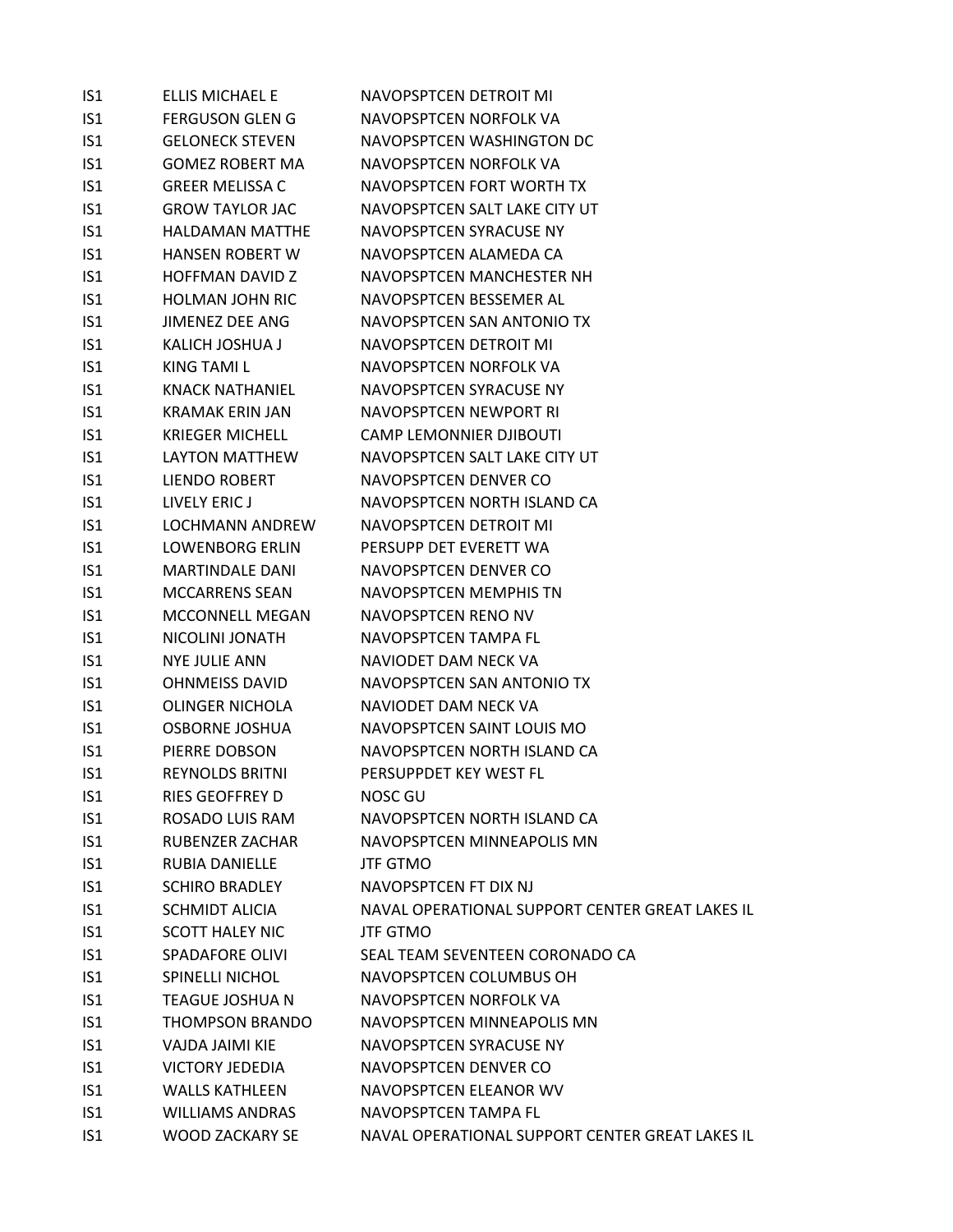| | | |
|---|---|---|
| IS1 | ELLIS MICHAEL E | NAVOPSPTCEN DETROIT MI |
| IS1 | FERGUSON GLEN G | NAVOPSPTCEN NORFOLK VA |
| IS1 | GELONECK STEVEN | NAVOPSPTCEN WASHINGTON DC |
| IS1 | GOMEZ ROBERT MA | NAVOPSPTCEN NORFOLK VA |
| IS1 | GREER MELISSA C | NAVOPSPTCEN FORT WORTH TX |
| IS1 | GROW TAYLOR JAC | NAVOPSPTCEN SALT LAKE CITY UT |
| IS1 | HALDAMAN MATTHE | NAVOPSPTCEN SYRACUSE NY |
| IS1 | HANSEN ROBERT W | NAVOPSPTCEN ALAMEDA CA |
| IS1 | HOFFMAN DAVID Z | NAVOPSPTCEN MANCHESTER NH |
| IS1 | HOLMAN JOHN RIC | NAVOPSPTCEN BESSEMER AL |
| IS1 | JIMENEZ DEE ANG | NAVOPSPTCEN SAN ANTONIO TX |
| IS1 | KALICH JOSHUA J | NAVOPSPTCEN DETROIT MI |
| IS1 | KING TAMI L | NAVOPSPTCEN NORFOLK VA |
| IS1 | KNACK NATHANIEL | NAVOPSPTCEN SYRACUSE NY |
| IS1 | KRAMAK ERIN JAN | NAVOPSPTCEN NEWPORT RI |
| IS1 | KRIEGER MICHELL | CAMP LEMONNIER DJIBOUTI |
| IS1 | LAYTON MATTHEW | NAVOPSPTCEN SALT LAKE CITY UT |
| IS1 | LIENDO ROBERT | NAVOPSPTCEN DENVER CO |
| IS1 | LIVELY ERIC J | NAVOPSPTCEN NORTH ISLAND CA |
| IS1 | LOCHMANN ANDREW | NAVOPSPTCEN DETROIT MI |
| IS1 | LOWENBORG ERLIN | PERSUPP DET EVERETT WA |
| IS1 | MARTINDALE DANI | NAVOPSPTCEN DENVER CO |
| IS1 | MCCARRENS SEAN | NAVOPSPTCEN MEMPHIS TN |
| IS1 | MCCONNELL MEGAN | NAVOPSPTCEN RENO NV |
| IS1 | NICOLINI JONATH | NAVOPSPTCEN TAMPA FL |
| IS1 | NYE JULIE ANN | NAVIODET DAM NECK VA |
| IS1 | OHNMEISS DAVID | NAVOPSPTCEN SAN ANTONIO TX |
| IS1 | OLINGER NICHOLA | NAVIODET DAM NECK VA |
| IS1 | OSBORNE JOSHUA | NAVOPSPTCEN SAINT LOUIS MO |
| IS1 | PIERRE DOBSON | NAVOPSPTCEN NORTH ISLAND CA |
| IS1 | REYNOLDS BRITNI | PERSUPPDET KEY WEST FL |
| IS1 | RIES GEOFFREY D | NOSC GU |
| IS1 | ROSADO LUIS RAM | NAVOPSPTCEN NORTH ISLAND CA |
| IS1 | RUBENZER ZACHAR | NAVOPSPTCEN MINNEAPOLIS MN |
| IS1 | RUBIA DANIELLE | JTF GTMO |
| IS1 | SCHIRO BRADLEY | NAVOPSPTCEN FT DIX NJ |
| IS1 | SCHMIDT ALICIA | NAVAL OPERATIONAL SUPPORT CENTER GREAT LAKES IL |
| IS1 | SCOTT HALEY NIC | JTF GTMO |
| IS1 | SPADAFORE OLIVI | SEAL TEAM SEVENTEEN CORONADO CA |
| IS1 | SPINELLI NICHOL | NAVOPSPTCEN COLUMBUS OH |
| IS1 | TEAGUE JOSHUA N | NAVOPSPTCEN NORFOLK VA |
| IS1 | THOMPSON BRANDO | NAVOPSPTCEN MINNEAPOLIS MN |
| IS1 | VAJDA JAIMI KIE | NAVOPSPTCEN SYRACUSE NY |
| IS1 | VICTORY JEDEDIA | NAVOPSPTCEN DENVER CO |
| IS1 | WALLS KATHLEEN | NAVOPSPTCEN ELEANOR WV |
| IS1 | WILLIAMS ANDRAS | NAVOPSPTCEN TAMPA FL |
| IS1 | WOOD ZACKARY SE | NAVAL OPERATIONAL SUPPORT CENTER GREAT LAKES IL |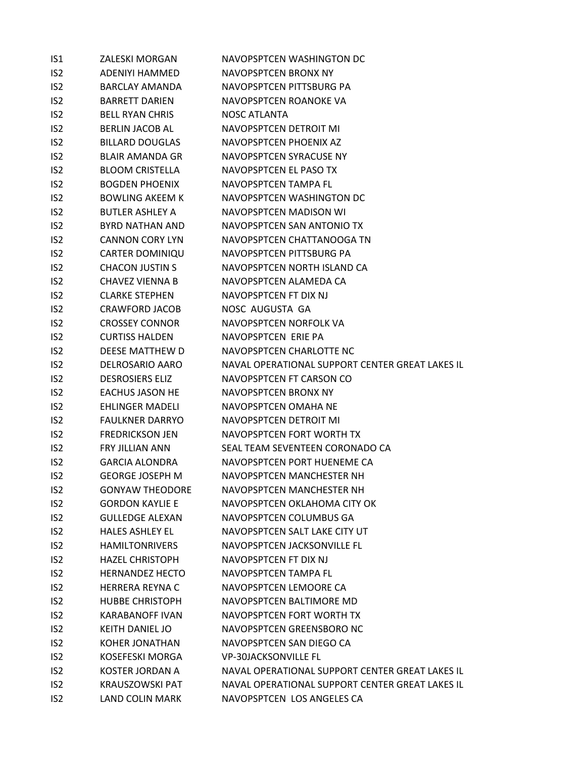| | | |
|---|---|---|
| IS1 | ZALESKI MORGAN | NAVOPSPTCEN WASHINGTON DC |
| IS2 | ADENIYI HAMMED | NAVOPSPTCEN BRONX NY |
| IS2 | BARCLAY AMANDA | NAVOPSPTCEN PITTSBURG PA |
| IS2 | BARRETT DARIEN | NAVOPSPTCEN ROANOKE VA |
| IS2 | BELL RYAN CHRIS | NOSC ATLANTA |
| IS2 | BERLIN JACOB AL | NAVOPSPTCEN DETROIT MI |
| IS2 | BILLARD DOUGLAS | NAVOPSPTCEN PHOENIX AZ |
| IS2 | BLAIR AMANDA GR | NAVOPSPTCEN SYRACUSE NY |
| IS2 | BLOOM CRISTELLA | NAVOPSPTCEN EL PASO TX |
| IS2 | BOGDEN PHOENIX | NAVOPSPTCEN TAMPA FL |
| IS2 | BOWLING AKEEM K | NAVOPSPTCEN WASHINGTON DC |
| IS2 | BUTLER ASHLEY A | NAVOPSPTCEN MADISON WI |
| IS2 | BYRD NATHAN AND | NAVOPSPTCEN SAN ANTONIO TX |
| IS2 | CANNON CORY LYN | NAVOPSPTCEN CHATTANOOGA TN |
| IS2 | CARTER DOMINIQU | NAVOPSPTCEN PITTSBURG PA |
| IS2 | CHACON JUSTIN S | NAVOPSPTCEN NORTH ISLAND CA |
| IS2 | CHAVEZ VIENNA B | NAVOPSPTCEN ALAMEDA CA |
| IS2 | CLARKE STEPHEN | NAVOPSPTCEN FT DIX NJ |
| IS2 | CRAWFORD JACOB | NOSC AUGUSTA GA |
| IS2 | CROSSEY CONNOR | NAVOPSPTCEN NORFOLK VA |
| IS2 | CURTISS HALDEN | NAVOPSPTCEN ERIE PA |
| IS2 | DEESE MATTHEW D | NAVOPSPTCEN CHARLOTTE NC |
| IS2 | DELROSARIO AARO | NAVAL OPERATIONAL SUPPORT CENTER GREAT LAKES IL |
| IS2 | DESROSIERS ELIZ | NAVOPSPTCEN FT CARSON CO |
| IS2 | EACHUS JASON HE | NAVOPSPTCEN BRONX NY |
| IS2 | EHLINGER MADELI | NAVOPSPTCEN OMAHA NE |
| IS2 | FAULKNER DARRYO | NAVOPSPTCEN DETROIT MI |
| IS2 | FREDRICKSON JEN | NAVOPSPTCEN FORT WORTH TX |
| IS2 | FRY JILLIAN ANN | SEAL TEAM SEVENTEEN CORONADO CA |
| IS2 | GARCIA ALONDRA | NAVOPSPTCEN PORT HUENEME CA |
| IS2 | GEORGE JOSEPH M | NAVOPSPTCEN MANCHESTER NH |
| IS2 | GONYAW THEODORE | NAVOPSPTCEN MANCHESTER NH |
| IS2 | GORDON KAYLIE E | NAVOPSPTCEN OKLAHOMA CITY OK |
| IS2 | GULLEDGE ALEXAN | NAVOPSPTCEN COLUMBUS GA |
| IS2 | HALES ASHLEY EL | NAVOPSPTCEN SALT LAKE CITY UT |
| IS2 | HAMILTONRIVERS | NAVOPSPTCEN JACKSONVILLE FL |
| IS2 | HAZEL CHRISTOPH | NAVOPSPTCEN FT DIX NJ |
| IS2 | HERNANDEZ HECTO | NAVOPSPTCEN TAMPA FL |
| IS2 | HERRERA REYNA C | NAVOPSPTCEN LEMOORE CA |
| IS2 | HUBBE CHRISTOPH | NAVOPSPTCEN BALTIMORE MD |
| IS2 | KARABANOFF IVAN | NAVOPSPTCEN FORT WORTH TX |
| IS2 | KEITH DANIEL JO | NAVOPSPTCEN GREENSBORO NC |
| IS2 | KOHER JONATHAN | NAVOPSPTCEN SAN DIEGO CA |
| IS2 | KOSEFESKI MORGA | VP-30JACKSONVILLE FL |
| IS2 | KOSTER JORDAN A | NAVAL OPERATIONAL SUPPORT CENTER GREAT LAKES IL |
| IS2 | KRAUSZOWSKI PAT | NAVAL OPERATIONAL SUPPORT CENTER GREAT LAKES IL |
| IS2 | LAND COLIN MARK | NAVOPSPTCEN LOS ANGELES CA |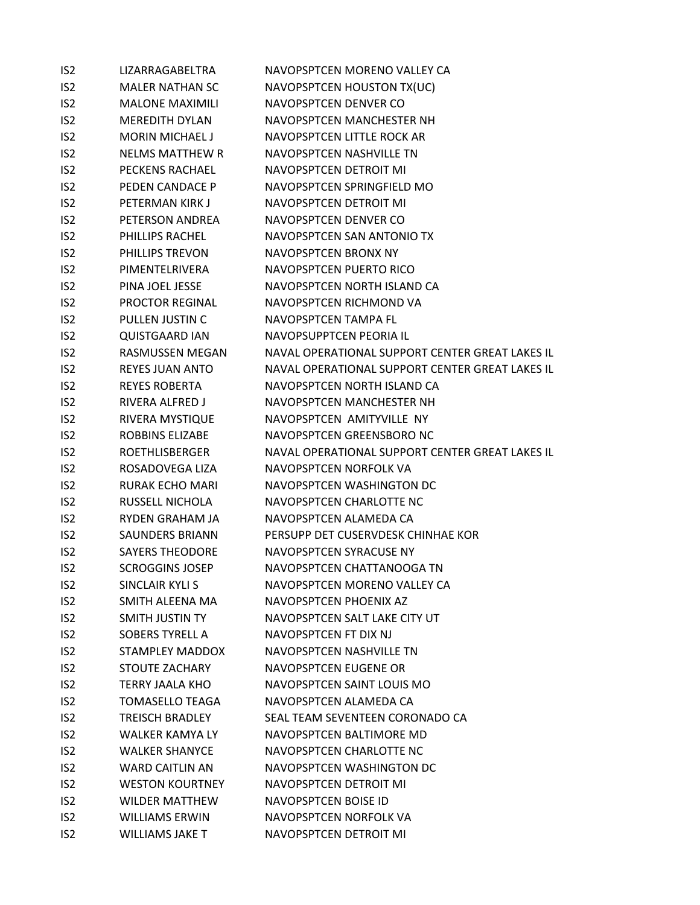| | | |
|---|---|---|
| IS2 | LIZARRAGABELTRA | NAVOPSPTCEN MORENO VALLEY CA |
| IS2 | MALER NATHAN SC | NAVOPSPTCEN HOUSTON TX(UC) |
| IS2 | MALONE MAXIMILI | NAVOPSPTCEN DENVER CO |
| IS2 | MEREDITH DYLAN | NAVOPSPTCEN MANCHESTER NH |
| IS2 | MORIN MICHAEL J | NAVOPSPTCEN LITTLE ROCK AR |
| IS2 | NELMS MATTHEW R | NAVOPSPTCEN NASHVILLE TN |
| IS2 | PECKENS RACHAEL | NAVOPSPTCEN DETROIT MI |
| IS2 | PEDEN CANDACE P | NAVOPSPTCEN SPRINGFIELD MO |
| IS2 | PETERMAN KIRK J | NAVOPSPTCEN DETROIT MI |
| IS2 | PETERSON ANDREA | NAVOPSPTCEN DENVER CO |
| IS2 | PHILLIPS RACHEL | NAVOPSPTCEN SAN ANTONIO TX |
| IS2 | PHILLIPS TREVON | NAVOPSPTCEN BRONX NY |
| IS2 | PIMENTELRIVERA | NAVOPSPTCEN PUERTO RICO |
| IS2 | PINA JOEL JESSE | NAVOPSPTCEN NORTH ISLAND CA |
| IS2 | PROCTOR REGINAL | NAVOPSPTCEN RICHMOND VA |
| IS2 | PULLEN JUSTIN C | NAVOPSPTCEN TAMPA FL |
| IS2 | QUISTGAARD IAN | NAVOPSUPPTCEN PEORIA IL |
| IS2 | RASMUSSEN MEGAN | NAVAL OPERATIONAL SUPPORT CENTER GREAT LAKES IL |
| IS2 | REYES JUAN ANTO | NAVAL OPERATIONAL SUPPORT CENTER GREAT LAKES IL |
| IS2 | REYES ROBERTA | NAVOPSPTCEN NORTH ISLAND CA |
| IS2 | RIVERA ALFRED J | NAVOPSPTCEN MANCHESTER NH |
| IS2 | RIVERA MYSTIQUE | NAVOPSPTCEN AMITYVILLE NY |
| IS2 | ROBBINS ELIZABE | NAVOPSPTCEN GREENSBORO NC |
| IS2 | ROETHLISBERGER | NAVAL OPERATIONAL SUPPORT CENTER GREAT LAKES IL |
| IS2 | ROSADOVEGA LIZA | NAVOPSPTCEN NORFOLK VA |
| IS2 | RURAK ECHO MARI | NAVOPSPTCEN WASHINGTON DC |
| IS2 | RUSSELL NICHOLA | NAVOPSPTCEN CHARLOTTE NC |
| IS2 | RYDEN GRAHAM JA | NAVOPSPTCEN ALAMEDA CA |
| IS2 | SAUNDERS BRIANN | PERSUPP DET CUSERVDESK CHINHAE KOR |
| IS2 | SAYERS THEODORE | NAVOPSPTCEN SYRACUSE NY |
| IS2 | SCROGGINS JOSEP | NAVOPSPTCEN CHATTANOOGA TN |
| IS2 | SINCLAIR KYLI S | NAVOPSPTCEN MORENO VALLEY CA |
| IS2 | SMITH ALEENA MA | NAVOPSPTCEN PHOENIX AZ |
| IS2 | SMITH JUSTIN TY | NAVOPSPTCEN SALT LAKE CITY UT |
| IS2 | SOBERS TYRELL A | NAVOPSPTCEN FT DIX NJ |
| IS2 | STAMPLEY MADDOX | NAVOPSPTCEN NASHVILLE TN |
| IS2 | STOUTE ZACHARY | NAVOPSPTCEN EUGENE OR |
| IS2 | TERRY JAALA KHO | NAVOPSPTCEN SAINT LOUIS MO |
| IS2 | TOMASELLO TEAGA | NAVOPSPTCEN ALAMEDA CA |
| IS2 | TREISCH BRADLEY | SEAL TEAM SEVENTEEN CORONADO CA |
| IS2 | WALKER KAMYA LY | NAVOPSPTCEN BALTIMORE MD |
| IS2 | WALKER SHANYCE | NAVOPSPTCEN CHARLOTTE NC |
| IS2 | WARD CAITLIN AN | NAVOPSPTCEN WASHINGTON DC |
| IS2 | WESTON KOURTNEY | NAVOPSPTCEN DETROIT MI |
| IS2 | WILDER MATTHEW | NAVOPSPTCEN BOISE ID |
| IS2 | WILLIAMS ERWIN | NAVOPSPTCEN NORFOLK VA |
| IS2 | WILLIAMS JAKE T | NAVOPSPTCEN DETROIT MI |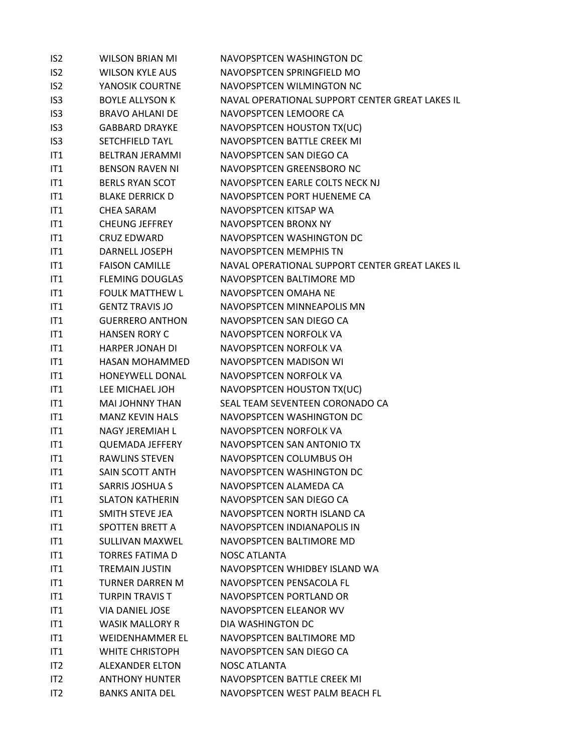| | | |
|---|---|---|
| IS2 | WILSON BRIAN MI | NAVOPSPTCEN WASHINGTON DC |
| IS2 | WILSON KYLE AUS | NAVOPSPTCEN SPRINGFIELD MO |
| IS2 | YANOSIK COURTNE | NAVOPSPTCEN WILMINGTON NC |
| IS3 | BOYLE ALLYSON K | NAVAL OPERATIONAL SUPPORT CENTER GREAT LAKES IL |
| IS3 | BRAVO AHLANI DE | NAVOPSPTCEN LEMOORE CA |
| IS3 | GABBARD DRAYKE | NAVOPSPTCEN HOUSTON TX(UC) |
| IS3 | SETCHFIELD TAYL | NAVOPSPTCEN BATTLE CREEK MI |
| IT1 | BELTRAN JERAMMI | NAVOPSPTCEN SAN DIEGO CA |
| IT1 | BENSON RAVEN NI | NAVOPSPTCEN GREENSBORO NC |
| IT1 | BERLS RYAN SCOT | NAVOPSPTCEN EARLE COLTS NECK NJ |
| IT1 | BLAKE DERRICK D | NAVOPSPTCEN PORT HUENEME CA |
| IT1 | CHEA SARAM | NAVOPSPTCEN KITSAP WA |
| IT1 | CHEUNG JEFFREY | NAVOPSPTCEN BRONX NY |
| IT1 | CRUZ EDWARD | NAVOPSPTCEN WASHINGTON DC |
| IT1 | DARNELL JOSEPH | NAVOPSPTCEN MEMPHIS TN |
| IT1 | FAISON CAMILLE | NAVAL OPERATIONAL SUPPORT CENTER GREAT LAKES IL |
| IT1 | FLEMING DOUGLAS | NAVOPSPTCEN BALTIMORE MD |
| IT1 | FOULK MATTHEW L | NAVOPSPTCEN OMAHA NE |
| IT1 | GENTZ TRAVIS JO | NAVOPSPTCEN MINNEAPOLIS MN |
| IT1 | GUERRERO ANTHON | NAVOPSPTCEN SAN DIEGO CA |
| IT1 | HANSEN RORY C | NAVOPSPTCEN NORFOLK VA |
| IT1 | HARPER JONAH DI | NAVOPSPTCEN NORFOLK VA |
| IT1 | HASAN MOHAMMED | NAVOPSPTCEN MADISON WI |
| IT1 | HONEYWELL DONAL | NAVOPSPTCEN NORFOLK VA |
| IT1 | LEE MICHAEL JOH | NAVOPSPTCEN HOUSTON TX(UC) |
| IT1 | MAI JOHNNY THAN | SEAL TEAM SEVENTEEN CORONADO CA |
| IT1 | MANZ KEVIN HALS | NAVOPSPTCEN WASHINGTON DC |
| IT1 | NAGY JEREMIAH L | NAVOPSPTCEN NORFOLK VA |
| IT1 | QUEMADA JEFFERY | NAVOPSPTCEN SAN ANTONIO TX |
| IT1 | RAWLINS STEVEN | NAVOPSPTCEN COLUMBUS OH |
| IT1 | SAIN SCOTT ANTH | NAVOPSPTCEN WASHINGTON DC |
| IT1 | SARRIS JOSHUA S | NAVOPSPTCEN ALAMEDA CA |
| IT1 | SLATON KATHERIN | NAVOPSPTCEN SAN DIEGO CA |
| IT1 | SMITH STEVE JEA | NAVOPSPTCEN NORTH ISLAND CA |
| IT1 | SPOTTEN BRETT A | NAVOPSPTCEN INDIANAPOLIS IN |
| IT1 | SULLIVAN MAXWEL | NAVOPSPTCEN BALTIMORE MD |
| IT1 | TORRES FATIMA D | NOSC ATLANTA |
| IT1 | TREMAIN JUSTIN | NAVOPSPTCEN WHIDBEY ISLAND WA |
| IT1 | TURNER DARREN M | NAVOPSPTCEN PENSACOLA FL |
| IT1 | TURPIN TRAVIS T | NAVOPSPTCEN PORTLAND OR |
| IT1 | VIA DANIEL JOSE | NAVOPSPTCEN ELEANOR WV |
| IT1 | WASIK MALLORY R | DIA WASHINGTON DC |
| IT1 | WEIDENHAMMER EL | NAVOPSPTCEN BALTIMORE MD |
| IT1 | WHITE CHRISTOPH | NAVOPSPTCEN SAN DIEGO CA |
| IT2 | ALEXANDER ELTON | NOSC ATLANTA |
| IT2 | ANTHONY HUNTER | NAVOPSPTCEN BATTLE CREEK MI |
| IT2 | BANKS ANITA DEL | NAVOPSPTCEN WEST PALM BEACH FL |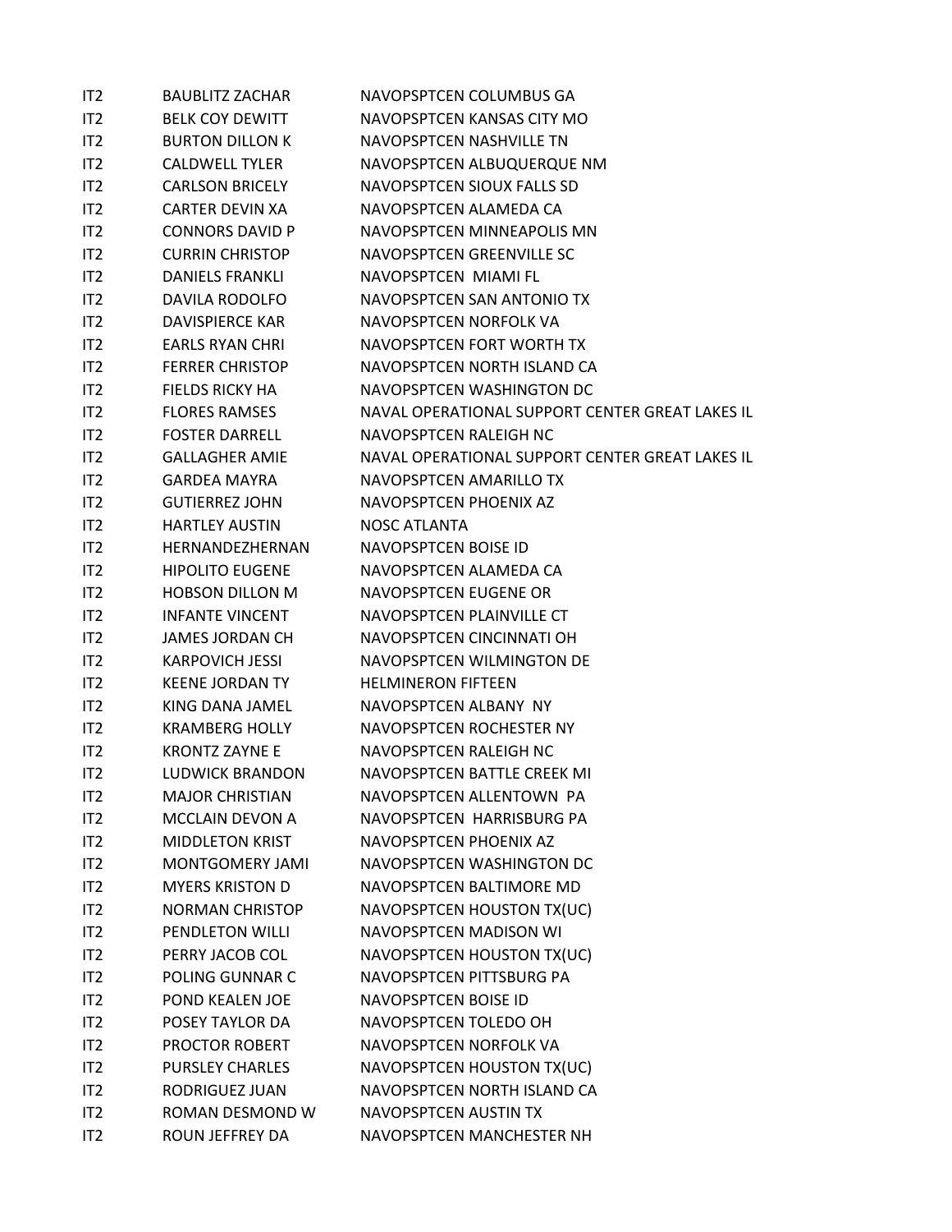| | | |
|---|---|---|
| IT2 | BAUBLITZ ZACHAR | NAVOPSPTCEN COLUMBUS GA |
| IT2 | BELK COY DEWITT | NAVOPSPTCEN KANSAS CITY MO |
| IT2 | BURTON DILLON K | NAVOPSPTCEN NASHVILLE TN |
| IT2 | CALDWELL TYLER | NAVOPSPTCEN ALBUQUERQUE NM |
| IT2 | CARLSON BRICELY | NAVOPSPTCEN SIOUX FALLS SD |
| IT2 | CARTER DEVIN XA | NAVOPSPTCEN ALAMEDA CA |
| IT2 | CONNORS DAVID P | NAVOPSPTCEN MINNEAPOLIS MN |
| IT2 | CURRIN CHRISTOP | NAVOPSPTCEN GREENVILLE SC |
| IT2 | DANIELS FRANKLI | NAVOPSPTCEN MIAMI FL |
| IT2 | DAVILA RODOLFO | NAVOPSPTCEN SAN ANTONIO TX |
| IT2 | DAVISPIERCE KAR | NAVOPSPTCEN NORFOLK VA |
| IT2 | EARLS RYAN CHRI | NAVOPSPTCEN FORT WORTH TX |
| IT2 | FERRER CHRISTOP | NAVOPSPTCEN NORTH ISLAND CA |
| IT2 | FIELDS RICKY HA | NAVOPSPTCEN WASHINGTON DC |
| IT2 | FLORES RAMSES | NAVAL OPERATIONAL SUPPORT CENTER GREAT LAKES IL |
| IT2 | FOSTER DARRELL | NAVOPSPTCEN RALEIGH NC |
| IT2 | GALLAGHER AMIE | NAVAL OPERATIONAL SUPPORT CENTER GREAT LAKES IL |
| IT2 | GARDEA MAYRA | NAVOPSPTCEN AMARILLO TX |
| IT2 | GUTIERREZ JOHN | NAVOPSPTCEN PHOENIX AZ |
| IT2 | HARTLEY AUSTIN | NOSC ATLANTA |
| IT2 | HERNANDEZHERNAN | NAVOPSPTCEN BOISE ID |
| IT2 | HIPOLITO EUGENE | NAVOPSPTCEN ALAMEDA CA |
| IT2 | HOBSON DILLON M | NAVOPSPTCEN EUGENE OR |
| IT2 | INFANTE VINCENT | NAVOPSPTCEN PLAINVILLE CT |
| IT2 | JAMES JORDAN CH | NAVOPSPTCEN CINCINNATI OH |
| IT2 | KARPOVICH JESSI | NAVOPSPTCEN WILMINGTON DE |
| IT2 | KEENE JORDAN TY | HELMINERON FIFTEEN |
| IT2 | KING DANA JAMEL | NAVOPSPTCEN ALBANY NY |
| IT2 | KRAMBERG HOLLY | NAVOPSPTCEN ROCHESTER NY |
| IT2 | KRONTZ ZAYNE E | NAVOPSPTCEN RALEIGH NC |
| IT2 | LUDWICK BRANDON | NAVOPSPTCEN BATTLE CREEK MI |
| IT2 | MAJOR CHRISTIAN | NAVOPSPTCEN ALLENTOWN PA |
| IT2 | MCCLAIN DEVON A | NAVOPSPTCEN HARRISBURG PA |
| IT2 | MIDDLETON KRIST | NAVOPSPTCEN PHOENIX AZ |
| IT2 | MONTGOMERY JAMI | NAVOPSPTCEN WASHINGTON DC |
| IT2 | MYERS KRISTON D | NAVOPSPTCEN BALTIMORE MD |
| IT2 | NORMAN CHRISTOP | NAVOPSPTCEN HOUSTON TX(UC) |
| IT2 | PENDLETON WILLI | NAVOPSPTCEN MADISON WI |
| IT2 | PERRY JACOB COL | NAVOPSPTCEN HOUSTON TX(UC) |
| IT2 | POLING GUNNAR C | NAVOPSPTCEN PITTSBURG PA |
| IT2 | POND KEALEN JOE | NAVOPSPTCEN BOISE ID |
| IT2 | POSEY TAYLOR DA | NAVOPSPTCEN TOLEDO OH |
| IT2 | PROCTOR ROBERT | NAVOPSPTCEN NORFOLK VA |
| IT2 | PURSLEY CHARLES | NAVOPSPTCEN HOUSTON TX(UC) |
| IT2 | RODRIGUEZ JUAN | NAVOPSPTCEN NORTH ISLAND CA |
| IT2 | ROMAN DESMOND W | NAVOPSPTCEN AUSTIN TX |
| IT2 | ROUN JEFFREY DA | NAVOPSPTCEN MANCHESTER NH |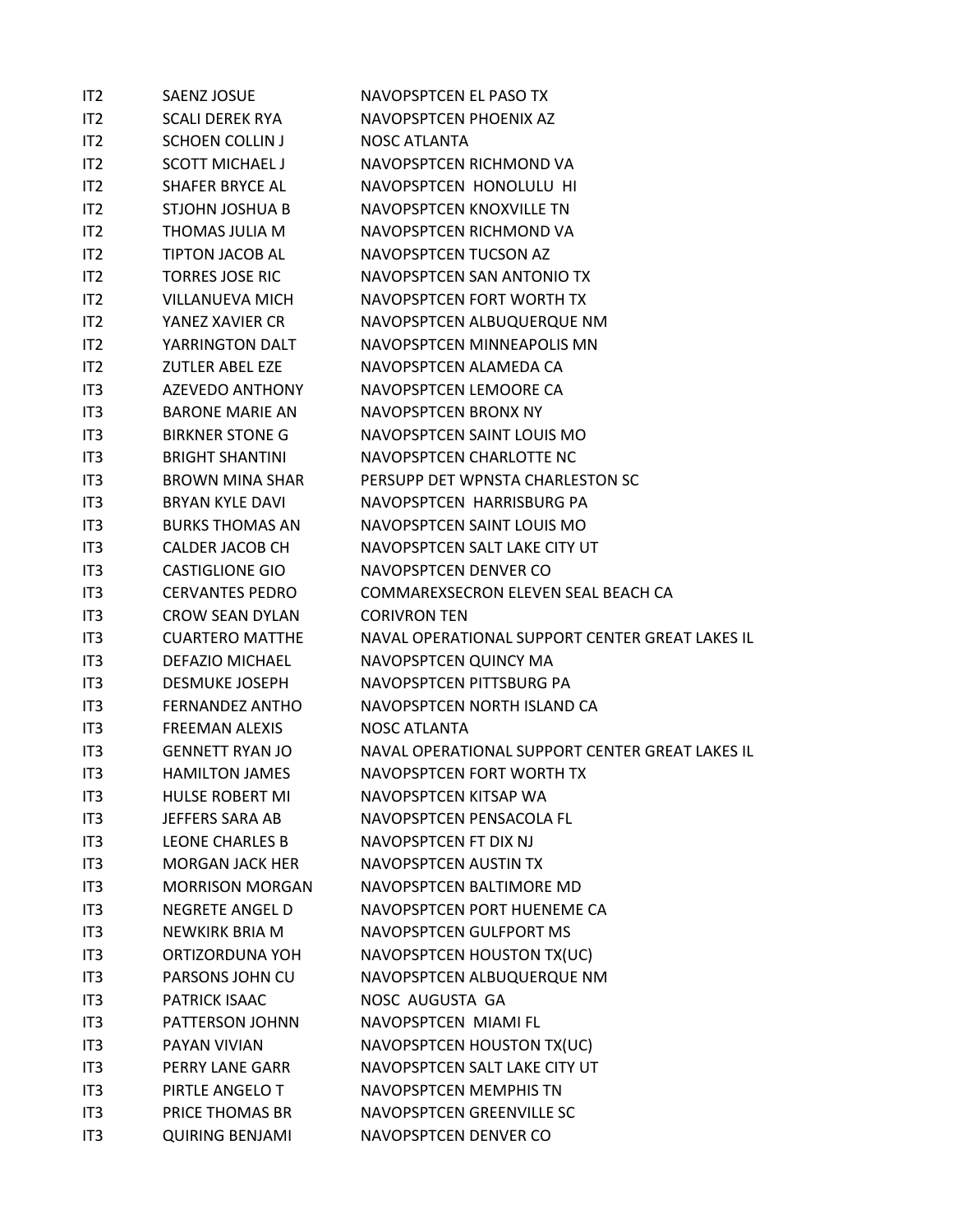| | | |
|---|---|---|
| IT2 | SAENZ JOSUE | NAVOPSPTCEN EL PASO TX |
| IT2 | SCALI DEREK RYA | NAVOPSPTCEN PHOENIX AZ |
| IT2 | SCHOEN COLLIN J | NOSC ATLANTA |
| IT2 | SCOTT MICHAEL J | NAVOPSPTCEN RICHMOND VA |
| IT2 | SHAFER BRYCE AL | NAVOPSPTCEN HONOLULU HI |
| IT2 | STJOHN JOSHUA B | NAVOPSPTCEN KNOXVILLE TN |
| IT2 | THOMAS JULIA M | NAVOPSPTCEN RICHMOND VA |
| IT2 | TIPTON JACOB AL | NAVOPSPTCEN TUCSON AZ |
| IT2 | TORRES JOSE RIC | NAVOPSPTCEN SAN ANTONIO TX |
| IT2 | VILLANUEVA MICH | NAVOPSPTCEN FORT WORTH TX |
| IT2 | YANEZ XAVIER CR | NAVOPSPTCEN ALBUQUERQUE NM |
| IT2 | YARRINGTON DALT | NAVOPSPTCEN MINNEAPOLIS MN |
| IT2 | ZUTLER ABEL EZE | NAVOPSPTCEN ALAMEDA CA |
| IT3 | AZEVEDO ANTHONY | NAVOPSPTCEN LEMOORE CA |
| IT3 | BARONE MARIE AN | NAVOPSPTCEN BRONX NY |
| IT3 | BIRKNER STONE G | NAVOPSPTCEN SAINT LOUIS MO |
| IT3 | BRIGHT SHANTINI | NAVOPSPTCEN CHARLOTTE NC |
| IT3 | BROWN MINA SHAR | PERSUPP DET WPNSTA CHARLESTON SC |
| IT3 | BRYAN KYLE DAVI | NAVOPSPTCEN HARRISBURG PA |
| IT3 | BURKS THOMAS AN | NAVOPSPTCEN SAINT LOUIS MO |
| IT3 | CALDER JACOB CH | NAVOPSPTCEN SALT LAKE CITY UT |
| IT3 | CASTIGLIONE GIO | NAVOPSPTCEN DENVER CO |
| IT3 | CERVANTES PEDRO | COMMAREXSECRON ELEVEN SEAL BEACH CA |
| IT3 | CROW SEAN DYLAN | CORIVRON TEN |
| IT3 | CUARTERO MATTHE | NAVAL OPERATIONAL SUPPORT CENTER GREAT LAKES IL |
| IT3 | DEFAZIO MICHAEL | NAVOPSPTCEN QUINCY MA |
| IT3 | DESMUKE JOSEPH | NAVOPSPTCEN PITTSBURG PA |
| IT3 | FERNANDEZ ANTHO | NAVOPSPTCEN NORTH ISLAND CA |
| IT3 | FREEMAN ALEXIS | NOSC ATLANTA |
| IT3 | GENNETT RYAN JO | NAVAL OPERATIONAL SUPPORT CENTER GREAT LAKES IL |
| IT3 | HAMILTON JAMES | NAVOPSPTCEN FORT WORTH TX |
| IT3 | HULSE ROBERT MI | NAVOPSPTCEN KITSAP WA |
| IT3 | JEFFERS SARA AB | NAVOPSPTCEN PENSACOLA FL |
| IT3 | LEONE CHARLES B | NAVOPSPTCEN FT DIX NJ |
| IT3 | MORGAN JACK HER | NAVOPSPTCEN AUSTIN TX |
| IT3 | MORRISON MORGAN | NAVOPSPTCEN BALTIMORE MD |
| IT3 | NEGRETE ANGEL D | NAVOPSPTCEN PORT HUENEME CA |
| IT3 | NEWKIRK BRIA M | NAVOPSPTCEN GULFPORT MS |
| IT3 | ORTIZORDUNA YOH | NAVOPSPTCEN HOUSTON TX(UC) |
| IT3 | PARSONS JOHN CU | NAVOPSPTCEN ALBUQUERQUE NM |
| IT3 | PATRICK ISAAC | NOSC AUGUSTA GA |
| IT3 | PATTERSON JOHNN | NAVOPSPTCEN MIAMI FL |
| IT3 | PAYAN VIVIAN | NAVOPSPTCEN HOUSTON TX(UC) |
| IT3 | PERRY LANE GARR | NAVOPSPTCEN SALT LAKE CITY UT |
| IT3 | PIRTLE ANGELO T | NAVOPSPTCEN MEMPHIS TN |
| IT3 | PRICE THOMAS BR | NAVOPSPTCEN GREENVILLE SC |
| IT3 | QUIRING BENJAMI | NAVOPSPTCEN DENVER CO |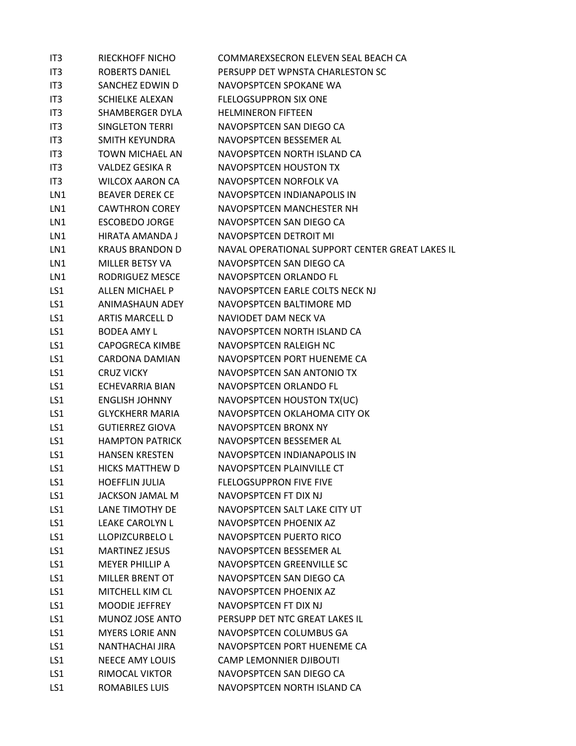| | | |
|---|---|---|
| IT3 | RIECKHOFF NICHO | COMMAREXSECRON ELEVEN SEAL BEACH CA |
| IT3 | ROBERTS DANIEL | PERSUPP DET WPNSTA CHARLESTON SC |
| IT3 | SANCHEZ EDWIN D | NAVOPSPTCEN SPOKANE WA |
| IT3 | SCHIELKE ALEXAN | FLELOGSUPPRON SIX ONE |
| IT3 | SHAMBERGER DYLA | HELMINERON FIFTEEN |
| IT3 | SINGLETON TERRI | NAVOPSPTCEN SAN DIEGO CA |
| IT3 | SMITH KEYUNDRA | NAVOPSPTCEN BESSEMER AL |
| IT3 | TOWN MICHAEL AN | NAVOPSPTCEN NORTH ISLAND CA |
| IT3 | VALDEZ GESIKA R | NAVOPSPTCEN HOUSTON TX |
| IT3 | WILCOX AARON CA | NAVOPSPTCEN NORFOLK VA |
| LN1 | BEAVER DEREK CE | NAVOPSPTCEN INDIANAPOLIS IN |
| LN1 | CAWTHRON COREY | NAVOPSPTCEN MANCHESTER NH |
| LN1 | ESCOBEDO JORGE | NAVOPSPTCEN SAN DIEGO CA |
| LN1 | HIRATA AMANDA J | NAVOPSPTCEN DETROIT MI |
| LN1 | KRAUS BRANDON D | NAVAL OPERATIONAL SUPPORT CENTER GREAT LAKES IL |
| LN1 | MILLER BETSY VA | NAVOPSPTCEN SAN DIEGO CA |
| LN1 | RODRIGUEZ MESCE | NAVOPSPTCEN ORLANDO FL |
| LS1 | ALLEN MICHAEL P | NAVOPSPTCEN EARLE COLTS NECK NJ |
| LS1 | ANIMASHAUN ADEY | NAVOPSPTCEN BALTIMORE MD |
| LS1 | ARTIS MARCELL D | NAVIODET DAM NECK VA |
| LS1 | BODEA AMY L | NAVOPSPTCEN NORTH ISLAND CA |
| LS1 | CAPOGRECA KIMBE | NAVOPSPTCEN RALEIGH NC |
| LS1 | CARDONA DAMIAN | NAVOPSPTCEN PORT HUENEME CA |
| LS1 | CRUZ VICKY | NAVOPSPTCEN SAN ANTONIO TX |
| LS1 | ECHEVARRIA BIAN | NAVOPSPTCEN ORLANDO FL |
| LS1 | ENGLISH JOHNNY | NAVOPSPTCEN HOUSTON TX(UC) |
| LS1 | GLYCKHERR MARIA | NAVOPSPTCEN OKLAHOMA CITY OK |
| LS1 | GUTIERREZ GIOVA | NAVOPSPTCEN BRONX NY |
| LS1 | HAMPTON PATRICK | NAVOPSPTCEN BESSEMER AL |
| LS1 | HANSEN KRESTEN | NAVOPSPTCEN INDIANAPOLIS IN |
| LS1 | HICKS MATTHEW D | NAVOPSPTCEN PLAINVILLE CT |
| LS1 | HOEFFLIN JULIA | FLELOGSUPPRON FIVE FIVE |
| LS1 | JACKSON JAMAL M | NAVOPSPTCEN FT DIX NJ |
| LS1 | LANE TIMOTHY DE | NAVOPSPTCEN SALT LAKE CITY UT |
| LS1 | LEAKE CAROLYN L | NAVOPSPTCEN PHOENIX AZ |
| LS1 | LLOPIZCURBELO L | NAVOPSPTCEN PUERTO RICO |
| LS1 | MARTINEZ JESUS | NAVOPSPTCEN BESSEMER AL |
| LS1 | MEYER PHILLIP A | NAVOPSPTCEN GREENVILLE SC |
| LS1 | MILLER BRENT OT | NAVOPSPTCEN SAN DIEGO CA |
| LS1 | MITCHELL KIM CL | NAVOPSPTCEN PHOENIX AZ |
| LS1 | MOODIE JEFFREY | NAVOPSPTCEN FT DIX NJ |
| LS1 | MUNOZ JOSE ANTO | PERSUPP DET NTC GREAT LAKES IL |
| LS1 | MYERS LORIE ANN | NAVOPSPTCEN COLUMBUS GA |
| LS1 | NANTHACHAI JIRA | NAVOPSPTCEN PORT HUENEME CA |
| LS1 | NEECE AMY LOUIS | CAMP LEMONNIER DJIBOUTI |
| LS1 | RIMOCAL VIKTOR | NAVOPSPTCEN SAN DIEGO CA |
| LS1 | ROMABILES LUIS | NAVOPSPTCEN NORTH ISLAND CA |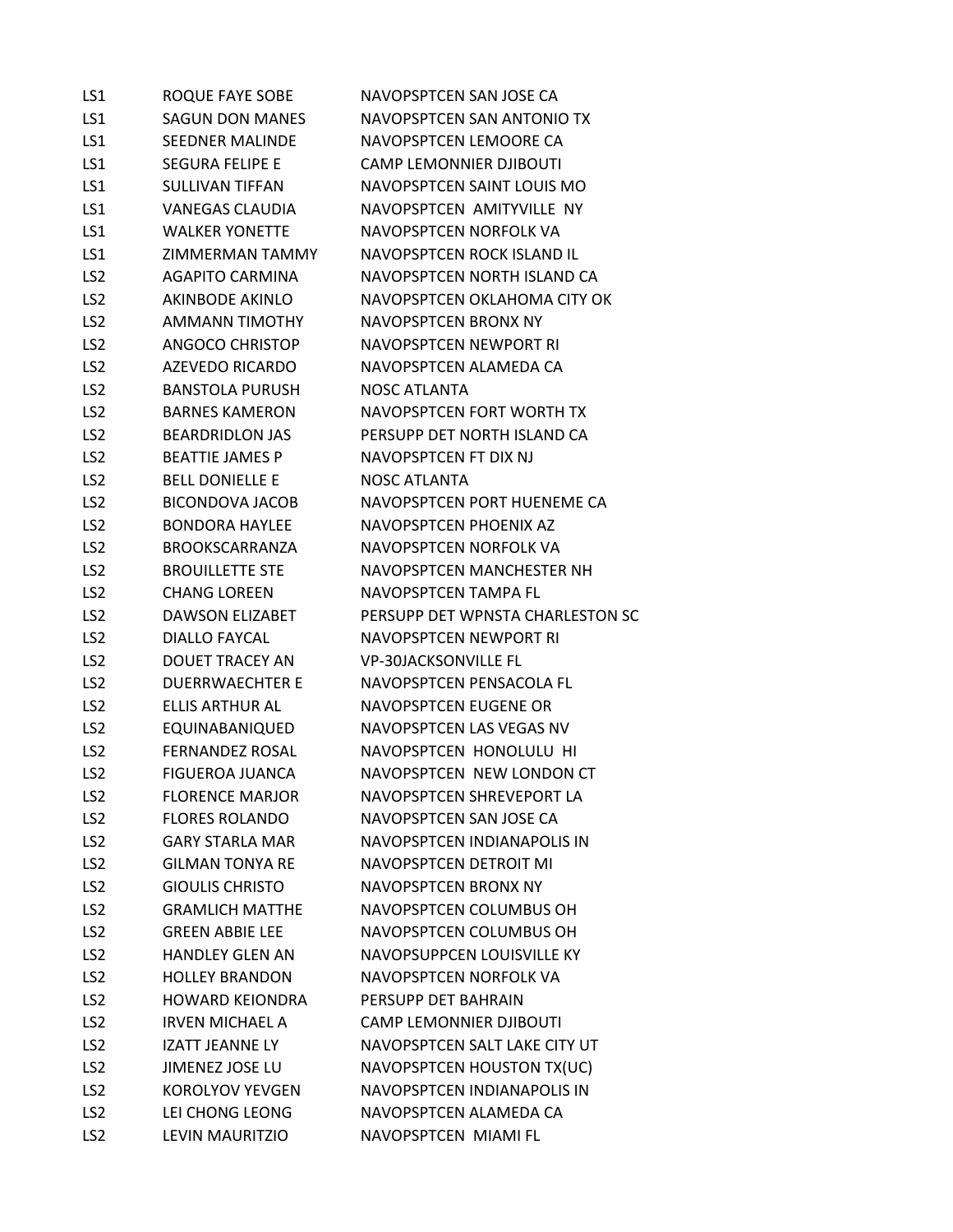| | | |
|---|---|---|
| LS1 | ROQUE FAYE SOBE | NAVOPSPTCEN SAN JOSE CA |
| LS1 | SAGUN DON MANES | NAVOPSPTCEN SAN ANTONIO TX |
| LS1 | SEEDNER MALINDE | NAVOPSPTCEN LEMOORE CA |
| LS1 | SEGURA FELIPE E | CAMP LEMONNIER DJIBOUTI |
| LS1 | SULLIVAN TIFFAN | NAVOPSPTCEN SAINT LOUIS MO |
| LS1 | VANEGAS CLAUDIA | NAVOPSPTCEN AMITYVILLE NY |
| LS1 | WALKER YONETTE | NAVOPSPTCEN NORFOLK VA |
| LS1 | ZIMMERMAN TAMMY | NAVOPSPTCEN ROCK ISLAND IL |
| LS2 | AGAPITO CARMINA | NAVOPSPTCEN NORTH ISLAND CA |
| LS2 | AKINBODE AKINLO | NAVOPSPTCEN OKLAHOMA CITY OK |
| LS2 | AMMANN TIMOTHY | NAVOPSPTCEN BRONX NY |
| LS2 | ANGOCO CHRISTOP | NAVOPSPTCEN NEWPORT RI |
| LS2 | AZEVEDO RICARDO | NAVOPSPTCEN ALAMEDA CA |
| LS2 | BANSTOLA PURUSH | NOSC ATLANTA |
| LS2 | BARNES KAMERON | NAVOPSPTCEN FORT WORTH TX |
| LS2 | BEARDRIDLON JAS | PERSUPP DET NORTH ISLAND CA |
| LS2 | BEATTIE JAMES P | NAVOPSPTCEN FT DIX NJ |
| LS2 | BELL DONIELLE E | NOSC ATLANTA |
| LS2 | BICONDOVA JACOB | NAVOPSPTCEN PORT HUENEME CA |
| LS2 | BONDORA HAYLEE | NAVOPSPTCEN PHOENIX AZ |
| LS2 | BROOKSCARRANZA | NAVOPSPTCEN NORFOLK VA |
| LS2 | BROUILLETTE STE | NAVOPSPTCEN MANCHESTER NH |
| LS2 | CHANG LOREEN | NAVOPSPTCEN TAMPA FL |
| LS2 | DAWSON ELIZABET | PERSUPP DET WPNSTA CHARLESTON SC |
| LS2 | DIALLO FAYCAL | NAVOPSPTCEN NEWPORT RI |
| LS2 | DOUET TRACEY AN | VP-30JACKSONVILLE FL |
| LS2 | DUERRWAECHTER E | NAVOPSPTCEN PENSACOLA FL |
| LS2 | ELLIS ARTHUR AL | NAVOPSPTCEN EUGENE OR |
| LS2 | EQUINABANIQUED | NAVOPSPTCEN LAS VEGAS NV |
| LS2 | FERNANDEZ ROSAL | NAVOPSPTCEN HONOLULU HI |
| LS2 | FIGUEROA JUANCA | NAVOPSPTCEN NEW LONDON CT |
| LS2 | FLORENCE MARJOR | NAVOPSPTCEN SHREVEPORT LA |
| LS2 | FLORES ROLANDO | NAVOPSPTCEN SAN JOSE CA |
| LS2 | GARY STARLA MAR | NAVOPSPTCEN INDIANAPOLIS IN |
| LS2 | GILMAN TONYA RE | NAVOPSPTCEN DETROIT MI |
| LS2 | GIOULIS CHRISTO | NAVOPSPTCEN BRONX NY |
| LS2 | GRAMLICH MATTHE | NAVOPSPTCEN COLUMBUS OH |
| LS2 | GREEN ABBIE LEE | NAVOPSPTCEN COLUMBUS OH |
| LS2 | HANDLEY GLEN AN | NAVOPSUPPCEN LOUISVILLE KY |
| LS2 | HOLLEY BRANDON | NAVOPSPTCEN NORFOLK VA |
| LS2 | HOWARD KEIONDRA | PERSUPP DET BAHRAIN |
| LS2 | IRVEN MICHAEL A | CAMP LEMONNIER DJIBOUTI |
| LS2 | IZATT JEANNE LY | NAVOPSPTCEN SALT LAKE CITY UT |
| LS2 | JIMENEZ JOSE LU | NAVOPSPTCEN HOUSTON TX(UC) |
| LS2 | KOROLYOV YEVGEN | NAVOPSPTCEN INDIANAPOLIS IN |
| LS2 | LEI CHONG LEONG | NAVOPSPTCEN ALAMEDA CA |
| LS2 | LEVIN MAURITZIO | NAVOPSPTCEN MIAMI FL |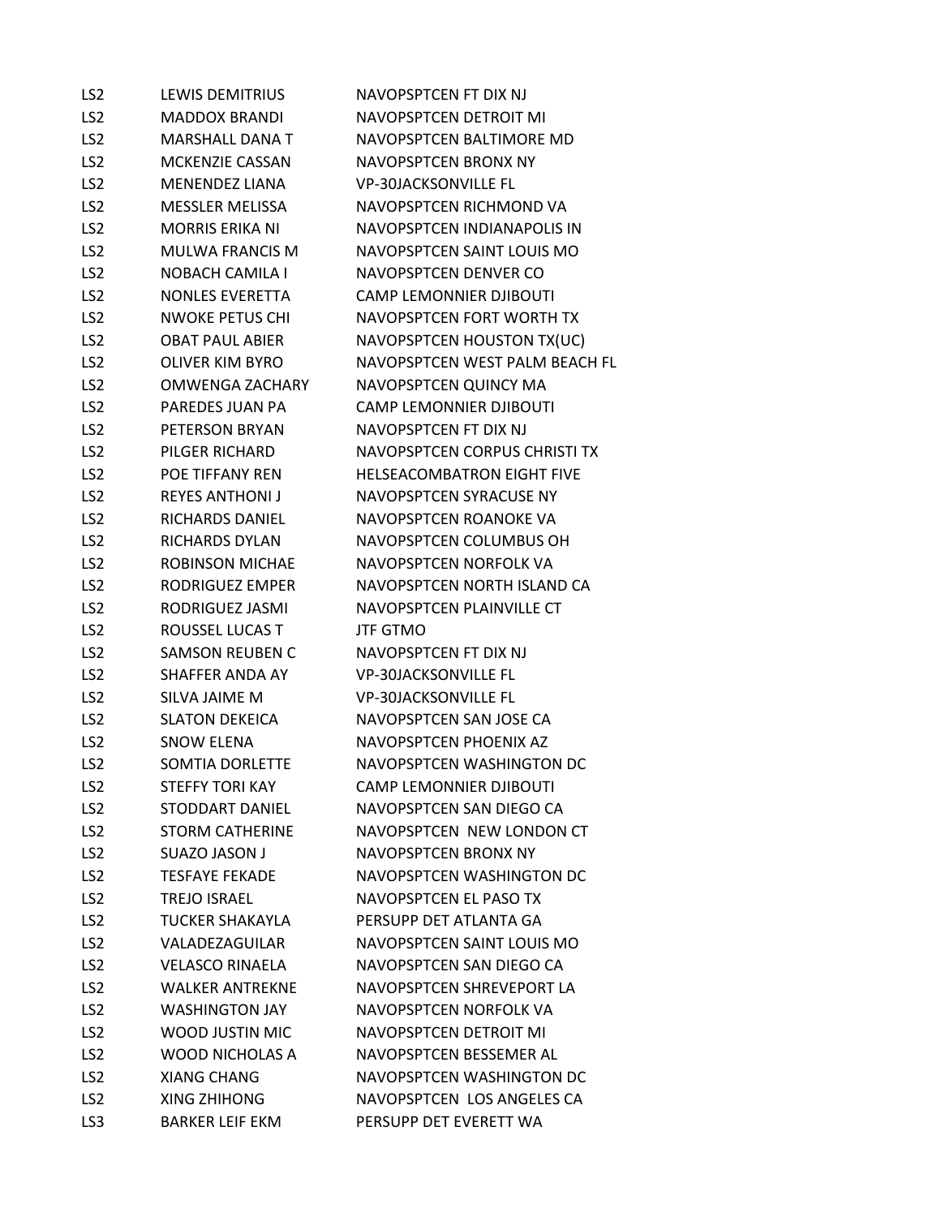| | | |
|---|---|---|
| LS2 | LEWIS DEMITRIUS | NAVOPSPTCEN FT DIX NJ |
| LS2 | MADDOX BRANDI | NAVOPSPTCEN DETROIT MI |
| LS2 | MARSHALL DANA T | NAVOPSPTCEN BALTIMORE MD |
| LS2 | MCKENZIE CASSAN | NAVOPSPTCEN BRONX NY |
| LS2 | MENENDEZ LIANA | VP-30JACKSONVILLE FL |
| LS2 | MESSLER MELISSA | NAVOPSPTCEN RICHMOND VA |
| LS2 | MORRIS ERIKA NI | NAVOPSPTCEN INDIANAPOLIS IN |
| LS2 | MULWA FRANCIS M | NAVOPSPTCEN SAINT LOUIS MO |
| LS2 | NOBACH CAMILA I | NAVOPSPTCEN DENVER CO |
| LS2 | NONLES EVERETTA | CAMP LEMONNIER DJIBOUTI |
| LS2 | NWOKE PETUS CHI | NAVOPSPTCEN FORT WORTH TX |
| LS2 | OBAT PAUL ABIER | NAVOPSPTCEN HOUSTON TX(UC) |
| LS2 | OLIVER KIM BYRO | NAVOPSPTCEN WEST PALM BEACH FL |
| LS2 | OMWENGA ZACHARY | NAVOPSPTCEN QUINCY MA |
| LS2 | PAREDES JUAN PA | CAMP LEMONNIER DJIBOUTI |
| LS2 | PETERSON BRYAN | NAVOPSPTCEN FT DIX NJ |
| LS2 | PILGER RICHARD | NAVOPSPTCEN CORPUS CHRISTI TX |
| LS2 | POE TIFFANY REN | HELSEACOMBATRON EIGHT FIVE |
| LS2 | REYES ANTHONI J | NAVOPSPTCEN SYRACUSE NY |
| LS2 | RICHARDS DANIEL | NAVOPSPTCEN ROANOKE VA |
| LS2 | RICHARDS DYLAN | NAVOPSPTCEN COLUMBUS OH |
| LS2 | ROBINSON MICHAE | NAVOPSPTCEN NORFOLK VA |
| LS2 | RODRIGUEZ EMPER | NAVOPSPTCEN NORTH ISLAND CA |
| LS2 | RODRIGUEZ JASMI | NAVOPSPTCEN PLAINVILLE CT |
| LS2 | ROUSSEL LUCAS T | JTF GTMO |
| LS2 | SAMSON REUBEN C | NAVOPSPTCEN FT DIX NJ |
| LS2 | SHAFFER ANDA AY | VP-30JACKSONVILLE FL |
| LS2 | SILVA JAIME M | VP-30JACKSONVILLE FL |
| LS2 | SLATON DEKEICA | NAVOPSPTCEN SAN JOSE CA |
| LS2 | SNOW ELENA | NAVOPSPTCEN PHOENIX AZ |
| LS2 | SOMTIA DORLETTE | NAVOPSPTCEN WASHINGTON DC |
| LS2 | STEFFY TORI KAY | CAMP LEMONNIER DJIBOUTI |
| LS2 | STODDART DANIEL | NAVOPSPTCEN SAN DIEGO CA |
| LS2 | STORM CATHERINE | NAVOPSPTCEN NEW LONDON CT |
| LS2 | SUAZO JASON J | NAVOPSPTCEN BRONX NY |
| LS2 | TESFAYE FEKADE | NAVOPSPTCEN WASHINGTON DC |
| LS2 | TREJO ISRAEL | NAVOPSPTCEN EL PASO TX |
| LS2 | TUCKER SHAKAYLA | PERSUPP DET ATLANTA GA |
| LS2 | VALADEZAGUILAR | NAVOPSPTCEN SAINT LOUIS MO |
| LS2 | VELASCO RINAELA | NAVOPSPTCEN SAN DIEGO CA |
| LS2 | WALKER ANTREKNE | NAVOPSPTCEN SHREVEPORT LA |
| LS2 | WASHINGTON JAY | NAVOPSPTCEN NORFOLK VA |
| LS2 | WOOD JUSTIN MIC | NAVOPSPTCEN DETROIT MI |
| LS2 | WOOD NICHOLAS A | NAVOPSPTCEN BESSEMER AL |
| LS2 | XIANG CHANG | NAVOPSPTCEN WASHINGTON DC |
| LS2 | XING ZHIHONG | NAVOPSPTCEN LOS ANGELES CA |
| LS3 | BARKER LEIF EKM | PERSUPP DET EVERETT WA |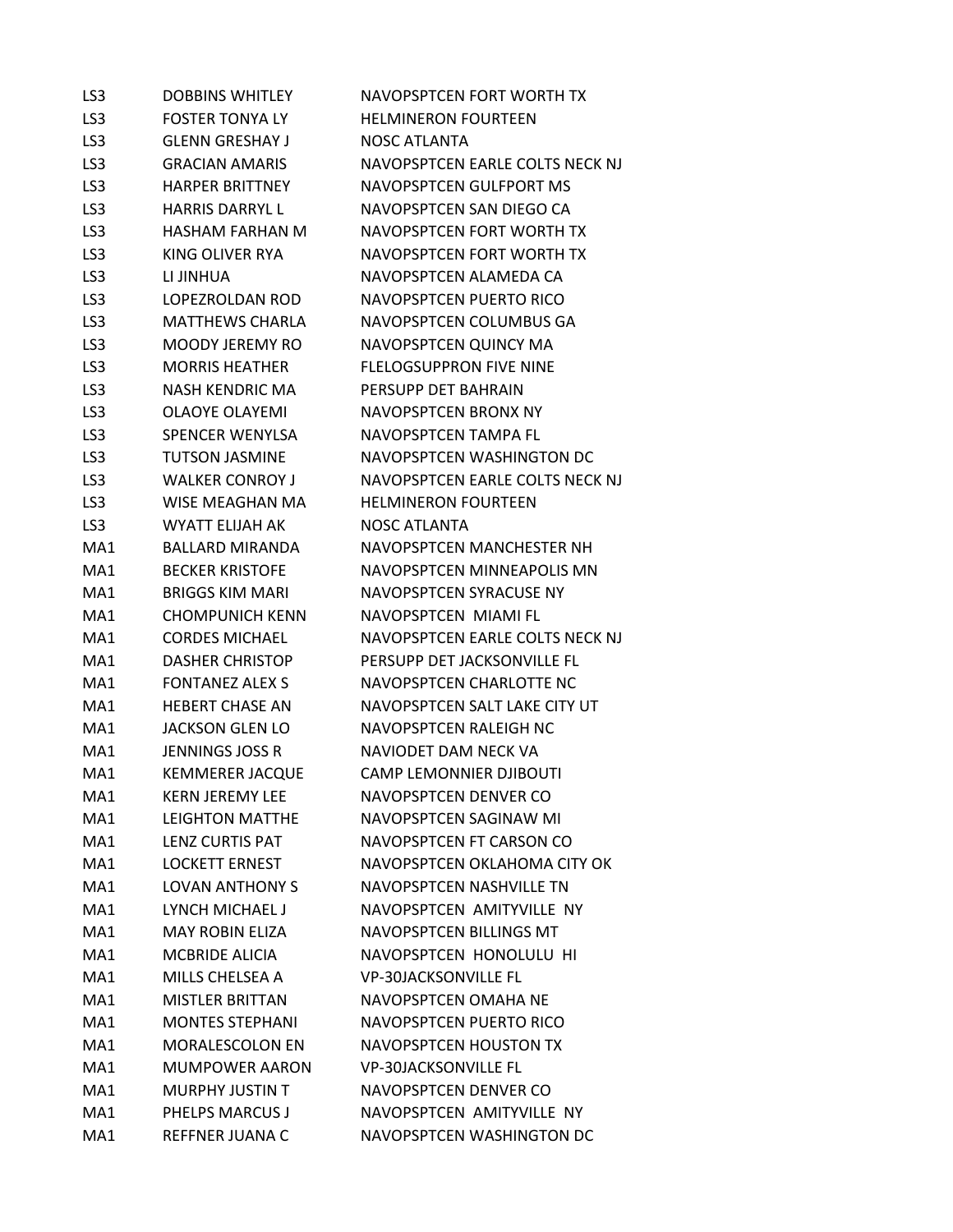| | | |
|---|---|---|
| LS3 | DOBBINS WHITLEY | NAVOPSPTCEN FORT WORTH TX |
| LS3 | FOSTER TONYA LY | HELMINERON FOURTEEN |
| LS3 | GLENN GRESHAY J | NOSC ATLANTA |
| LS3 | GRACIAN AMARIS | NAVOPSPTCEN EARLE COLTS NECK NJ |
| LS3 | HARPER BRITTNEY | NAVOPSPTCEN GULFPORT MS |
| LS3 | HARRIS DARRYL L | NAVOPSPTCEN SAN DIEGO CA |
| LS3 | HASHAM FARHAN M | NAVOPSPTCEN FORT WORTH TX |
| LS3 | KING OLIVER RYA | NAVOPSPTCEN FORT WORTH TX |
| LS3 | LI JINHUA | NAVOPSPTCEN ALAMEDA CA |
| LS3 | LOPEZROLDAN ROD | NAVOPSPTCEN PUERTO RICO |
| LS3 | MATTHEWS CHARLA | NAVOPSPTCEN COLUMBUS GA |
| LS3 | MOODY JEREMY RO | NAVOPSPTCEN QUINCY MA |
| LS3 | MORRIS HEATHER | FLELOGSUPPRON FIVE NINE |
| LS3 | NASH KENDRIC MA | PERSUPP DET BAHRAIN |
| LS3 | OLAOYE OLAYEMI | NAVOPSPTCEN BRONX NY |
| LS3 | SPENCER WENYLSA | NAVOPSPTCEN TAMPA FL |
| LS3 | TUTSON JASMINE | NAVOPSPTCEN WASHINGTON DC |
| LS3 | WALKER CONROY J | NAVOPSPTCEN EARLE COLTS NECK NJ |
| LS3 | WISE MEAGHAN MA | HELMINERON FOURTEEN |
| LS3 | WYATT ELIJAH AK | NOSC ATLANTA |
| MA1 | BALLARD MIRANDA | NAVOPSPTCEN MANCHESTER NH |
| MA1 | BECKER KRISTOFE | NAVOPSPTCEN MINNEAPOLIS MN |
| MA1 | BRIGGS KIM MARI | NAVOPSPTCEN SYRACUSE NY |
| MA1 | CHOMPUNICH KENN | NAVOPSPTCEN MIAMI FL |
| MA1 | CORDES MICHAEL | NAVOPSPTCEN EARLE COLTS NECK NJ |
| MA1 | DASHER CHRISTOP | PERSUPP DET JACKSONVILLE FL |
| MA1 | FONTANEZ ALEX S | NAVOPSPTCEN CHARLOTTE NC |
| MA1 | HEBERT CHASE AN | NAVOPSPTCEN SALT LAKE CITY UT |
| MA1 | JACKSON GLEN LO | NAVOPSPTCEN RALEIGH NC |
| MA1 | JENNINGS JOSS R | NAVIODET DAM NECK VA |
| MA1 | KEMMERER JACQUE | CAMP LEMONNIER DJIBOUTI |
| MA1 | KERN JEREMY LEE | NAVOPSPTCEN DENVER CO |
| MA1 | LEIGHTON MATTHE | NAVOPSPTCEN SAGINAW MI |
| MA1 | LENZ CURTIS PAT | NAVOPSPTCEN FT CARSON CO |
| MA1 | LOCKETT ERNEST | NAVOPSPTCEN OKLAHOMA CITY OK |
| MA1 | LOVAN ANTHONY S | NAVOPSPTCEN NASHVILLE TN |
| MA1 | LYNCH MICHAEL J | NAVOPSPTCEN AMITYVILLE NY |
| MA1 | MAY ROBIN ELIZA | NAVOPSPTCEN BILLINGS MT |
| MA1 | MCBRIDE ALICIA | NAVOPSPTCEN HONOLULU HI |
| MA1 | MILLS CHELSEA A | VP-30JACKSONVILLE FL |
| MA1 | MISTLER BRITTAN | NAVOPSPTCEN OMAHA NE |
| MA1 | MONTES STEPHANI | NAVOPSPTCEN PUERTO RICO |
| MA1 | MORALESCOLON EN | NAVOPSPTCEN HOUSTON TX |
| MA1 | MUMPOWER AARON | VP-30JACKSONVILLE FL |
| MA1 | MURPHY JUSTIN T | NAVOPSPTCEN DENVER CO |
| MA1 | PHELPS MARCUS J | NAVOPSPTCEN AMITYVILLE NY |
| MA1 | REFFNER JUANA C | NAVOPSPTCEN WASHINGTON DC |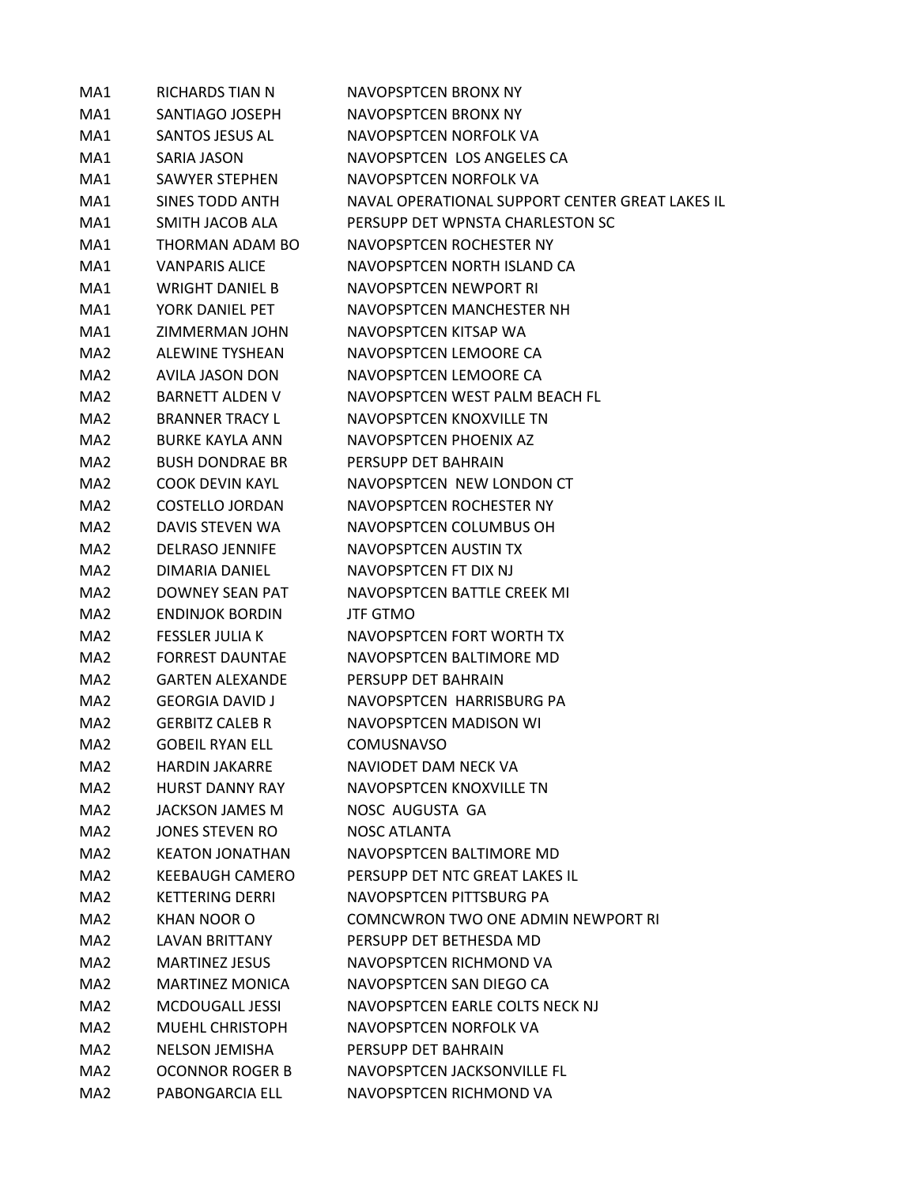| | | |
|---|---|---|
| MA1 | RICHARDS TIAN N | NAVOPSPTCEN BRONX NY |
| MA1 | SANTIAGO JOSEPH | NAVOPSPTCEN BRONX NY |
| MA1 | SANTOS JESUS AL | NAVOPSPTCEN NORFOLK VA |
| MA1 | SARIA JASON | NAVOPSPTCEN LOS ANGELES CA |
| MA1 | SAWYER STEPHEN | NAVOPSPTCEN NORFOLK VA |
| MA1 | SINES TODD ANTH | NAVAL OPERATIONAL SUPPORT CENTER GREAT LAKES IL |
| MA1 | SMITH JACOB ALA | PERSUPP DET WPNSTA CHARLESTON SC |
| MA1 | THORMAN ADAM BO | NAVOPSPTCEN ROCHESTER NY |
| MA1 | VANPARIS ALICE | NAVOPSPTCEN NORTH ISLAND CA |
| MA1 | WRIGHT DANIEL B | NAVOPSPTCEN NEWPORT RI |
| MA1 | YORK DANIEL PET | NAVOPSPTCEN MANCHESTER NH |
| MA1 | ZIMMERMAN JOHN | NAVOPSPTCEN KITSAP WA |
| MA2 | ALEWINE TYSHEAN | NAVOPSPTCEN LEMOORE CA |
| MA2 | AVILA JASON DON | NAVOPSPTCEN LEMOORE CA |
| MA2 | BARNETT ALDEN V | NAVOPSPTCEN WEST PALM BEACH FL |
| MA2 | BRANNER TRACY L | NAVOPSPTCEN KNOXVILLE TN |
| MA2 | BURKE KAYLA ANN | NAVOPSPTCEN PHOENIX AZ |
| MA2 | BUSH DONDRAE BR | PERSUPP DET BAHRAIN |
| MA2 | COOK DEVIN KAYL | NAVOPSPTCEN NEW LONDON CT |
| MA2 | COSTELLO JORDAN | NAVOPSPTCEN ROCHESTER NY |
| MA2 | DAVIS STEVEN WA | NAVOPSPTCEN COLUMBUS OH |
| MA2 | DELRASO JENNIFE | NAVOPSPTCEN AUSTIN TX |
| MA2 | DIMARIA DANIEL | NAVOPSPTCEN FT DIX NJ |
| MA2 | DOWNEY SEAN PAT | NAVOPSPTCEN BATTLE CREEK MI |
| MA2 | ENDINJOK BORDIN | JTF GTMO |
| MA2 | FESSLER JULIA K | NAVOPSPTCEN FORT WORTH TX |
| MA2 | FORREST DAUNTAE | NAVOPSPTCEN BALTIMORE MD |
| MA2 | GARTEN ALEXANDE | PERSUPP DET BAHRAIN |
| MA2 | GEORGIA DAVID J | NAVOPSPTCEN HARRISBURG PA |
| MA2 | GERBITZ CALEB R | NAVOPSPTCEN MADISON WI |
| MA2 | GOBEIL RYAN ELL | COMUSNAVSO |
| MA2 | HARDIN JAKARRE | NAVIODET DAM NECK VA |
| MA2 | HURST DANNY RAY | NAVOPSPTCEN KNOXVILLE TN |
| MA2 | JACKSON JAMES M | NOSC AUGUSTA GA |
| MA2 | JONES STEVEN RO | NOSC ATLANTA |
| MA2 | KEATON JONATHAN | NAVOPSPTCEN BALTIMORE MD |
| MA2 | KEEBAUGH CAMERO | PERSUPP DET NTC GREAT LAKES IL |
| MA2 | KETTERING DERRI | NAVOPSPTCEN PITTSBURG PA |
| MA2 | KHAN NOOR O | COMNCWRON TWO ONE ADMIN NEWPORT RI |
| MA2 | LAVAN BRITTANY | PERSUPP DET BETHESDA MD |
| MA2 | MARTINEZ JESUS | NAVOPSPTCEN RICHMOND VA |
| MA2 | MARTINEZ MONICA | NAVOPSPTCEN SAN DIEGO CA |
| MA2 | MCDOUGALL JESSI | NAVOPSPTCEN EARLE COLTS NECK NJ |
| MA2 | MUEHL CHRISTOPH | NAVOPSPTCEN NORFOLK VA |
| MA2 | NELSON JEMISHA | PERSUPP DET BAHRAIN |
| MA2 | OCONNOR ROGER B | NAVOPSPTCEN JACKSONVILLE FL |
| MA2 | PABONGARCIA ELL | NAVOPSPTCEN RICHMOND VA |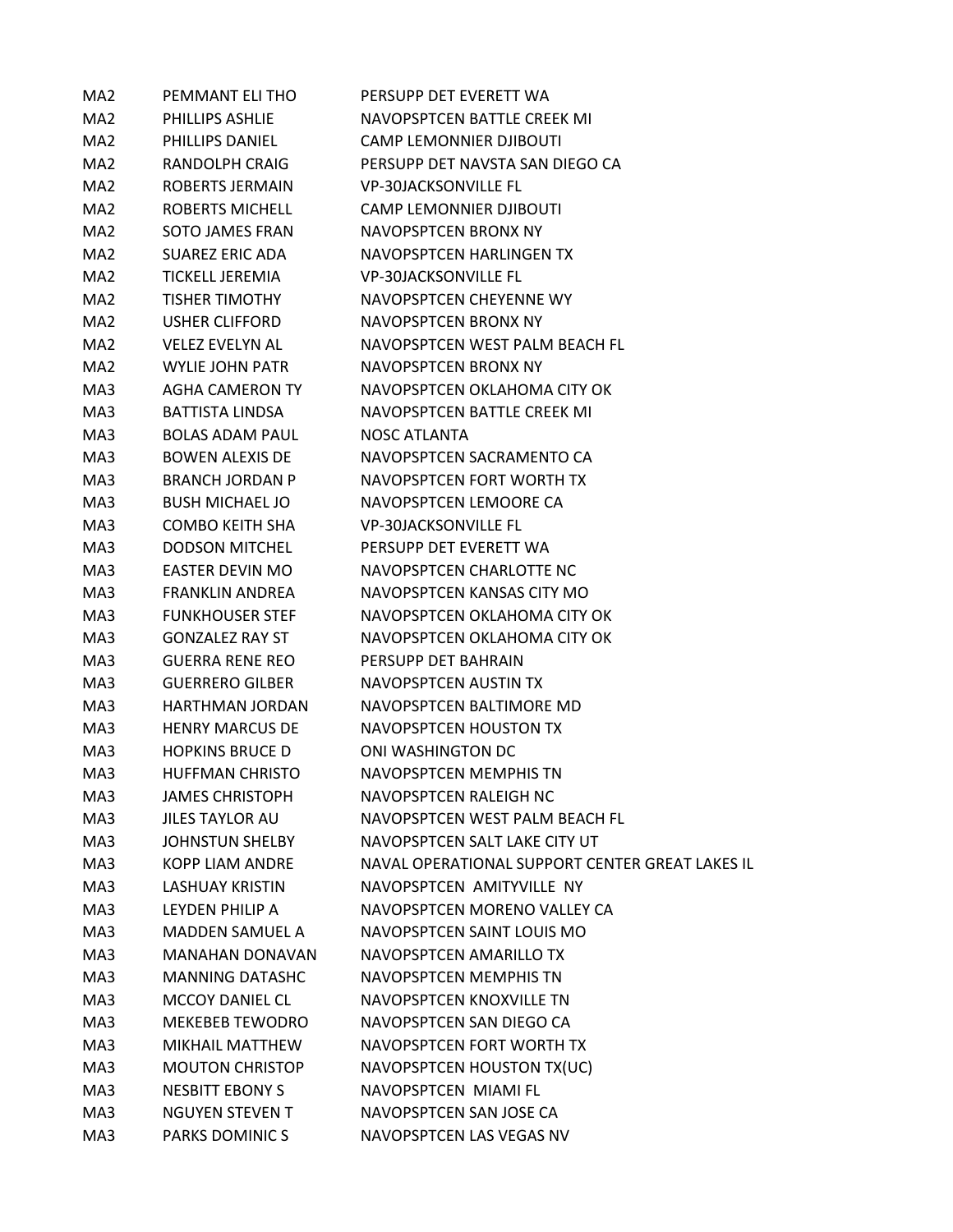| | | |
|---|---|---|
| MA2 | PEMMANT ELI THO | PERSUPP DET EVERETT WA |
| MA2 | PHILLIPS ASHLIE | NAVOPSPTCEN BATTLE CREEK MI |
| MA2 | PHILLIPS DANIEL | CAMP LEMONNIER DJIBOUTI |
| MA2 | RANDOLPH CRAIG | PERSUPP DET NAVSTA SAN DIEGO CA |
| MA2 | ROBERTS JERMAIN | VP-30JACKSONVILLE FL |
| MA2 | ROBERTS MICHELL | CAMP LEMONNIER DJIBOUTI |
| MA2 | SOTO JAMES FRAN | NAVOPSPTCEN BRONX NY |
| MA2 | SUAREZ ERIC ADA | NAVOPSPTCEN HARLINGEN TX |
| MA2 | TICKELL JEREMIA | VP-30JACKSONVILLE FL |
| MA2 | TISHER TIMOTHY | NAVOPSPTCEN CHEYENNE WY |
| MA2 | USHER CLIFFORD | NAVOPSPTCEN BRONX NY |
| MA2 | VELEZ EVELYN AL | NAVOPSPTCEN WEST PALM BEACH FL |
| MA2 | WYLIE JOHN PATR | NAVOPSPTCEN BRONX NY |
| MA3 | AGHA CAMERON TY | NAVOPSPTCEN OKLAHOMA CITY OK |
| MA3 | BATTISTA LINDSA | NAVOPSPTCEN BATTLE CREEK MI |
| MA3 | BOLAS ADAM PAUL | NOSC ATLANTA |
| MA3 | BOWEN ALEXIS DE | NAVOPSPTCEN SACRAMENTO CA |
| MA3 | BRANCH JORDAN P | NAVOPSPTCEN FORT WORTH TX |
| MA3 | BUSH MICHAEL JO | NAVOPSPTCEN LEMOORE CA |
| MA3 | COMBO KEITH SHA | VP-30JACKSONVILLE FL |
| MA3 | DODSON MITCHEL | PERSUPP DET EVERETT WA |
| MA3 | EASTER DEVIN MO | NAVOPSPTCEN CHARLOTTE NC |
| MA3 | FRANKLIN ANDREA | NAVOPSPTCEN KANSAS CITY MO |
| MA3 | FUNKHOUSER STEF | NAVOPSPTCEN OKLAHOMA CITY OK |
| MA3 | GONZALEZ RAY ST | NAVOPSPTCEN OKLAHOMA CITY OK |
| MA3 | GUERRA RENE REO | PERSUPP DET BAHRAIN |
| MA3 | GUERRERO GILBER | NAVOPSPTCEN AUSTIN TX |
| MA3 | HARTHMAN JORDAN | NAVOPSPTCEN BALTIMORE MD |
| MA3 | HENRY MARCUS DE | NAVOPSPTCEN HOUSTON TX |
| MA3 | HOPKINS BRUCE D | ONI WASHINGTON DC |
| MA3 | HUFFMAN CHRISTO | NAVOPSPTCEN MEMPHIS TN |
| MA3 | JAMES CHRISTOPH | NAVOPSPTCEN RALEIGH NC |
| MA3 | JILES TAYLOR AU | NAVOPSPTCEN WEST PALM BEACH FL |
| MA3 | JOHNSTUN SHELBY | NAVOPSPTCEN SALT LAKE CITY UT |
| MA3 | KOPP LIAM ANDRE | NAVAL OPERATIONAL SUPPORT CENTER GREAT LAKES IL |
| MA3 | LASHUAY KRISTIN | NAVOPSPTCEN AMITYVILLE NY |
| MA3 | LEYDEN PHILIP A | NAVOPSPTCEN MORENO VALLEY CA |
| MA3 | MADDEN SAMUEL A | NAVOPSPTCEN SAINT LOUIS MO |
| MA3 | MANAHAN DONAVAN | NAVOPSPTCEN AMARILLO TX |
| MA3 | MANNING DATASHC | NAVOPSPTCEN MEMPHIS TN |
| MA3 | MCCOY DANIEL CL | NAVOPSPTCEN KNOXVILLE TN |
| MA3 | MEKEBEB TEWODRO | NAVOPSPTCEN SAN DIEGO CA |
| MA3 | MIKHAIL MATTHEW | NAVOPSPTCEN FORT WORTH TX |
| MA3 | MOUTON CHRISTOP | NAVOPSPTCEN HOUSTON TX(UC) |
| MA3 | NESBITT EBONY S | NAVOPSPTCEN MIAMI FL |
| MA3 | NGUYEN STEVEN T | NAVOPSPTCEN SAN JOSE CA |
| MA3 | PARKS DOMINIC S | NAVOPSPTCEN LAS VEGAS NV |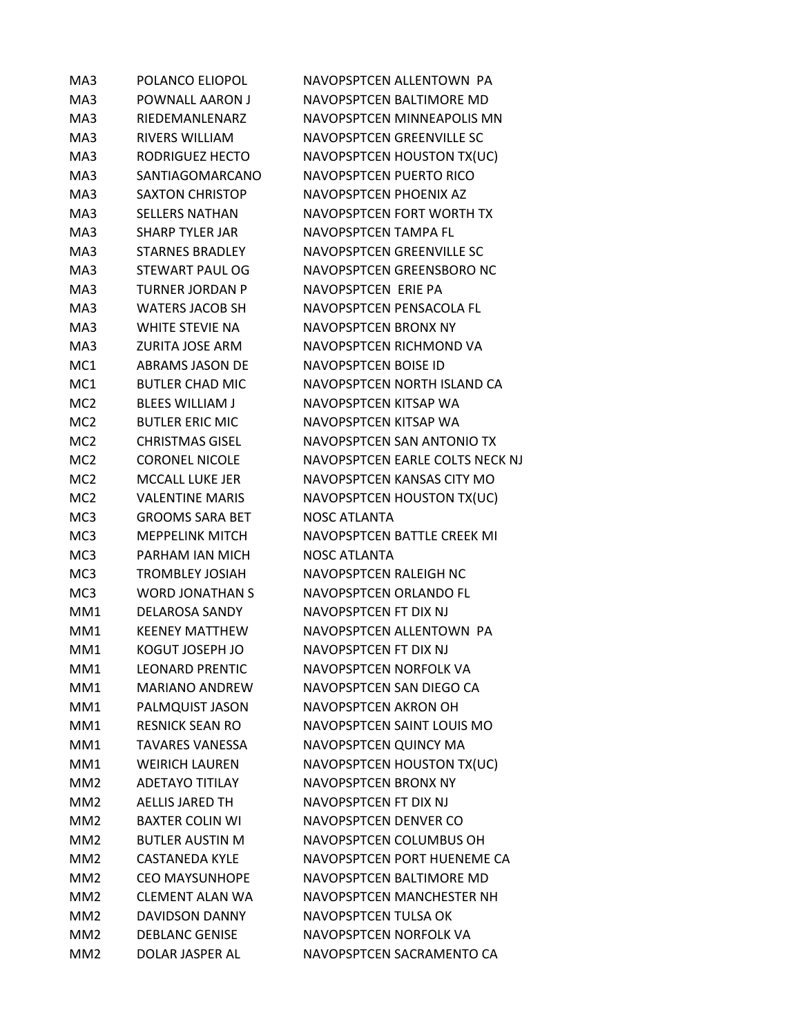| | | |
|---|---|---|
| MA3 | POLANCO ELIOPOL | NAVOPSPTCEN ALLENTOWN PA |
| MA3 | POWNALL AARON J | NAVOPSPTCEN BALTIMORE MD |
| MA3 | RIEDEMANLENARZ | NAVOPSPTCEN MINNEAPOLIS MN |
| MA3 | RIVERS WILLIAM | NAVOPSPTCEN GREENVILLE SC |
| MA3 | RODRIGUEZ HECTO | NAVOPSPTCEN HOUSTON TX(UC) |
| MA3 | SANTIAGOMARCANO | NAVOPSPTCEN PUERTO RICO |
| MA3 | SAXTON CHRISTOP | NAVOPSPTCEN PHOENIX AZ |
| MA3 | SELLERS NATHAN | NAVOPSPTCEN FORT WORTH TX |
| MA3 | SHARP TYLER JAR | NAVOPSPTCEN TAMPA FL |
| MA3 | STARNES BRADLEY | NAVOPSPTCEN GREENVILLE SC |
| MA3 | STEWART PAUL OG | NAVOPSPTCEN GREENSBORO NC |
| MA3 | TURNER JORDAN P | NAVOPSPTCEN ERIE PA |
| MA3 | WATERS JACOB SH | NAVOPSPTCEN PENSACOLA FL |
| MA3 | WHITE STEVIE NA | NAVOPSPTCEN BRONX NY |
| MA3 | ZURITA JOSE ARM | NAVOPSPTCEN RICHMOND VA |
| MC1 | ABRAMS JASON DE | NAVOPSPTCEN BOISE ID |
| MC1 | BUTLER CHAD MIC | NAVOPSPTCEN NORTH ISLAND CA |
| MC2 | BLEES WILLIAM J | NAVOPSPTCEN KITSAP WA |
| MC2 | BUTLER ERIC MIC | NAVOPSPTCEN KITSAP WA |
| MC2 | CHRISTMAS GISEL | NAVOPSPTCEN SAN ANTONIO TX |
| MC2 | CORONEL NICOLE | NAVOPSPTCEN EARLE COLTS NECK NJ |
| MC2 | MCCALL LUKE JER | NAVOPSPTCEN KANSAS CITY MO |
| MC2 | VALENTINE MARIS | NAVOPSPTCEN HOUSTON TX(UC) |
| MC3 | GROOMS SARA BET | NOSC ATLANTA |
| MC3 | MEPPELINK MITCH | NAVOPSPTCEN BATTLE CREEK MI |
| MC3 | PARHAM IAN MICH | NOSC ATLANTA |
| MC3 | TROMBLEY JOSIAH | NAVOPSPTCEN RALEIGH NC |
| MC3 | WORD JONATHAN S | NAVOPSPTCEN ORLANDO FL |
| MM1 | DELAROSA SANDY | NAVOPSPTCEN FT DIX NJ |
| MM1 | KEENEY MATTHEW | NAVOPSPTCEN ALLENTOWN PA |
| MM1 | KOGUT JOSEPH JO | NAVOPSPTCEN FT DIX NJ |
| MM1 | LEONARD PRENTIC | NAVOPSPTCEN NORFOLK VA |
| MM1 | MARIANO ANDREW | NAVOPSPTCEN SAN DIEGO CA |
| MM1 | PALMQUIST JASON | NAVOPSPTCEN AKRON OH |
| MM1 | RESNICK SEAN RO | NAVOPSPTCEN SAINT LOUIS MO |
| MM1 | TAVARES VANESSA | NAVOPSPTCEN QUINCY MA |
| MM1 | WEIRICH LAUREN | NAVOPSPTCEN HOUSTON TX(UC) |
| MM2 | ADETAYO TITILAY | NAVOPSPTCEN BRONX NY |
| MM2 | AELLIS JARED TH | NAVOPSPTCEN FT DIX NJ |
| MM2 | BAXTER COLIN WI | NAVOPSPTCEN DENVER CO |
| MM2 | BUTLER AUSTIN M | NAVOPSPTCEN COLUMBUS OH |
| MM2 | CASTANEDA KYLE | NAVOPSPTCEN PORT HUENEME CA |
| MM2 | CEO MAYSUNHOPE | NAVOPSPTCEN BALTIMORE MD |
| MM2 | CLEMENT ALAN WA | NAVOPSPTCEN MANCHESTER NH |
| MM2 | DAVIDSON DANNY | NAVOPSPTCEN TULSA OK |
| MM2 | DEBLANC GENISE | NAVOPSPTCEN NORFOLK VA |
| MM2 | DOLAR JASPER AL | NAVOPSPTCEN SACRAMENTO CA |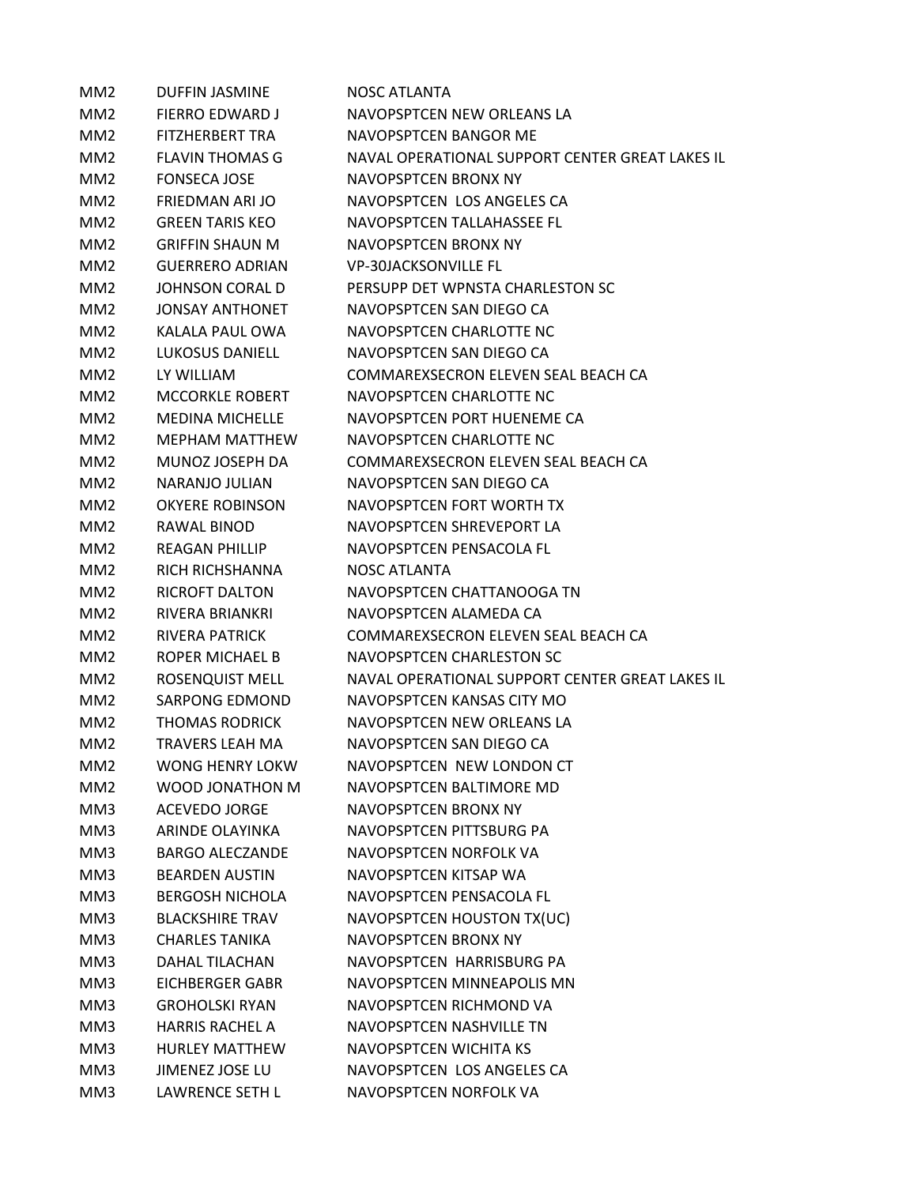| | | |
|---|---|---|
| MM2 | DUFFIN JASMINE | NOSC ATLANTA |
| MM2 | FIERRO EDWARD J | NAVOPSPTCEN NEW ORLEANS LA |
| MM2 | FITZHERBERT TRA | NAVOPSPTCEN BANGOR ME |
| MM2 | FLAVIN THOMAS G | NAVAL OPERATIONAL SUPPORT CENTER GREAT LAKES IL |
| MM2 | FONSECA JOSE | NAVOPSPTCEN BRONX NY |
| MM2 | FRIEDMAN ARI JO | NAVOPSPTCEN LOS ANGELES CA |
| MM2 | GREEN TARIS KEO | NAVOPSPTCEN TALLAHASSEE FL |
| MM2 | GRIFFIN SHAUN M | NAVOPSPTCEN BRONX NY |
| MM2 | GUERRERO ADRIAN | VP-30JACKSONVILLE FL |
| MM2 | JOHNSON CORAL D | PERSUPP DET WPNSTA CHARLESTON SC |
| MM2 | JONSAY ANTHONET | NAVOPSPTCEN SAN DIEGO CA |
| MM2 | KALALA PAUL OWA | NAVOPSPTCEN CHARLOTTE NC |
| MM2 | LUKOSUS DANIELL | NAVOPSPTCEN SAN DIEGO CA |
| MM2 | LY WILLIAM | COMMAREXSECRON ELEVEN SEAL BEACH CA |
| MM2 | MCCORKLE ROBERT | NAVOPSPTCEN CHARLOTTE NC |
| MM2 | MEDINA MICHELLE | NAVOPSPTCEN PORT HUENEME CA |
| MM2 | MEPHAM MATTHEW | NAVOPSPTCEN CHARLOTTE NC |
| MM2 | MUNOZ JOSEPH DA | COMMAREXSECRON ELEVEN SEAL BEACH CA |
| MM2 | NARANJO JULIAN | NAVOPSPTCEN SAN DIEGO CA |
| MM2 | OKYERE ROBINSON | NAVOPSPTCEN FORT WORTH TX |
| MM2 | RAWAL BINOD | NAVOPSPTCEN SHREVEPORT LA |
| MM2 | REAGAN PHILLIP | NAVOPSPTCEN PENSACOLA FL |
| MM2 | RICH RICHSHANNA | NOSC ATLANTA |
| MM2 | RICROFT DALTON | NAVOPSPTCEN CHATTANOOGA TN |
| MM2 | RIVERA BRIANKRI | NAVOPSPTCEN ALAMEDA CA |
| MM2 | RIVERA PATRICK | COMMAREXSECRON ELEVEN SEAL BEACH CA |
| MM2 | ROPER MICHAEL B | NAVOPSPTCEN CHARLESTON SC |
| MM2 | ROSENQUIST MELL | NAVAL OPERATIONAL SUPPORT CENTER GREAT LAKES IL |
| MM2 | SARPONG EDMOND | NAVOPSPTCEN KANSAS CITY MO |
| MM2 | THOMAS RODRICK | NAVOPSPTCEN NEW ORLEANS LA |
| MM2 | TRAVERS LEAH MA | NAVOPSPTCEN SAN DIEGO CA |
| MM2 | WONG HENRY LOKW | NAVOPSPTCEN NEW LONDON CT |
| MM2 | WOOD JONATHON M | NAVOPSPTCEN BALTIMORE MD |
| MM3 | ACEVEDO JORGE | NAVOPSPTCEN BRONX NY |
| MM3 | ARINDE OLAYINKA | NAVOPSPTCEN PITTSBURG PA |
| MM3 | BARGO ALECZANDE | NAVOPSPTCEN NORFOLK VA |
| MM3 | BEARDEN AUSTIN | NAVOPSPTCEN KITSAP WA |
| MM3 | BERGOSH NICHOLA | NAVOPSPTCEN PENSACOLA FL |
| MM3 | BLACKSHIRE TRAV | NAVOPSPTCEN HOUSTON TX(UC) |
| MM3 | CHARLES TANIKA | NAVOPSPTCEN BRONX NY |
| MM3 | DAHAL TILACHAN | NAVOPSPTCEN HARRISBURG PA |
| MM3 | EICHBERGER GABR | NAVOPSPTCEN MINNEAPOLIS MN |
| MM3 | GROHOLSKI RYAN | NAVOPSPTCEN RICHMOND VA |
| MM3 | HARRIS RACHEL A | NAVOPSPTCEN NASHVILLE TN |
| MM3 | HURLEY MATTHEW | NAVOPSPTCEN WICHITA KS |
| MM3 | JIMENEZ JOSE LU | NAVOPSPTCEN LOS ANGELES CA |
| MM3 | LAWRENCE SETH L | NAVOPSPTCEN NORFOLK VA |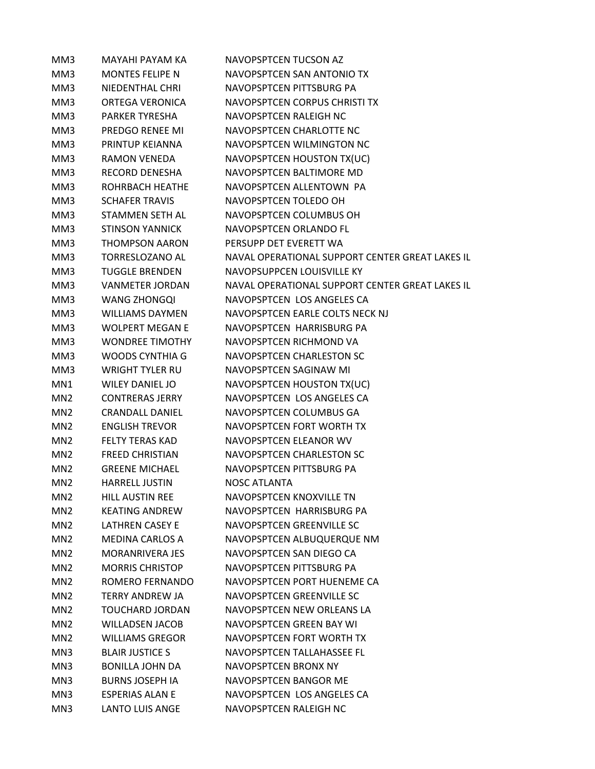| | | |
|---|---|---|
| MM3 | MAYAHI PAYAM KA | NAVOPSPTCEN TUCSON AZ |
| MM3 | MONTES FELIPE N | NAVOPSPTCEN SAN ANTONIO TX |
| MM3 | NIEDENTHAL CHRI | NAVOPSPTCEN PITTSBURG PA |
| MM3 | ORTEGA VERONICA | NAVOPSPTCEN CORPUS CHRISTI TX |
| MM3 | PARKER TYRESHA | NAVOPSPTCEN RALEIGH NC |
| MM3 | PREDGO RENEE MI | NAVOPSPTCEN CHARLOTTE NC |
| MM3 | PRINTUP KEIANNA | NAVOPSPTCEN WILMINGTON NC |
| MM3 | RAMON VENEDA | NAVOPSPTCEN HOUSTON TX(UC) |
| MM3 | RECORD DENESHA | NAVOPSPTCEN BALTIMORE MD |
| MM3 | ROHRBACH HEATHE | NAVOPSPTCEN ALLENTOWN PA |
| MM3 | SCHAFER TRAVIS | NAVOPSPTCEN TOLEDO OH |
| MM3 | STAMMEN SETH AL | NAVOPSPTCEN COLUMBUS OH |
| MM3 | STINSON YANNICK | NAVOPSPTCEN ORLANDO FL |
| MM3 | THOMPSON AARON | PERSUPP DET EVERETT WA |
| MM3 | TORRESLOZANO AL | NAVAL OPERATIONAL SUPPORT CENTER GREAT LAKES IL |
| MM3 | TUGGLE BRENDEN | NAVOPSUPPCEN LOUISVILLE KY |
| MM3 | VANMETER JORDAN | NAVAL OPERATIONAL SUPPORT CENTER GREAT LAKES IL |
| MM3 | WANG ZHONGQI | NAVOPSPTCEN LOS ANGELES CA |
| MM3 | WILLIAMS DAYMEN | NAVOPSPTCEN EARLE COLTS NECK NJ |
| MM3 | WOLPERT MEGAN E | NAVOPSPTCEN HARRISBURG PA |
| MM3 | WONDREE TIMOTHY | NAVOPSPTCEN RICHMOND VA |
| MM3 | WOODS CYNTHIA G | NAVOPSPTCEN CHARLESTON SC |
| MM3 | WRIGHT TYLER RU | NAVOPSPTCEN SAGINAW MI |
| MN1 | WILEY DANIEL JO | NAVOPSPTCEN HOUSTON TX(UC) |
| MN2 | CONTRERAS JERRY | NAVOPSPTCEN LOS ANGELES CA |
| MN2 | CRANDALL DANIEL | NAVOPSPTCEN COLUMBUS GA |
| MN2 | ENGLISH TREVOR | NAVOPSPTCEN FORT WORTH TX |
| MN2 | FELTY TERAS KAD | NAVOPSPTCEN ELEANOR WV |
| MN2 | FREED CHRISTIAN | NAVOPSPTCEN CHARLESTON SC |
| MN2 | GREENE MICHAEL | NAVOPSPTCEN PITTSBURG PA |
| MN2 | HARRELL JUSTIN | NOSC ATLANTA |
| MN2 | HILL AUSTIN REE | NAVOPSPTCEN KNOXVILLE TN |
| MN2 | KEATING ANDREW | NAVOPSPTCEN HARRISBURG PA |
| MN2 | LATHREN CASEY E | NAVOPSPTCEN GREENVILLE SC |
| MN2 | MEDINA CARLOS A | NAVOPSPTCEN ALBUQUERQUE NM |
| MN2 | MORANRIVERA JES | NAVOPSPTCEN SAN DIEGO CA |
| MN2 | MORRIS CHRISTOP | NAVOPSPTCEN PITTSBURG PA |
| MN2 | ROMERO FERNANDO | NAVOPSPTCEN PORT HUENEME CA |
| MN2 | TERRY ANDREW JA | NAVOPSPTCEN GREENVILLE SC |
| MN2 | TOUCHARD JORDAN | NAVOPSPTCEN NEW ORLEANS LA |
| MN2 | WILLADSEN JACOB | NAVOPSPTCEN GREEN BAY WI |
| MN2 | WILLIAMS GREGOR | NAVOPSPTCEN FORT WORTH TX |
| MN3 | BLAIR JUSTICE S | NAVOPSPTCEN TALLAHASSEE FL |
| MN3 | BONILLA JOHN DA | NAVOPSPTCEN BRONX NY |
| MN3 | BURNS JOSEPH IA | NAVOPSPTCEN BANGOR ME |
| MN3 | ESPERIAS ALAN E | NAVOPSPTCEN LOS ANGELES CA |
| MN3 | LANTO LUIS ANGE | NAVOPSPTCEN RALEIGH NC |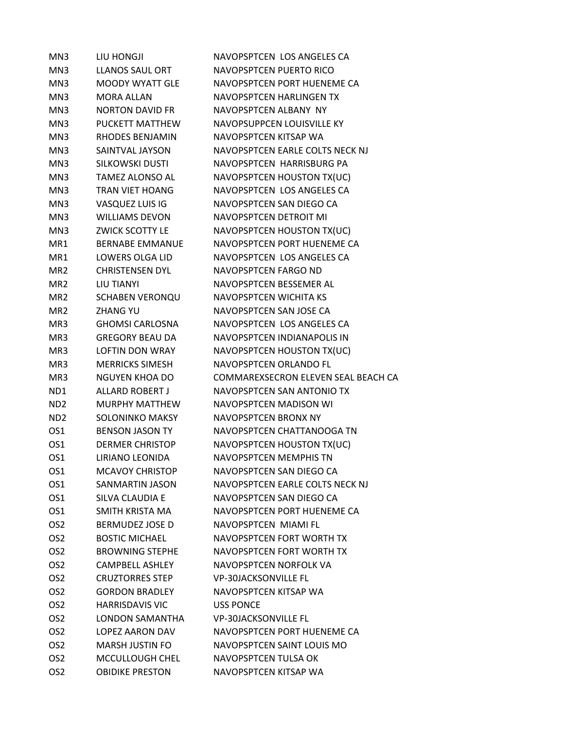| | | |
|---|---|---|
| MN3 | LIU HONGJI | NAVOPSPTCEN LOS ANGELES CA |
| MN3 | LLANOS SAUL ORT | NAVOPSPTCEN PUERTO RICO |
| MN3 | MOODY WYATT GLE | NAVOPSPTCEN PORT HUENEME CA |
| MN3 | MORA ALLAN | NAVOPSPTCEN HARLINGEN TX |
| MN3 | NORTON DAVID FR | NAVOPSPTCEN ALBANY NY |
| MN3 | PUCKETT MATTHEW | NAVOPSUPPCEN LOUISVILLE KY |
| MN3 | RHODES BENJAMIN | NAVOPSPTCEN KITSAP WA |
| MN3 | SAINTVAL JAYSON | NAVOPSPTCEN EARLE COLTS NECK NJ |
| MN3 | SILKOWSKI DUSTI | NAVOPSPTCEN HARRISBURG PA |
| MN3 | TAMEZ ALONSO AL | NAVOPSPTCEN HOUSTON TX(UC) |
| MN3 | TRAN VIET HOANG | NAVOPSPTCEN LOS ANGELES CA |
| MN3 | VASQUEZ LUIS IG | NAVOPSPTCEN SAN DIEGO CA |
| MN3 | WILLIAMS DEVON | NAVOPSPTCEN DETROIT MI |
| MN3 | ZWICK SCOTTY LE | NAVOPSPTCEN HOUSTON TX(UC) |
| MR1 | BERNABE EMMANUE | NAVOPSPTCEN PORT HUENEME CA |
| MR1 | LOWERS OLGA LID | NAVOPSPTCEN LOS ANGELES CA |
| MR2 | CHRISTENSEN DYL | NAVOPSPTCEN FARGO ND |
| MR2 | LIU TIANYI | NAVOPSPTCEN BESSEMER AL |
| MR2 | SCHABEN VERONQU | NAVOPSPTCEN WICHITA KS |
| MR2 | ZHANG YU | NAVOPSPTCEN SAN JOSE CA |
| MR3 | GHOMSI CARLOSNA | NAVOPSPTCEN LOS ANGELES CA |
| MR3 | GREGORY BEAU DA | NAVOPSPTCEN INDIANAPOLIS IN |
| MR3 | LOFTIN DON WRAY | NAVOPSPTCEN HOUSTON TX(UC) |
| MR3 | MERRICKS SIMESH | NAVOPSPTCEN ORLANDO FL |
| MR3 | NGUYEN KHOA DO | COMMAREXSECRON ELEVEN SEAL BEACH CA |
| ND1 | ALLARD ROBERT J | NAVOPSPTCEN SAN ANTONIO TX |
| ND2 | MURPHY MATTHEW | NAVOPSPTCEN MADISON WI |
| ND2 | SOLONINKO MAKSY | NAVOPSPTCEN BRONX NY |
| OS1 | BENSON JASON TY | NAVOPSPTCEN CHATTANOOGA TN |
| OS1 | DERMER CHRISTOP | NAVOPSPTCEN HOUSTON TX(UC) |
| OS1 | LIRIANO LEONIDA | NAVOPSPTCEN MEMPHIS TN |
| OS1 | MCAVOY CHRISTOP | NAVOPSPTCEN SAN DIEGO CA |
| OS1 | SANMARTIN JASON | NAVOPSPTCEN EARLE COLTS NECK NJ |
| OS1 | SILVA CLAUDIA E | NAVOPSPTCEN SAN DIEGO CA |
| OS1 | SMITH KRISTA MA | NAVOPSPTCEN PORT HUENEME CA |
| OS2 | BERMUDEZ JOSE D | NAVOPSPTCEN MIAMI FL |
| OS2 | BOSTIC MICHAEL | NAVOPSPTCEN FORT WORTH TX |
| OS2 | BROWNING STEPHE | NAVOPSPTCEN FORT WORTH TX |
| OS2 | CAMPBELL ASHLEY | NAVOPSPTCEN NORFOLK VA |
| OS2 | CRUZTORRES STEP | VP-30JACKSONVILLE FL |
| OS2 | GORDON BRADLEY | NAVOPSPTCEN KITSAP WA |
| OS2 | HARRISDAVIS VIC | USS PONCE |
| OS2 | LONDON SAMANTHA | VP-30JACKSONVILLE FL |
| OS2 | LOPEZ AARON DAV | NAVOPSPTCEN PORT HUENEME CA |
| OS2 | MARSH JUSTIN FO | NAVOPSPTCEN SAINT LOUIS MO |
| OS2 | MCCULLOUGH CHEL | NAVOPSPTCEN TULSA OK |
| OS2 | OBIDIKE PRESTON | NAVOPSPTCEN KITSAP WA |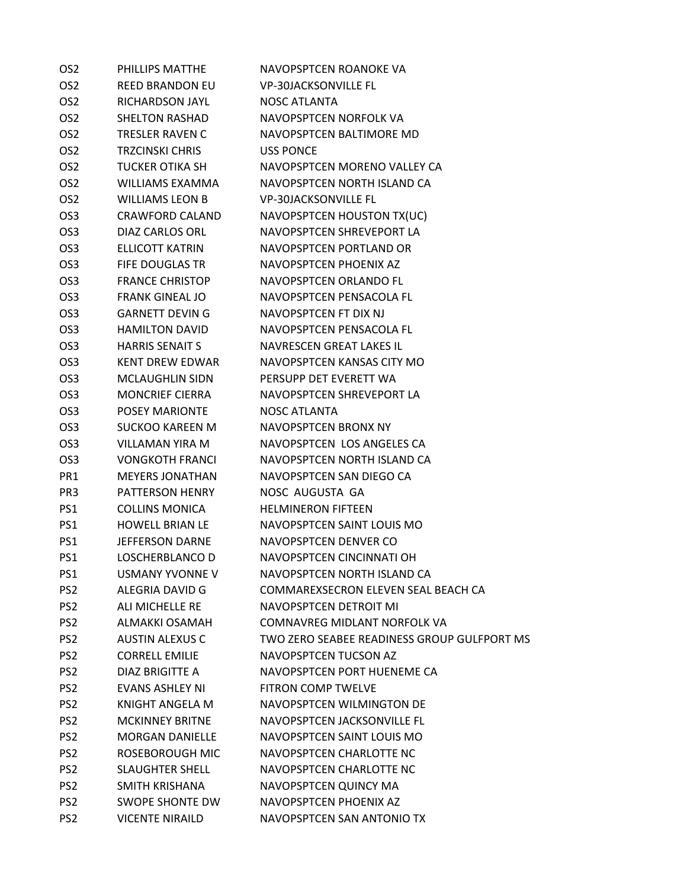| | | |
|---|---|---|
| OS2 | PHILLIPS MATTHE | NAVOPSPTCEN ROANOKE VA |
| OS2 | REED BRANDON EU | VP-30JACKSONVILLE FL |
| OS2 | RICHARDSON JAYL | NOSC ATLANTA |
| OS2 | SHELTON RASHAD | NAVOPSPTCEN NORFOLK VA |
| OS2 | TRESLER RAVEN C | NAVOPSPTCEN BALTIMORE MD |
| OS2 | TRZCINSKI CHRIS | USS PONCE |
| OS2 | TUCKER OTIKA SH | NAVOPSPTCEN MORENO VALLEY CA |
| OS2 | WILLIAMS EXAMMA | NAVOPSPTCEN NORTH ISLAND CA |
| OS2 | WILLIAMS LEON B | VP-30JACKSONVILLE FL |
| OS3 | CRAWFORD CALAND | NAVOPSPTCEN HOUSTON TX(UC) |
| OS3 | DIAZ CARLOS ORL | NAVOPSPTCEN SHREVEPORT LA |
| OS3 | ELLICOTT KATRIN | NAVOPSPTCEN PORTLAND OR |
| OS3 | FIFE DOUGLAS TR | NAVOPSPTCEN PHOENIX AZ |
| OS3 | FRANCE CHRISTOP | NAVOPSPTCEN ORLANDO FL |
| OS3 | FRANK GINEAL JO | NAVOPSPTCEN PENSACOLA FL |
| OS3 | GARNETT DEVIN G | NAVOPSPTCEN FT DIX NJ |
| OS3 | HAMILTON DAVID | NAVOPSPTCEN PENSACOLA FL |
| OS3 | HARRIS SENAIT S | NAVRESCEN GREAT LAKES IL |
| OS3 | KENT DREW EDWAR | NAVOPSPTCEN KANSAS CITY MO |
| OS3 | MCLAUGHLIN SIDN | PERSUPP DET EVERETT WA |
| OS3 | MONCRIEF CIERRA | NAVOPSPTCEN SHREVEPORT LA |
| OS3 | POSEY MARIONTE | NOSC ATLANTA |
| OS3 | SUCKOO KAREEN M | NAVOPSPTCEN BRONX NY |
| OS3 | VILLAMAN YIRA M | NAVOPSPTCEN LOS ANGELES CA |
| OS3 | VONGKOTH FRANCI | NAVOPSPTCEN NORTH ISLAND CA |
| PR1 | MEYERS JONATHAN | NAVOPSPTCEN SAN DIEGO CA |
| PR3 | PATTERSON HENRY | NOSC AUGUSTA GA |
| PS1 | COLLINS MONICA | HELMINERON FIFTEEN |
| PS1 | HOWELL BRIAN LE | NAVOPSPTCEN SAINT LOUIS MO |
| PS1 | JEFFERSON DARNE | NAVOPSPTCEN DENVER CO |
| PS1 | LOSCHERBLANCO D | NAVOPSPTCEN CINCINNATI OH |
| PS1 | USMANY YVONNE V | NAVOPSPTCEN NORTH ISLAND CA |
| PS2 | ALEGRIA DAVID G | COMMAREXSECRON ELEVEN SEAL BEACH CA |
| PS2 | ALI MICHELLE RE | NAVOPSPTCEN DETROIT MI |
| PS2 | ALMAKKI OSAMAH | COMNAVREG MIDLANT NORFOLK VA |
| PS2 | AUSTIN ALEXUS C | TWO ZERO SEABEE READINESS GROUP GULFPORT MS |
| PS2 | CORRELL EMILIE | NAVOPSPTCEN TUCSON AZ |
| PS2 | DIAZ BRIGITTE A | NAVOPSPTCEN PORT HUENEME CA |
| PS2 | EVANS ASHLEY NI | FITRON COMP TWELVE |
| PS2 | KNIGHT ANGELA M | NAVOPSPTCEN WILMINGTON DE |
| PS2 | MCKINNEY BRITNE | NAVOPSPTCEN JACKSONVILLE FL |
| PS2 | MORGAN DANIELLE | NAVOPSPTCEN SAINT LOUIS MO |
| PS2 | ROSEBOROUGH MIC | NAVOPSPTCEN CHARLOTTE NC |
| PS2 | SLAUGHTER SHELL | NAVOPSPTCEN CHARLOTTE NC |
| PS2 | SMITH KRISHANA | NAVOPSPTCEN QUINCY MA |
| PS2 | SWOPE SHONTE DW | NAVOPSPTCEN PHOENIX AZ |
| PS2 | VICENTE NIRAILD | NAVOPSPTCEN SAN ANTONIO TX |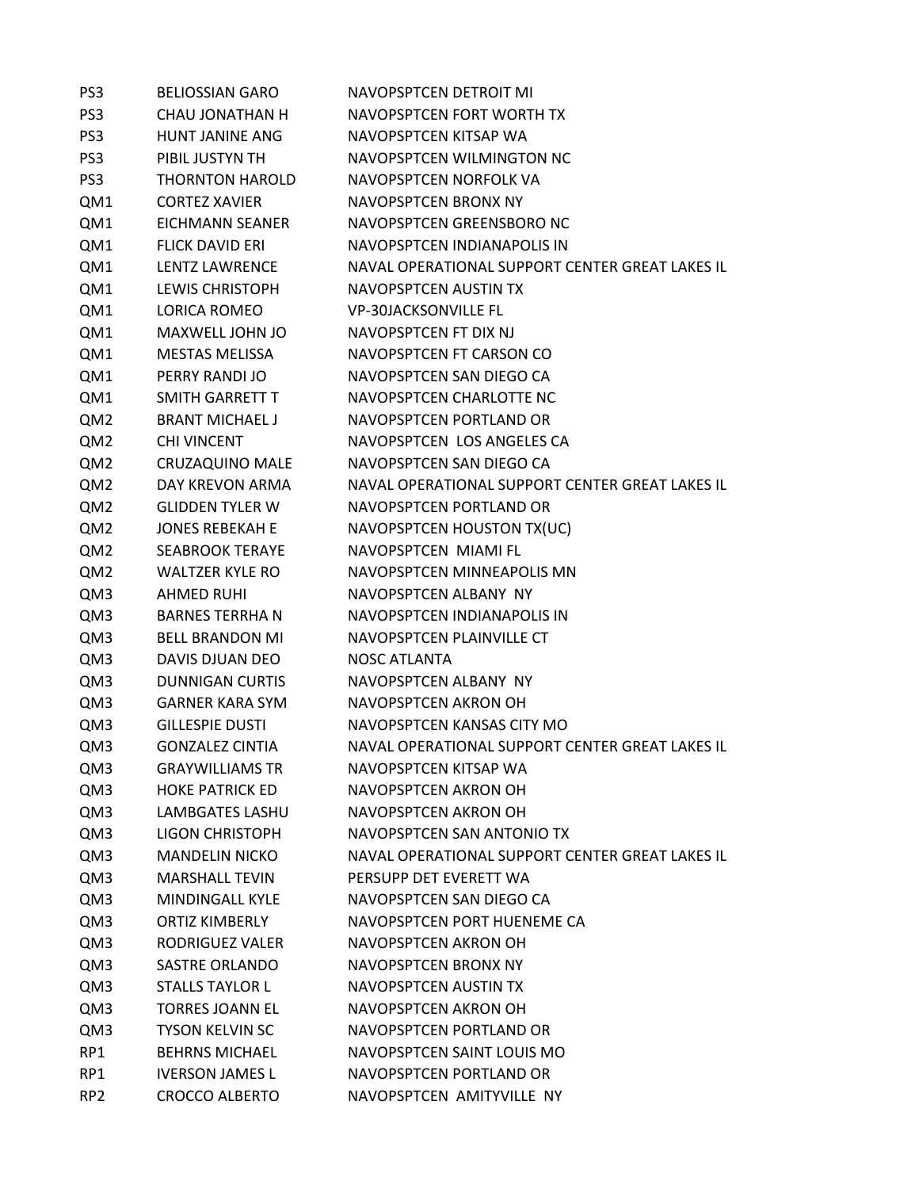| | | |
|---|---|---|
| PS3 | BELIOSSIAN GARO | NAVOPSPTCEN DETROIT MI |
| PS3 | CHAU JONATHAN H | NAVOPSPTCEN FORT WORTH TX |
| PS3 | HUNT JANINE ANG | NAVOPSPTCEN KITSAP WA |
| PS3 | PIBIL JUSTYN TH | NAVOPSPTCEN WILMINGTON NC |
| PS3 | THORNTON HAROLD | NAVOPSPTCEN NORFOLK VA |
| QM1 | CORTEZ XAVIER | NAVOPSPTCEN BRONX NY |
| QM1 | EICHMANN SEANER | NAVOPSPTCEN GREENSBORO NC |
| QM1 | FLICK DAVID ERI | NAVOPSPTCEN INDIANAPOLIS IN |
| QM1 | LENTZ LAWRENCE | NAVAL OPERATIONAL SUPPORT CENTER GREAT LAKES IL |
| QM1 | LEWIS CHRISTOPH | NAVOPSPTCEN AUSTIN TX |
| QM1 | LORICA ROMEO | VP-30JACKSONVILLE FL |
| QM1 | MAXWELL JOHN JO | NAVOPSPTCEN FT DIX NJ |
| QM1 | MESTAS MELISSA | NAVOPSPTCEN FT CARSON CO |
| QM1 | PERRY RANDI JO | NAVOPSPTCEN SAN DIEGO CA |
| QM1 | SMITH GARRETT T | NAVOPSPTCEN CHARLOTTE NC |
| QM2 | BRANT MICHAEL J | NAVOPSPTCEN PORTLAND OR |
| QM2 | CHI VINCENT | NAVOPSPTCEN LOS ANGELES CA |
| QM2 | CRUZAQUINO MALE | NAVOPSPTCEN SAN DIEGO CA |
| QM2 | DAY KREVON ARMA | NAVAL OPERATIONAL SUPPORT CENTER GREAT LAKES IL |
| QM2 | GLIDDEN TYLER W | NAVOPSPTCEN PORTLAND OR |
| QM2 | JONES REBEKAH E | NAVOPSPTCEN HOUSTON TX(UC) |
| QM2 | SEABROOK TERAYE | NAVOPSPTCEN MIAMI FL |
| QM2 | WALTZER KYLE RO | NAVOPSPTCEN MINNEAPOLIS MN |
| QM3 | AHMED RUHI | NAVOPSPTCEN ALBANY NY |
| QM3 | BARNES TERRHA N | NAVOPSPTCEN INDIANAPOLIS IN |
| QM3 | BELL BRANDON MI | NAVOPSPTCEN PLAINVILLE CT |
| QM3 | DAVIS DJUAN DEO | NOSC ATLANTA |
| QM3 | DUNNIGAN CURTIS | NAVOPSPTCEN ALBANY NY |
| QM3 | GARNER KARA SYM | NAVOPSPTCEN AKRON OH |
| QM3 | GILLESPIE DUSTI | NAVOPSPTCEN KANSAS CITY MO |
| QM3 | GONZALEZ CINTIA | NAVAL OPERATIONAL SUPPORT CENTER GREAT LAKES IL |
| QM3 | GRAYWILLIAMS TR | NAVOPSPTCEN KITSAP WA |
| QM3 | HOKE PATRICK ED | NAVOPSPTCEN AKRON OH |
| QM3 | LAMBGATES LASHU | NAVOPSPTCEN AKRON OH |
| QM3 | LIGON CHRISTOPH | NAVOPSPTCEN SAN ANTONIO TX |
| QM3 | MANDELIN NICKO | NAVAL OPERATIONAL SUPPORT CENTER GREAT LAKES IL |
| QM3 | MARSHALL TEVIN | PERSUPP DET EVERETT WA |
| QM3 | MINDINGALL KYLE | NAVOPSPTCEN SAN DIEGO CA |
| QM3 | ORTIZ KIMBERLY | NAVOPSPTCEN PORT HUENEME CA |
| QM3 | RODRIGUEZ VALER | NAVOPSPTCEN AKRON OH |
| QM3 | SASTRE ORLANDO | NAVOPSPTCEN BRONX NY |
| QM3 | STALLS TAYLOR L | NAVOPSPTCEN AUSTIN TX |
| QM3 | TORRES JOANN EL | NAVOPSPTCEN AKRON OH |
| QM3 | TYSON KELVIN SC | NAVOPSPTCEN PORTLAND OR |
| RP1 | BEHRNS MICHAEL | NAVOPSPTCEN SAINT LOUIS MO |
| RP1 | IVERSON JAMES L | NAVOPSPTCEN PORTLAND OR |
| RP2 | CROCCO ALBERTO | NAVOPSPTCEN AMITYVILLE NY |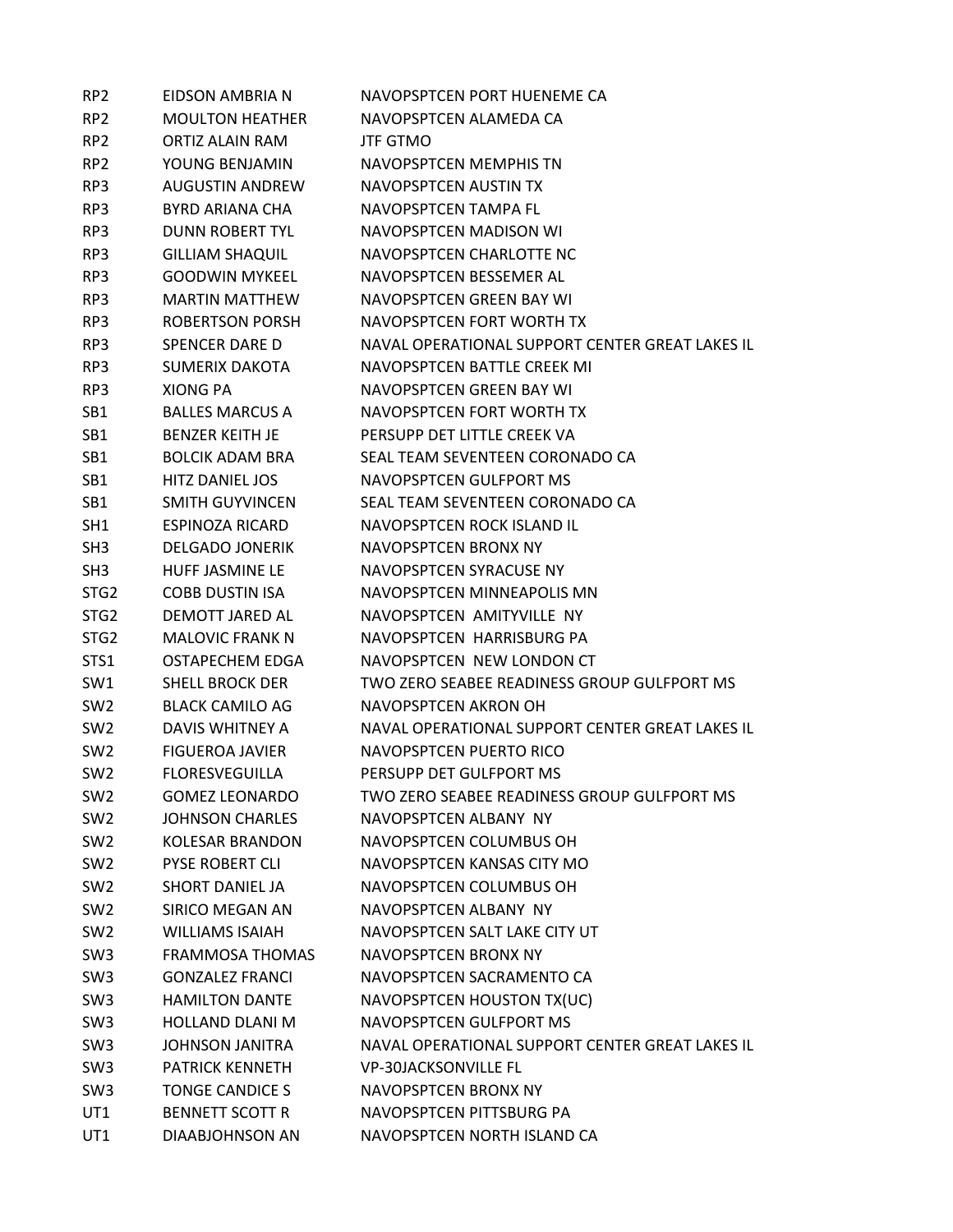| | | |
|---|---|---|
| RP2 | EIDSON AMBRIA N | NAVOPSPTCEN PORT HUENEME CA |
| RP2 | MOULTON HEATHER | NAVOPSPTCEN ALAMEDA CA |
| RP2 | ORTIZ ALAIN RAM | JTF GTMO |
| RP2 | YOUNG BENJAMIN | NAVOPSPTCEN MEMPHIS TN |
| RP3 | AUGUSTIN ANDREW | NAVOPSPTCEN AUSTIN TX |
| RP3 | BYRD ARIANA CHA | NAVOPSPTCEN TAMPA FL |
| RP3 | DUNN ROBERT TYL | NAVOPSPTCEN MADISON WI |
| RP3 | GILLIAM SHAQUIL | NAVOPSPTCEN CHARLOTTE NC |
| RP3 | GOODWIN MYKEEL | NAVOPSPTCEN BESSEMER AL |
| RP3 | MARTIN MATTHEW | NAVOPSPTCEN GREEN BAY WI |
| RP3 | ROBERTSON PORSH | NAVOPSPTCEN FORT WORTH TX |
| RP3 | SPENCER DARE D | NAVAL OPERATIONAL SUPPORT CENTER GREAT LAKES IL |
| RP3 | SUMERIX DAKOTA | NAVOPSPTCEN BATTLE CREEK MI |
| RP3 | XIONG PA | NAVOPSPTCEN GREEN BAY WI |
| SB1 | BALLES MARCUS A | NAVOPSPTCEN FORT WORTH TX |
| SB1 | BENZER KEITH JE | PERSUPP DET LITTLE CREEK VA |
| SB1 | BOLCIK ADAM BRA | SEAL TEAM SEVENTEEN CORONADO CA |
| SB1 | HITZ DANIEL JOS | NAVOPSPTCEN GULFPORT MS |
| SB1 | SMITH GUYVINCEN | SEAL TEAM SEVENTEEN CORONADO CA |
| SH1 | ESPINOZA RICARD | NAVOPSPTCEN ROCK ISLAND IL |
| SH3 | DELGADO JONERIK | NAVOPSPTCEN BRONX NY |
| SH3 | HUFF JASMINE LE | NAVOPSPTCEN SYRACUSE NY |
| STG2 | COBB DUSTIN ISA | NAVOPSPTCEN MINNEAPOLIS MN |
| STG2 | DEMOTT JARED AL | NAVOPSPTCEN AMITYVILLE NY |
| STG2 | MALOVIC FRANK N | NAVOPSPTCEN HARRISBURG PA |
| STS1 | OSTAPECHEM EDGA | NAVOPSPTCEN NEW LONDON CT |
| SW1 | SHELL BROCK DER | TWO ZERO SEABEE READINESS GROUP GULFPORT MS |
| SW2 | BLACK CAMILO AG | NAVOPSPTCEN AKRON OH |
| SW2 | DAVIS WHITNEY A | NAVAL OPERATIONAL SUPPORT CENTER GREAT LAKES IL |
| SW2 | FIGUEROA JAVIER | NAVOPSPTCEN PUERTO RICO |
| SW2 | FLORESVEGUILLA | PERSUPP DET GULFPORT MS |
| SW2 | GOMEZ LEONARDO | TWO ZERO SEABEE READINESS GROUP GULFPORT MS |
| SW2 | JOHNSON CHARLES | NAVOPSPTCEN ALBANY NY |
| SW2 | KOLESAR BRANDON | NAVOPSPTCEN COLUMBUS OH |
| SW2 | PYSE ROBERT CLI | NAVOPSPTCEN KANSAS CITY MO |
| SW2 | SHORT DANIEL JA | NAVOPSPTCEN COLUMBUS OH |
| SW2 | SIRICO MEGAN AN | NAVOPSPTCEN ALBANY NY |
| SW2 | WILLIAMS ISAIAH | NAVOPSPTCEN SALT LAKE CITY UT |
| SW3 | FRAMMOSA THOMAS | NAVOPSPTCEN BRONX NY |
| SW3 | GONZALEZ FRANCI | NAVOPSPTCEN SACRAMENTO CA |
| SW3 | HAMILTON DANTE | NAVOPSPTCEN HOUSTON TX(UC) |
| SW3 | HOLLAND DLANI M | NAVOPSPTCEN GULFPORT MS |
| SW3 | JOHNSON JANITRA | NAVAL OPERATIONAL SUPPORT CENTER GREAT LAKES IL |
| SW3 | PATRICK KENNETH | VP-30JACKSONVILLE FL |
| SW3 | TONGE CANDICE S | NAVOPSPTCEN BRONX NY |
| UT1 | BENNETT SCOTT R | NAVOPSPTCEN PITTSBURG PA |
| UT1 | DIAABJOHNSON AN | NAVOPSPTCEN NORTH ISLAND CA |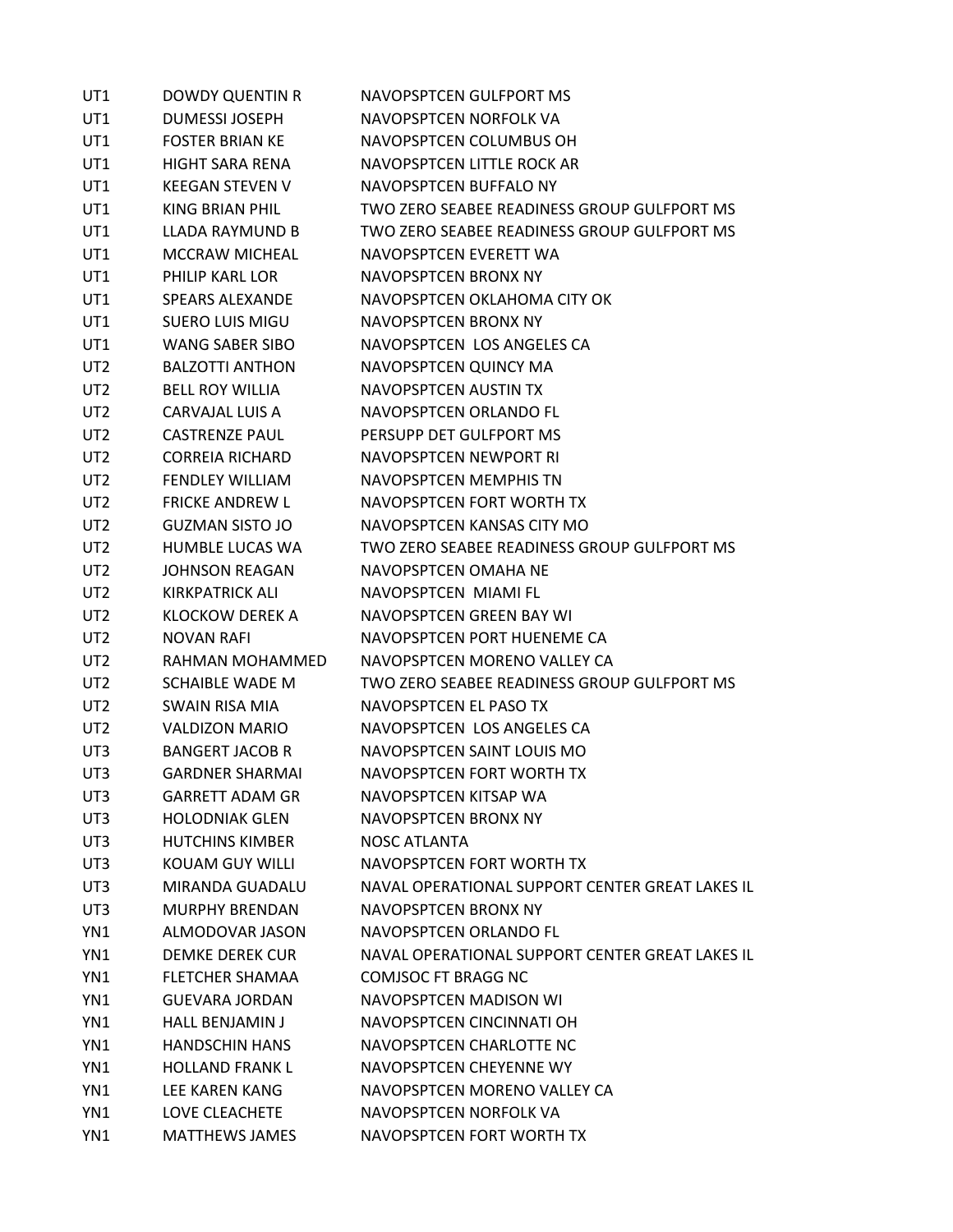| | | |
|---|---|---|
| UT1 | DOWDY QUENTIN R | NAVOPSPTCEN GULFPORT MS |
| UT1 | DUMESSI JOSEPH | NAVOPSPTCEN NORFOLK VA |
| UT1 | FOSTER BRIAN KE | NAVOPSPTCEN COLUMBUS OH |
| UT1 | HIGHT SARA RENA | NAVOPSPTCEN LITTLE ROCK AR |
| UT1 | KEEGAN STEVEN V | NAVOPSPTCEN BUFFALO NY |
| UT1 | KING BRIAN PHIL | TWO ZERO SEABEE READINESS GROUP GULFPORT MS |
| UT1 | LLADA RAYMUND B | TWO ZERO SEABEE READINESS GROUP GULFPORT MS |
| UT1 | MCCRAW MICHEAL | NAVOPSPTCEN EVERETT WA |
| UT1 | PHILIP KARL LOR | NAVOPSPTCEN BRONX NY |
| UT1 | SPEARS ALEXANDE | NAVOPSPTCEN OKLAHOMA CITY OK |
| UT1 | SUERO LUIS MIGU | NAVOPSPTCEN BRONX NY |
| UT1 | WANG SABER SIBO | NAVOPSPTCEN  LOS ANGELES CA |
| UT2 | BALZOTTI ANTHON | NAVOPSPTCEN QUINCY MA |
| UT2 | BELL ROY WILLIA | NAVOPSPTCEN AUSTIN TX |
| UT2 | CARVAJAL LUIS A | NAVOPSPTCEN ORLANDO FL |
| UT2 | CASTRENZE PAUL | PERSUPP DET GULFPORT MS |
| UT2 | CORREIA RICHARD | NAVOPSPTCEN NEWPORT RI |
| UT2 | FENDLEY WILLIAM | NAVOPSPTCEN MEMPHIS TN |
| UT2 | FRICKE ANDREW L | NAVOPSPTCEN FORT WORTH TX |
| UT2 | GUZMAN SISTO JO | NAVOPSPTCEN KANSAS CITY MO |
| UT2 | HUMBLE LUCAS WA | TWO ZERO SEABEE READINESS GROUP GULFPORT MS |
| UT2 | JOHNSON REAGAN | NAVOPSPTCEN OMAHA NE |
| UT2 | KIRKPATRICK ALI | NAVOPSPTCEN  MIAMI FL |
| UT2 | KLOCKOW DEREK A | NAVOPSPTCEN GREEN BAY WI |
| UT2 | NOVAN RAFI | NAVOPSPTCEN PORT HUENEME CA |
| UT2 | RAHMAN MOHAMMED | NAVOPSPTCEN MORENO VALLEY CA |
| UT2 | SCHAIBLE WADE M | TWO ZERO SEABEE READINESS GROUP GULFPORT MS |
| UT2 | SWAIN RISA MIA | NAVOPSPTCEN EL PASO TX |
| UT2 | VALDIZON MARIO | NAVOPSPTCEN  LOS ANGELES CA |
| UT3 | BANGERT JACOB R | NAVOPSPTCEN SAINT LOUIS MO |
| UT3 | GARDNER SHARMAI | NAVOPSPTCEN FORT WORTH TX |
| UT3 | GARRETT ADAM GR | NAVOPSPTCEN KITSAP WA |
| UT3 | HOLODNIAK GLEN | NAVOPSPTCEN BRONX NY |
| UT3 | HUTCHINS KIMBER | NOSC ATLANTA |
| UT3 | KOUAM GUY WILLI | NAVOPSPTCEN FORT WORTH TX |
| UT3 | MIRANDA GUADALU | NAVAL OPERATIONAL SUPPORT CENTER GREAT LAKES IL |
| UT3 | MURPHY BRENDAN | NAVOPSPTCEN BRONX NY |
| YN1 | ALMODOVAR JASON | NAVOPSPTCEN ORLANDO FL |
| YN1 | DEMKE DEREK CUR | NAVAL OPERATIONAL SUPPORT CENTER GREAT LAKES IL |
| YN1 | FLETCHER SHAMAA | COMJSOC FT BRAGG NC |
| YN1 | GUEVARA JORDAN | NAVOPSPTCEN MADISON WI |
| YN1 | HALL BENJAMIN J | NAVOPSPTCEN CINCINNATI OH |
| YN1 | HANDSCHIN HANS | NAVOPSPTCEN CHARLOTTE NC |
| YN1 | HOLLAND FRANK L | NAVOPSPTCEN CHEYENNE WY |
| YN1 | LEE KAREN KANG | NAVOPSPTCEN MORENO VALLEY CA |
| YN1 | LOVE CLEACHETE | NAVOPSPTCEN NORFOLK VA |
| YN1 | MATTHEWS JAMES | NAVOPSPTCEN FORT WORTH TX |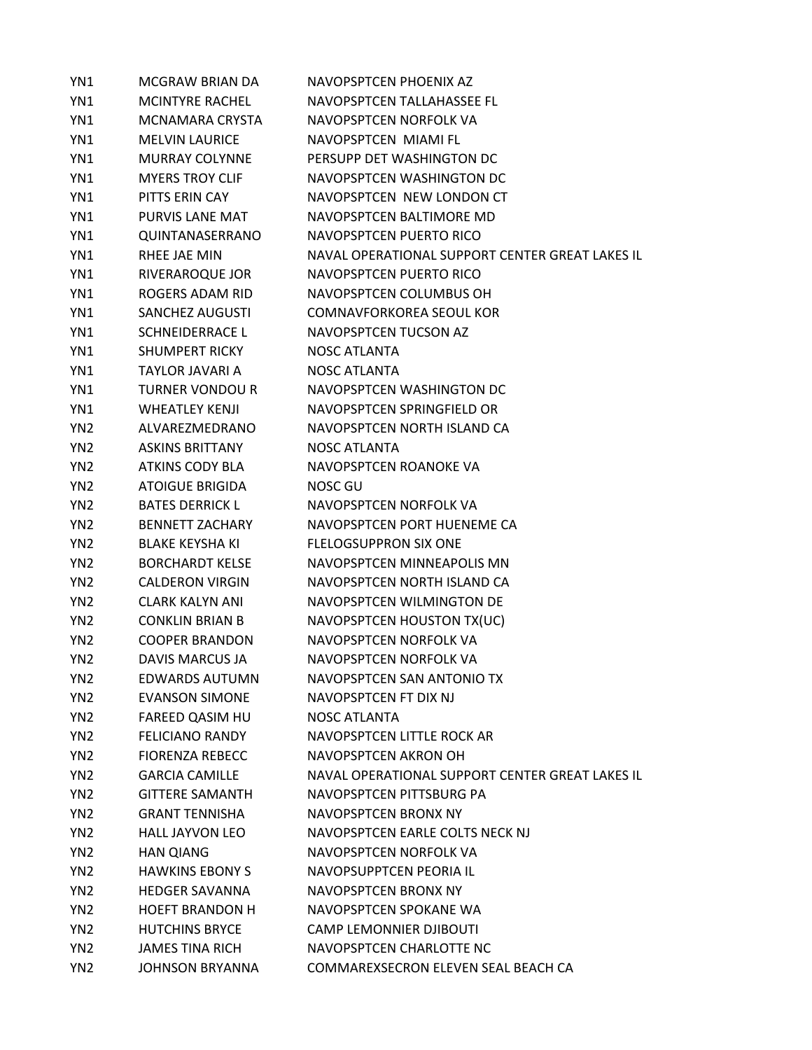| | | |
|---|---|---|
| YN1 | MCGRAW BRIAN DA | NAVOPSPTCEN PHOENIX AZ |
| YN1 | MCINTYRE RACHEL | NAVOPSPTCEN TALLAHASSEE FL |
| YN1 | MCNAMARA CRYSTA | NAVOPSPTCEN NORFOLK VA |
| YN1 | MELVIN LAURICE | NAVOPSPTCEN MIAMI FL |
| YN1 | MURRAY COLYNNE | PERSUPP DET WASHINGTON DC |
| YN1 | MYERS TROY CLIF | NAVOPSPTCEN WASHINGTON DC |
| YN1 | PITTS ERIN CAY | NAVOPSPTCEN NEW LONDON CT |
| YN1 | PURVIS LANE MAT | NAVOPSPTCEN BALTIMORE MD |
| YN1 | QUINTANASERRANO | NAVOPSPTCEN PUERTO RICO |
| YN1 | RHEE JAE MIN | NAVAL OPERATIONAL SUPPORT CENTER GREAT LAKES IL |
| YN1 | RIVERAROQUE JOR | NAVOPSPTCEN PUERTO RICO |
| YN1 | ROGERS ADAM RID | NAVOPSPTCEN COLUMBUS OH |
| YN1 | SANCHEZ AUGUSTI | COMNAVFORKOREA SEOUL KOR |
| YN1 | SCHNEIDERRACE L | NAVOPSPTCEN TUCSON AZ |
| YN1 | SHUMPERT RICKY | NOSC ATLANTA |
| YN1 | TAYLOR JAVARI A | NOSC ATLANTA |
| YN1 | TURNER VONDOU R | NAVOPSPTCEN WASHINGTON DC |
| YN1 | WHEATLEY KENJI | NAVOPSPTCEN SPRINGFIELD OR |
| YN2 | ALVAREZMEDRANO | NAVOPSPTCEN NORTH ISLAND CA |
| YN2 | ASKINS BRITTANY | NOSC ATLANTA |
| YN2 | ATKINS CODY BLA | NAVOPSPTCEN ROANOKE VA |
| YN2 | ATOIGUE BRIGIDA | NOSC GU |
| YN2 | BATES DERRICK L | NAVOPSPTCEN NORFOLK VA |
| YN2 | BENNETT ZACHARY | NAVOPSPTCEN PORT HUENEME CA |
| YN2 | BLAKE KEYSHA KI | FLELOGSUPPRON SIX ONE |
| YN2 | BORCHARDT KELSE | NAVOPSPTCEN MINNEAPOLIS MN |
| YN2 | CALDERON VIRGIN | NAVOPSPTCEN NORTH ISLAND CA |
| YN2 | CLARK KALYN ANI | NAVOPSPTCEN WILMINGTON DE |
| YN2 | CONKLIN BRIAN B | NAVOPSPTCEN HOUSTON TX(UC) |
| YN2 | COOPER BRANDON | NAVOPSPTCEN NORFOLK VA |
| YN2 | DAVIS MARCUS JA | NAVOPSPTCEN NORFOLK VA |
| YN2 | EDWARDS AUTUMN | NAVOPSPTCEN SAN ANTONIO TX |
| YN2 | EVANSON SIMONE | NAVOPSPTCEN FT DIX NJ |
| YN2 | FAREED QASIM HU | NOSC ATLANTA |
| YN2 | FELICIANO RANDY | NAVOPSPTCEN LITTLE ROCK AR |
| YN2 | FIORENZA REBECC | NAVOPSPTCEN AKRON OH |
| YN2 | GARCIA CAMILLE | NAVAL OPERATIONAL SUPPORT CENTER GREAT LAKES IL |
| YN2 | GITTERE SAMANTH | NAVOPSPTCEN PITTSBURG PA |
| YN2 | GRANT TENNISHA | NAVOPSPTCEN BRONX NY |
| YN2 | HALL JAYVON LEO | NAVOPSPTCEN EARLE COLTS NECK NJ |
| YN2 | HAN QIANG | NAVOPSPTCEN NORFOLK VA |
| YN2 | HAWKINS EBONY S | NAVOPSUPPTCEN PEORIA IL |
| YN2 | HEDGER SAVANNA | NAVOPSPTCEN BRONX NY |
| YN2 | HOEFT BRANDON H | NAVOPSPTCEN SPOKANE WA |
| YN2 | HUTCHINS BRYCE | CAMP LEMONNIER DJIBOUTI |
| YN2 | JAMES TINA RICH | NAVOPSPTCEN CHARLOTTE NC |
| YN2 | JOHNSON BRYANNA | COMMAREXSECRON ELEVEN SEAL BEACH CA |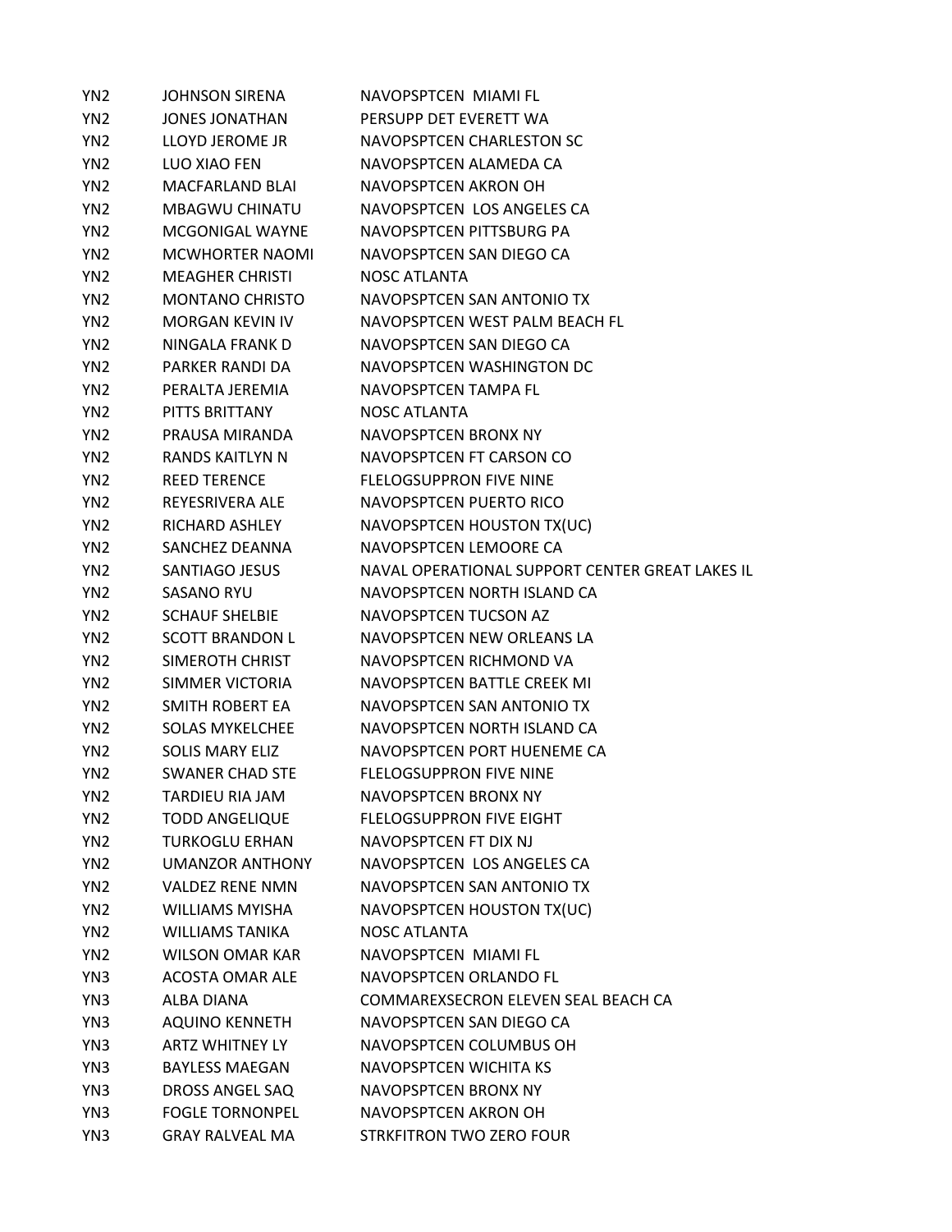| | | |
|---|---|---|
| YN2 | JOHNSON SIRENA | NAVOPSPTCEN MIAMI FL |
| YN2 | JONES JONATHAN | PERSUPP DET EVERETT WA |
| YN2 | LLOYD JEROME JR | NAVOPSPTCEN CHARLESTON SC |
| YN2 | LUO XIAO FEN | NAVOPSPTCEN ALAMEDA CA |
| YN2 | MACFARLAND BLAI | NAVOPSPTCEN AKRON OH |
| YN2 | MBAGWU CHINATU | NAVOPSPTCEN LOS ANGELES CA |
| YN2 | MCGONIGAL WAYNE | NAVOPSPTCEN PITTSBURG PA |
| YN2 | MCWHORTER NAOMI | NAVOPSPTCEN SAN DIEGO CA |
| YN2 | MEAGHER CHRISTI | NOSC ATLANTA |
| YN2 | MONTANO CHRISTO | NAVOPSPTCEN SAN ANTONIO TX |
| YN2 | MORGAN KEVIN IV | NAVOPSPTCEN WEST PALM BEACH FL |
| YN2 | NINGALA FRANK D | NAVOPSPTCEN SAN DIEGO CA |
| YN2 | PARKER RANDI DA | NAVOPSPTCEN WASHINGTON DC |
| YN2 | PERALTA JEREMIA | NAVOPSPTCEN TAMPA FL |
| YN2 | PITTS BRITTANY | NOSC ATLANTA |
| YN2 | PRAUSA MIRANDA | NAVOPSPTCEN BRONX NY |
| YN2 | RANDS KAITLYN N | NAVOPSPTCEN FT CARSON CO |
| YN2 | REED TERENCE | FLELOGSUPPRON FIVE NINE |
| YN2 | REYESRIVERA ALE | NAVOPSPTCEN PUERTO RICO |
| YN2 | RICHARD ASHLEY | NAVOPSPTCEN HOUSTON TX(UC) |
| YN2 | SANCHEZ DEANNA | NAVOPSPTCEN LEMOORE CA |
| YN2 | SANTIAGO JESUS | NAVAL OPERATIONAL SUPPORT CENTER GREAT LAKES IL |
| YN2 | SASANO RYU | NAVOPSPTCEN NORTH ISLAND CA |
| YN2 | SCHAUF SHELBIE | NAVOPSPTCEN TUCSON AZ |
| YN2 | SCOTT BRANDON L | NAVOPSPTCEN NEW ORLEANS LA |
| YN2 | SIMEROTH CHRIST | NAVOPSPTCEN RICHMOND VA |
| YN2 | SIMMER VICTORIA | NAVOPSPTCEN BATTLE CREEK MI |
| YN2 | SMITH ROBERT EA | NAVOPSPTCEN SAN ANTONIO TX |
| YN2 | SOLAS MYKELCHEE | NAVOPSPTCEN NORTH ISLAND CA |
| YN2 | SOLIS MARY ELIZ | NAVOPSPTCEN PORT HUENEME CA |
| YN2 | SWANER CHAD STE | FLELOGSUPPRON FIVE NINE |
| YN2 | TARDIEU RIA JAM | NAVOPSPTCEN BRONX NY |
| YN2 | TODD ANGELIQUE | FLELOGSUPPRON FIVE EIGHT |
| YN2 | TURKOGLU ERHAN | NAVOPSPTCEN FT DIX NJ |
| YN2 | UMANZOR ANTHONY | NAVOPSPTCEN LOS ANGELES CA |
| YN2 | VALDEZ RENE NMN | NAVOPSPTCEN SAN ANTONIO TX |
| YN2 | WILLIAMS MYISHA | NAVOPSPTCEN HOUSTON TX(UC) |
| YN2 | WILLIAMS TANIKA | NOSC ATLANTA |
| YN2 | WILSON OMAR KAR | NAVOPSPTCEN MIAMI FL |
| YN3 | ACOSTA OMAR ALE | NAVOPSPTCEN ORLANDO FL |
| YN3 | ALBA DIANA | COMMAREXSECRON ELEVEN SEAL BEACH CA |
| YN3 | AQUINO KENNETH | NAVOPSPTCEN SAN DIEGO CA |
| YN3 | ARTZ WHITNEY LY | NAVOPSPTCEN COLUMBUS OH |
| YN3 | BAYLESS MAEGAN | NAVOPSPTCEN WICHITA KS |
| YN3 | DROSS ANGEL SAQ | NAVOPSPTCEN BRONX NY |
| YN3 | FOGLE TORNONPEL | NAVOPSPTCEN AKRON OH |
| YN3 | GRAY RALVEAL MA | STRKFITRON TWO ZERO FOUR |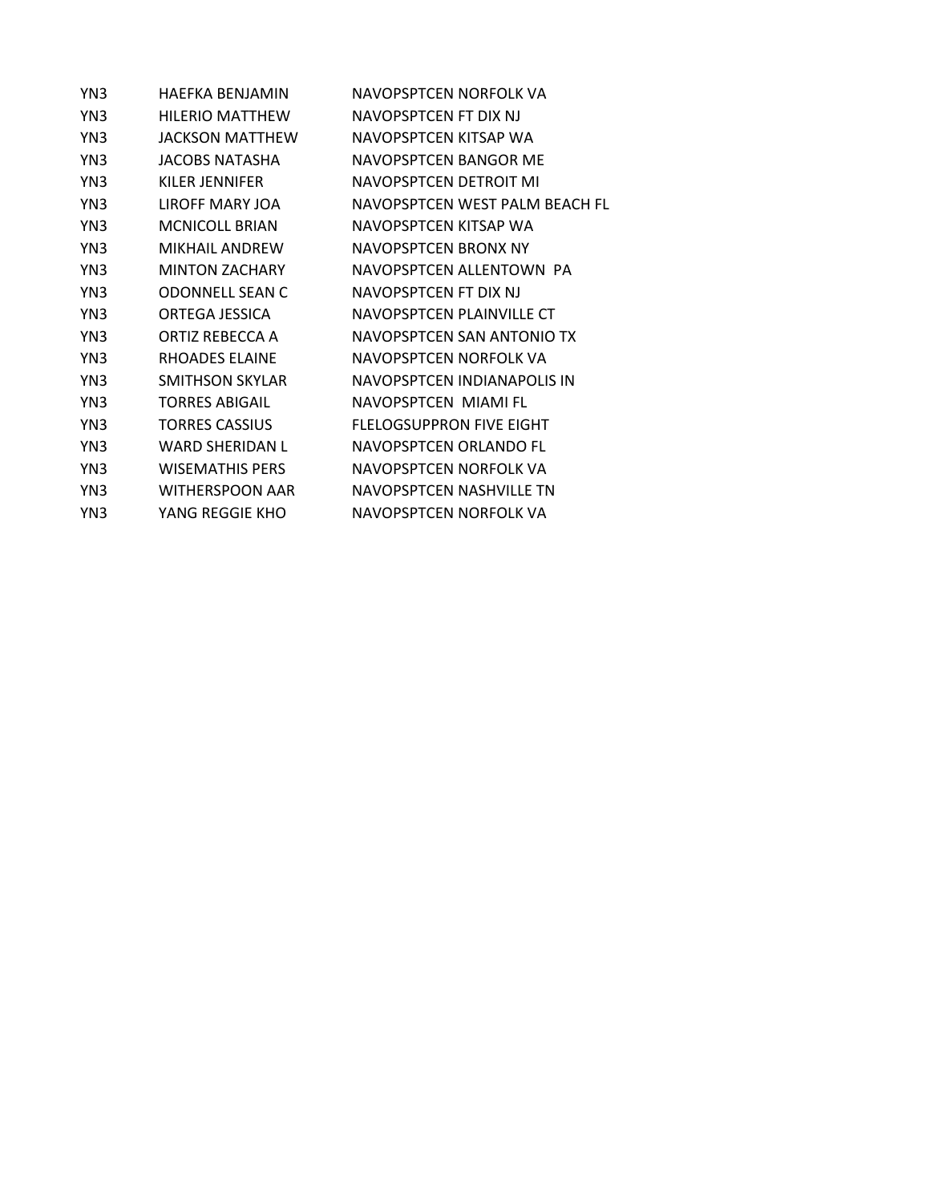| | | |
|---|---|---|
| YN3 | HAEFKA BENJAMIN | NAVOPSPTCEN NORFOLK VA |
| YN3 | HILERIO MATTHEW | NAVOPSPTCEN FT DIX NJ |
| YN3 | JACKSON MATTHEW | NAVOPSPTCEN KITSAP WA |
| YN3 | JACOBS NATASHA | NAVOPSPTCEN BANGOR ME |
| YN3 | KILER JENNIFER | NAVOPSPTCEN DETROIT MI |
| YN3 | LIROFF MARY JOA | NAVOPSPTCEN WEST PALM BEACH FL |
| YN3 | MCNICOLL BRIAN | NAVOPSPTCEN KITSAP WA |
| YN3 | MIKHAIL ANDREW | NAVOPSPTCEN BRONX NY |
| YN3 | MINTON ZACHARY | NAVOPSPTCEN ALLENTOWN PA |
| YN3 | ODONNELL SEAN C | NAVOPSPTCEN FT DIX NJ |
| YN3 | ORTEGA JESSICA | NAVOPSPTCEN PLAINVILLE CT |
| YN3 | ORTIZ REBECCA A | NAVOPSPTCEN SAN ANTONIO TX |
| YN3 | RHOADES ELAINE | NAVOPSPTCEN NORFOLK VA |
| YN3 | SMITHSON SKYLAR | NAVOPSPTCEN INDIANAPOLIS IN |
| YN3 | TORRES ABIGAIL | NAVOPSPTCEN MIAMI FL |
| YN3 | TORRES CASSIUS | FLELOGSUPPRON FIVE EIGHT |
| YN3 | WARD SHERIDAN L | NAVOPSPTCEN ORLANDO FL |
| YN3 | WISEMATHIS PERS | NAVOPSPTCEN NORFOLK VA |
| YN3 | WITHERSPOON AAR | NAVOPSPTCEN NASHVILLE TN |
| YN3 | YANG REGGIE KHO | NAVOPSPTCEN NORFOLK VA |